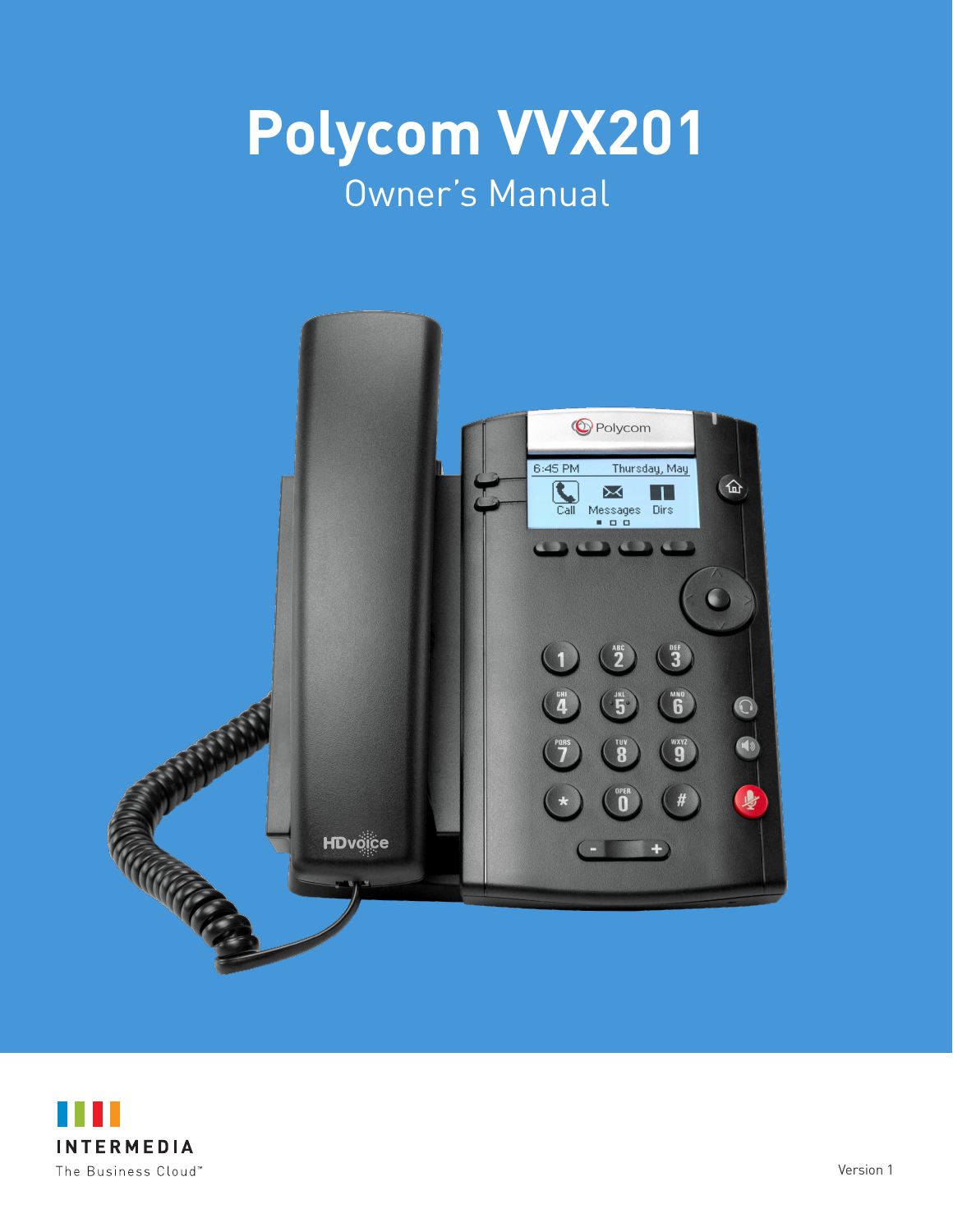# Polycom VVX201

## Owner's Manual

INTERMEDIA

The Business Cloud™

Version 1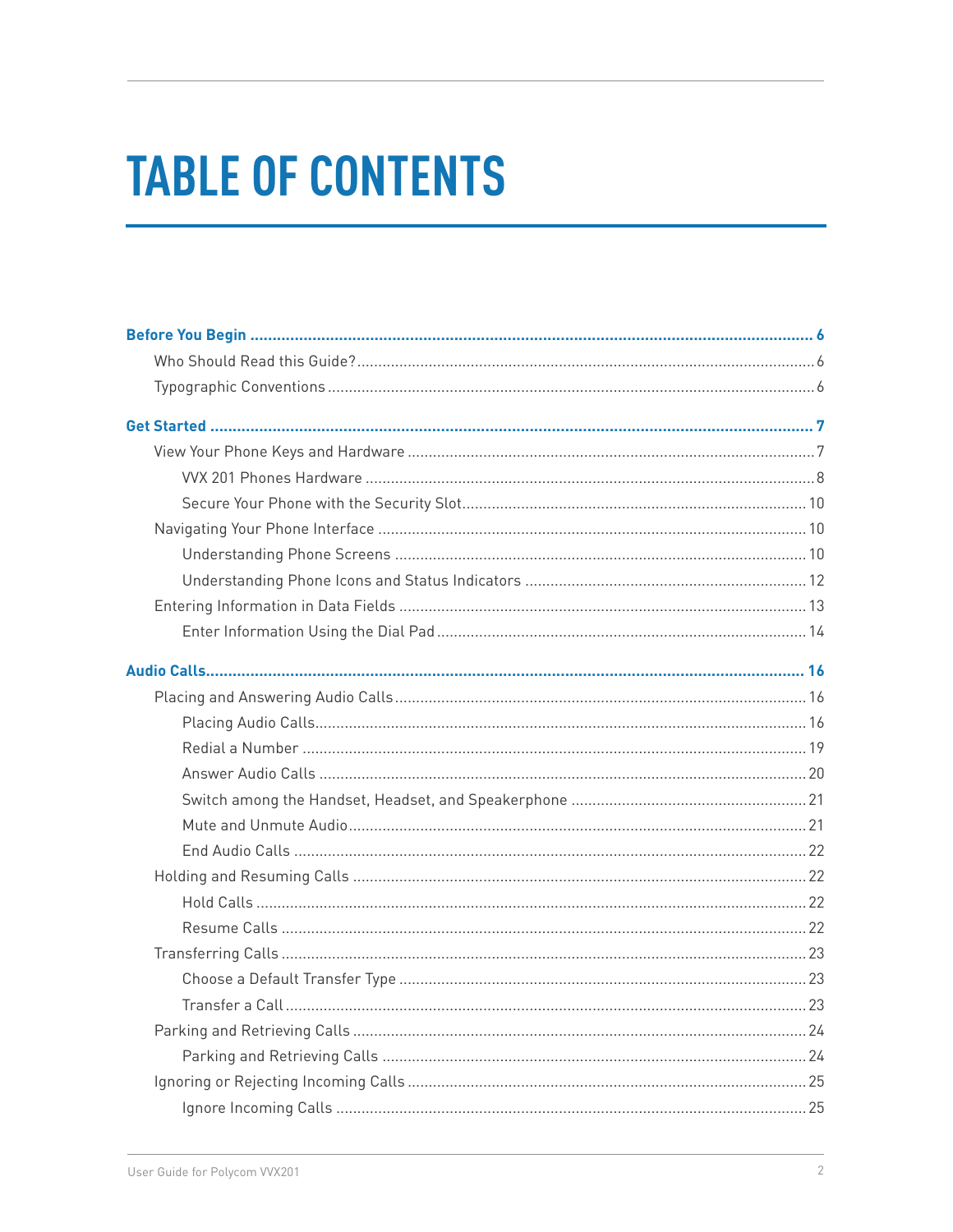# TABLE OF CONTENTS

**Before You Begin ........................................................................ 6**

- Who Should Read this Guide? ........................................................ 6
- Typographic Conventions ............................................................. 6

**Get Started ................................................................................ 7**

- View Your Phone Keys and Hardware ............................................... 7
  - VVX 201 Phones Hardware ....................................................... 8
  - Secure Your Phone with the Security Slot .................................... 10
- Navigating Your Phone Interface .................................................. 10
  - Understanding Phone Screens ................................................... 10
  - Understanding Phone Icons and Status Indicators ........................ 12
- Entering Information in Data Fields ............................................. 13
  - Enter Information Using the Dial Pad ......................................... 14

**Audio Calls ............................................................................... 16**

- Placing and Answering Audio Calls ............................................... 16
  - Placing Audio Calls ................................................................ 16
  - Redial a Number ................................................................... 19
  - Answer Audio Calls ................................................................ 20
  - Switch among the Handset, Headset, and Speakerphone ................ 21
  - Mute and Unmute Audio ......................................................... 21
  - End Audio Calls .................................................................... 22
- Holding and Resuming Calls ........................................................ 22
  - Hold Calls ............................................................................ 22
  - Resume Calls ....................................................................... 22
- Transferring Calls ...................................................................... 23
  - Choose a Default Transfer Type ................................................ 23
  - Transfer a Call ...................................................................... 23
- Parking and Retrieving Calls ....................................................... 24
  - Parking and Retrieving Calls .................................................... 24
- Ignoring or Rejecting Incoming Calls ............................................ 25
  - Ignore Incoming Calls ............................................................ 25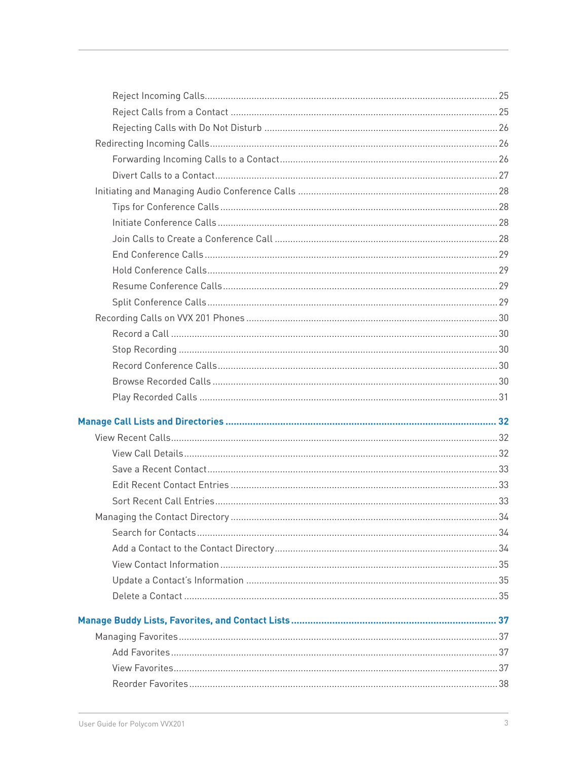- Reject Incoming Calls ... 25
- Reject Calls from a Contact ... 25
- Rejecting Calls with Do Not Disturb ... 26

Redirecting Incoming Calls ... 26

- Forwarding Incoming Calls to a Contact ... 26
- Divert Calls to a Contact ... 27

Initiating and Managing Audio Conference Calls ... 28

- Tips for Conference Calls ... 28
- Initiate Conference Calls ... 28
- Join Calls to Create a Conference Call ... 28
- End Conference Calls ... 29
- Hold Conference Calls ... 29
- Resume Conference Calls ... 29
- Split Conference Calls ... 29

Recording Calls on VVX 201 Phones ... 30

- Record a Call ... 30
- Stop Recording ... 30
- Record Conference Calls ... 30
- Browse Recorded Calls ... 30
- Play Recorded Calls ... 31

**Manage Call Lists and Directories ... 32**

View Recent Calls ... 32

- View Call Details ... 32
- Save a Recent Contact ... 33
- Edit Recent Contact Entries ... 33
- Sort Recent Call Entries ... 33

Managing the Contact Directory ... 34

- Search for Contacts ... 34
- Add a Contact to the Contact Directory ... 34
- View Contact Information ... 35
- Update a Contact's Information ... 35
- Delete a Contact ... 35

**Manage Buddy Lists, Favorites, and Contact Lists ... 37**

Managing Favorites ... 37

- Add Favorites ... 37
- View Favorites ... 37
- Reorder Favorites ... 38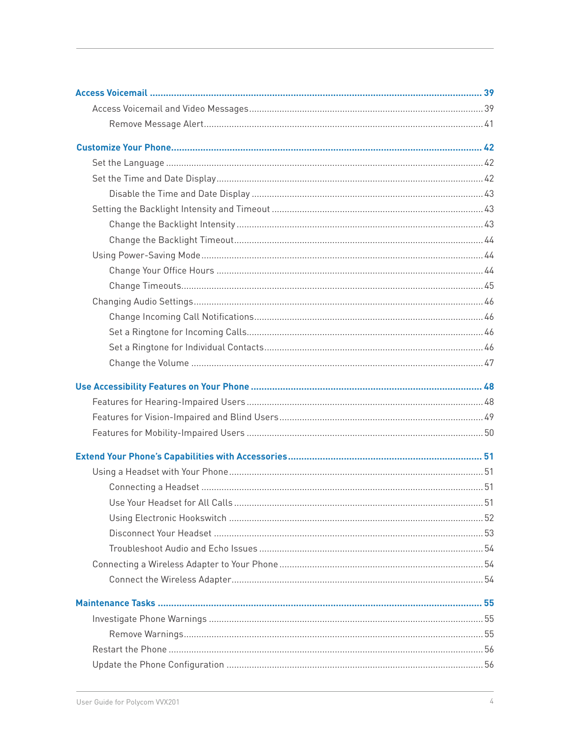**Access Voicemail** ..... **39**

- Access Voicemail and Video Messages ..... 39
  - Remove Message Alert ..... 41

**Customize Your Phone** ..... **42**

- Set the Language ..... 42
- Set the Time and Date Display ..... 42
  - Disable the Time and Date Display ..... 43
- Setting the Backlight Intensity and Timeout ..... 43
  - Change the Backlight Intensity ..... 43
  - Change the Backlight Timeout ..... 44
- Using Power-Saving Mode ..... 44
  - Change Your Office Hours ..... 44
  - Change Timeouts ..... 45
- Changing Audio Settings ..... 46
  - Change Incoming Call Notifications ..... 46
  - Set a Ringtone for Incoming Calls ..... 46
  - Set a Ringtone for Individual Contacts ..... 46
  - Change the Volume ..... 47

**Use Accessibility Features on Your Phone** ..... **48**

- Features for Hearing-Impaired Users ..... 48
- Features for Vision-Impaired and Blind Users ..... 49
- Features for Mobility-Impaired Users ..... 50

**Extend Your Phone's Capabilities with Accessories** ..... **51**

- Using a Headset with Your Phone ..... 51
  - Connecting a Headset ..... 51
  - Use Your Headset for All Calls ..... 51
  - Using Electronic Hookswitch ..... 52
  - Disconnect Your Headset ..... 53
  - Troubleshoot Audio and Echo Issues ..... 54
- Connecting a Wireless Adapter to Your Phone ..... 54
  - Connect the Wireless Adapter ..... 54

**Maintenance Tasks** ..... **55**

- Investigate Phone Warnings ..... 55
  - Remove Warnings ..... 55
- Restart the Phone ..... 56
- Update the Phone Configuration ..... 56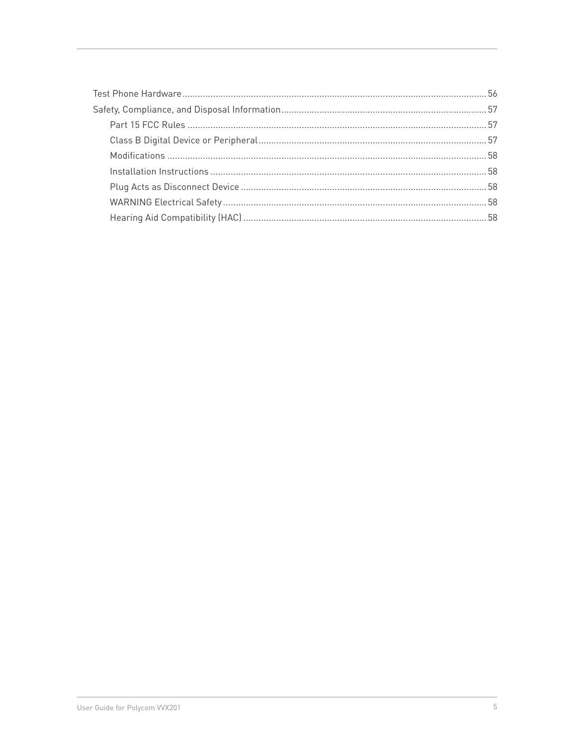Test Phone Hardware ........................................................................................................................ 56

Safety, Compliance, and Disposal Information ................................................................................. 57

- Part 15 FCC Rules ..................................................................................................................... 57
- Class B Digital Device or Peripheral ......................................................................................... 57
- Modifications ............................................................................................................................ 58
- Installation Instructions ............................................................................................................ 58
- Plug Acts as Disconnect Device ................................................................................................ 58
- WARNING Electrical Safety ....................................................................................................... 58
- Hearing Aid Compatibility (HAC) ............................................................................................... 58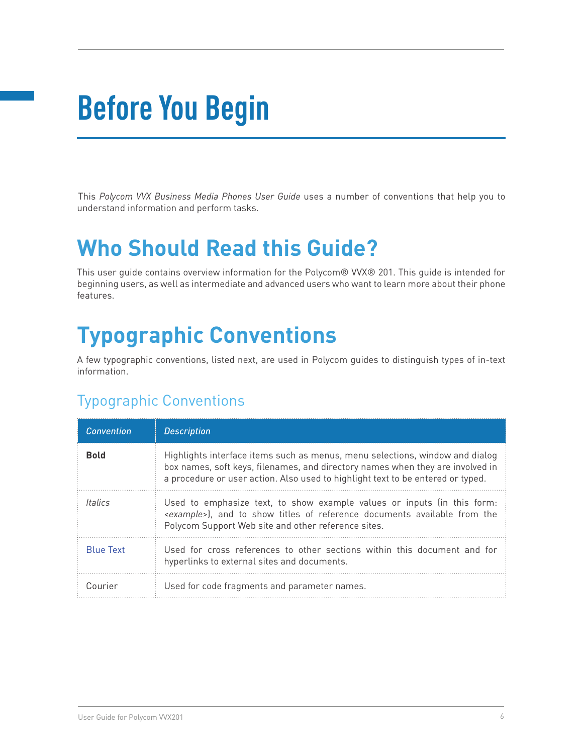# Before You Begin

This *Polycom VVX Business Media Phones User Guide* uses a number of conventions that help you to understand information and perform tasks.

## Who Should Read this Guide?

This user guide contains overview information for the Polycom® VVX® 201. This guide is intended for beginning users, as well as intermediate and advanced users who want to learn more about their phone features.

## Typographic Conventions

A few typographic conventions, listed next, are used in Polycom guides to distinguish types of in-text information.

### Typographic Conventions

| *Convention* | *Description* |
|---|---|
| **Bold** | Highlights interface items such as menus, menu selections, window and dialog box names, soft keys, filenames, and directory names when they are involved in a procedure or user action. Also used to highlight text to be entered or typed. |
| *Italics* | Used to emphasize text, to show example values or inputs (in this form: <*example*>), and to show titles of reference documents available from the Polycom Support Web site and other reference sites. |
| Blue Text | Used for cross references to other sections within this document and for hyperlinks to external sites and documents. |
| `Courier` | Used for code fragments and parameter names. |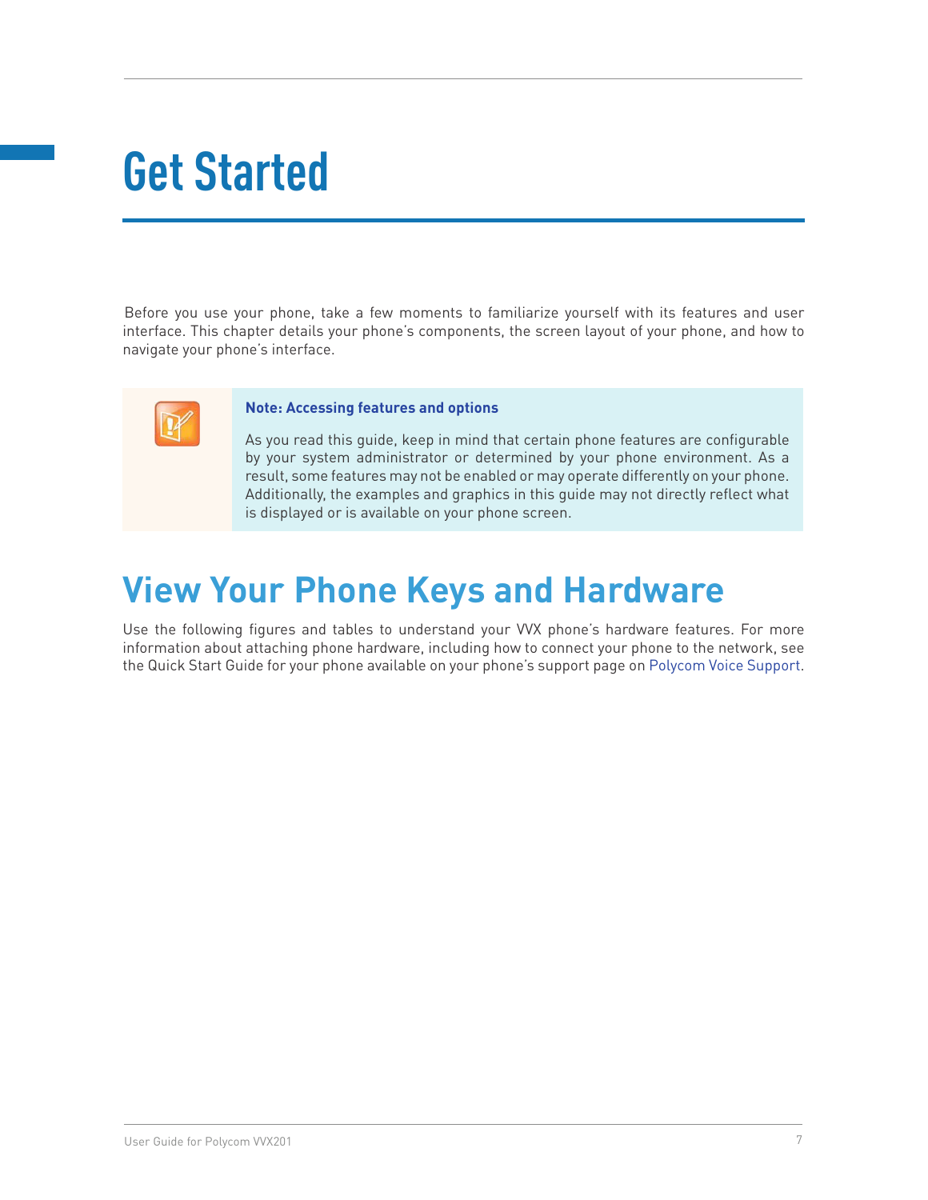# Get Started

Before you use your phone, take a few moments to familiarize yourself with its features and user interface. This chapter details your phone's components, the screen layout of your phone, and how to navigate your phone's interface.

> **Note: Accessing features and options**
>
> As you read this guide, keep in mind that certain phone features are configurable by your system administrator or determined by your phone environment. As a result, some features may not be enabled or may operate differently on your phone. Additionally, the examples and graphics in this guide may not directly reflect what is displayed or is available on your phone screen.

## View Your Phone Keys and Hardware

Use the following figures and tables to understand your VVX phone's hardware features. For more information about attaching phone hardware, including how to connect your phone to the network, see the Quick Start Guide for your phone available on your phone's support page on Polycom Voice Support.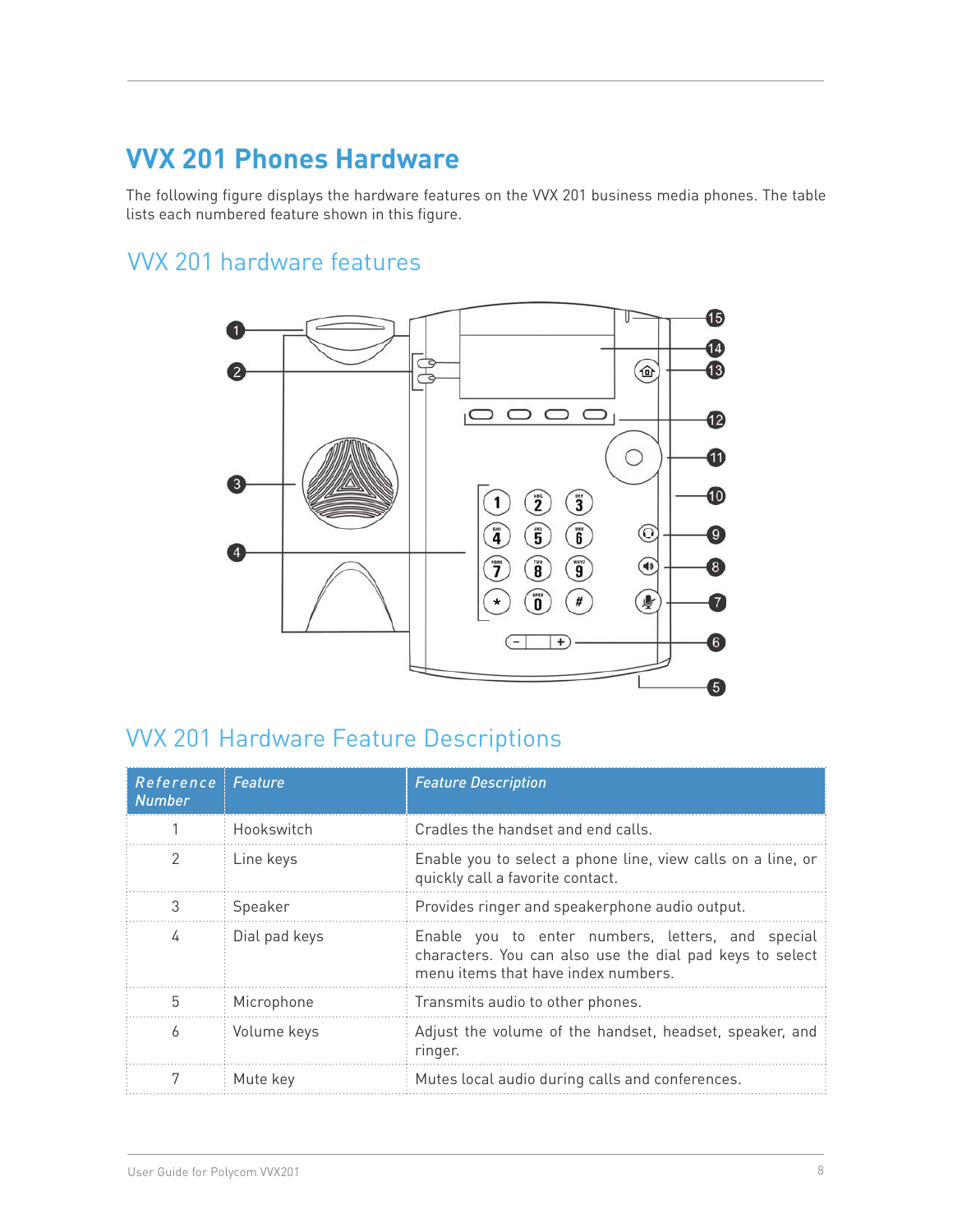# VVX 201 Phones Hardware

The following figure displays the hardware features on the VVX 201 business media phones. The table lists each numbered feature shown in this figure.

## VVX 201 hardware features

## VVX 201 Hardware Feature Descriptions

| Reference Number | Feature | Feature Description |
|---|---|---|
| 1 | Hookswitch | Cradles the handset and end calls. |
| 2 | Line keys | Enable you to select a phone line, view calls on a line, or quickly call a favorite contact. |
| 3 | Speaker | Provides ringer and speakerphone audio output. |
| 4 | Dial pad keys | Enable you to enter numbers, letters, and special characters. You can also use the dial pad keys to select menu items that have index numbers. |
| 5 | Microphone | Transmits audio to other phones. |
| 6 | Volume keys | Adjust the volume of the handset, headset, speaker, and ringer. |
| 7 | Mute key | Mutes local audio during calls and conferences. |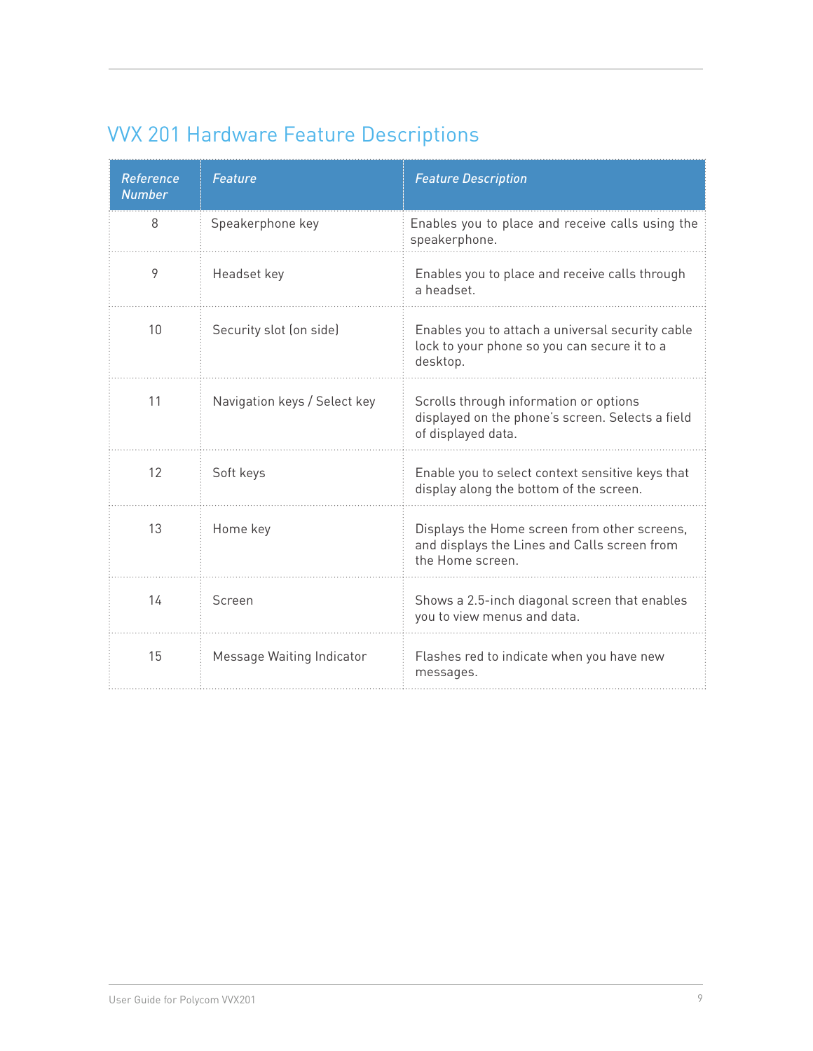## VVX 201 Hardware Feature Descriptions

| *Reference Number* | *Feature* | *Feature Description* |
| --- | --- | --- |
| 8 | Speakerphone key | Enables you to place and receive calls using the speakerphone. |
| 9 | Headset key | Enables you to place and receive calls through a headset. |
| 10 | Security slot (on side) | Enables you to attach a universal security cable lock to your phone so you can secure it to a desktop. |
| 11 | Navigation keys / Select key | Scrolls through information or options displayed on the phone's screen. Selects a field of displayed data. |
| 12 | Soft keys | Enable you to select context sensitive keys that display along the bottom of the screen. |
| 13 | Home key | Displays the Home screen from other screens, and displays the Lines and Calls screen from the Home screen. |
| 14 | Screen | Shows a 2.5-inch diagonal screen that enables you to view menus and data. |
| 15 | Message Waiting Indicator | Flashes red to indicate when you have new messages. |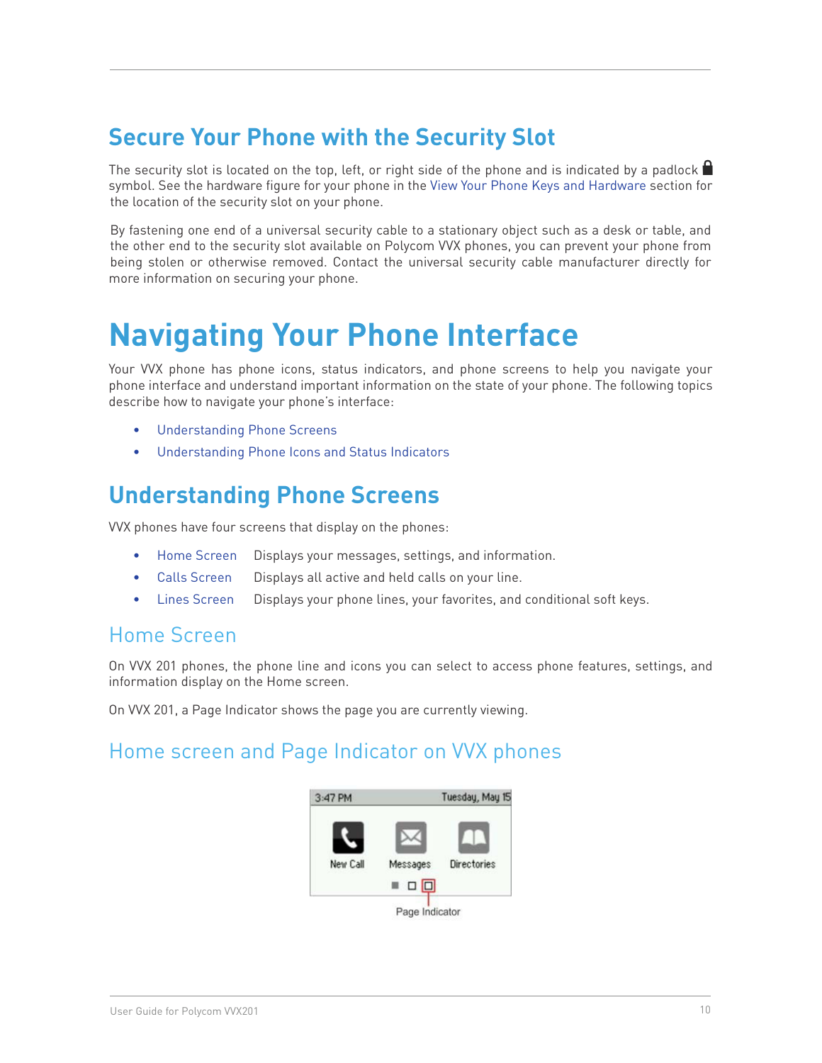## Secure Your Phone with the Security Slot

The security slot is located on the top, left, or right side of the phone and is indicated by a padlock 🔒 symbol. See the hardware figure for your phone in the View Your Phone Keys and Hardware section for the location of the security slot on your phone.

By fastening one end of a universal security cable to a stationary object such as a desk or table, and the other end to the security slot available on Polycom VVX phones, you can prevent your phone from being stolen or otherwise removed. Contact the universal security cable manufacturer directly for more information on securing your phone.

# Navigating Your Phone Interface

Your VVX phone has phone icons, status indicators, and phone screens to help you navigate your phone interface and understand important information on the state of your phone. The following topics describe how to navigate your phone's interface:

- Understanding Phone Screens
- Understanding Phone Icons and Status Indicators

## Understanding Phone Screens

VVX phones have four screens that display on the phones:

- Home Screen    Displays your messages, settings, and information.
- Calls Screen    Displays all active and held calls on your line.
- Lines Screen    Displays your phone lines, your favorites, and conditional soft keys.

### Home Screen

On VVX 201 phones, the phone line and icons you can select to access phone features, settings, and information display on the Home screen.

On VVX 201, a Page Indicator shows the page you are currently viewing.

### Home screen and Page Indicator on VVX phones

3:47 PM    Tuesday, May 15

New Call    Messages    Directories

Page Indicator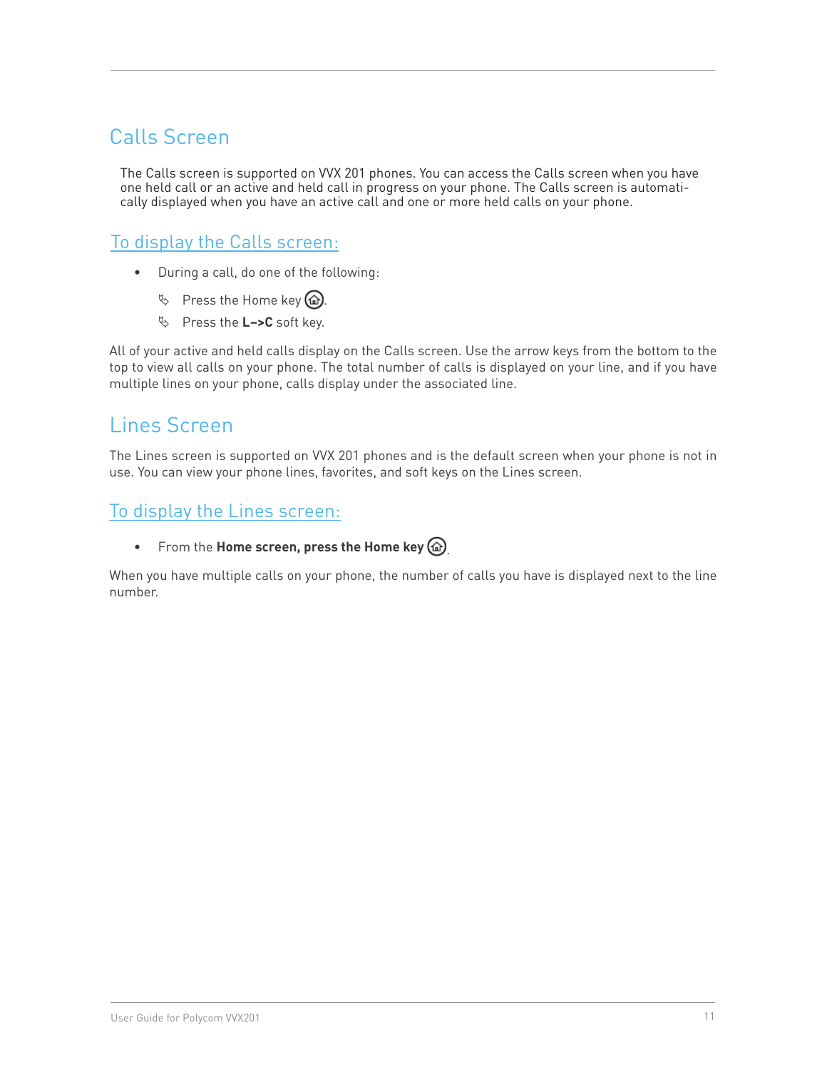## Calls Screen

The Calls screen is supported on VVX 201 phones. You can access the Calls screen when you have one held call or an active and held call in progress on your phone. The Calls screen is automatically displayed when you have an active call and one or more held calls on your phone.

### To display the Calls screen:

- During a call, do one of the following:
  - Press the Home key.
  - Press the **L–>C** soft key.

All of your active and held calls display on the Calls screen. Use the arrow keys from the bottom to the top to view all calls on your phone. The total number of calls is displayed on your line, and if you have multiple lines on your phone, calls display under the associated line.

## Lines Screen

The Lines screen is supported on VVX 201 phones and is the default screen when your phone is not in use. You can view your phone lines, favorites, and soft keys on the Lines screen.

### To display the Lines screen:

- From the **Home screen, press the Home key**.

When you have multiple calls on your phone, the number of calls you have is displayed next to the line number.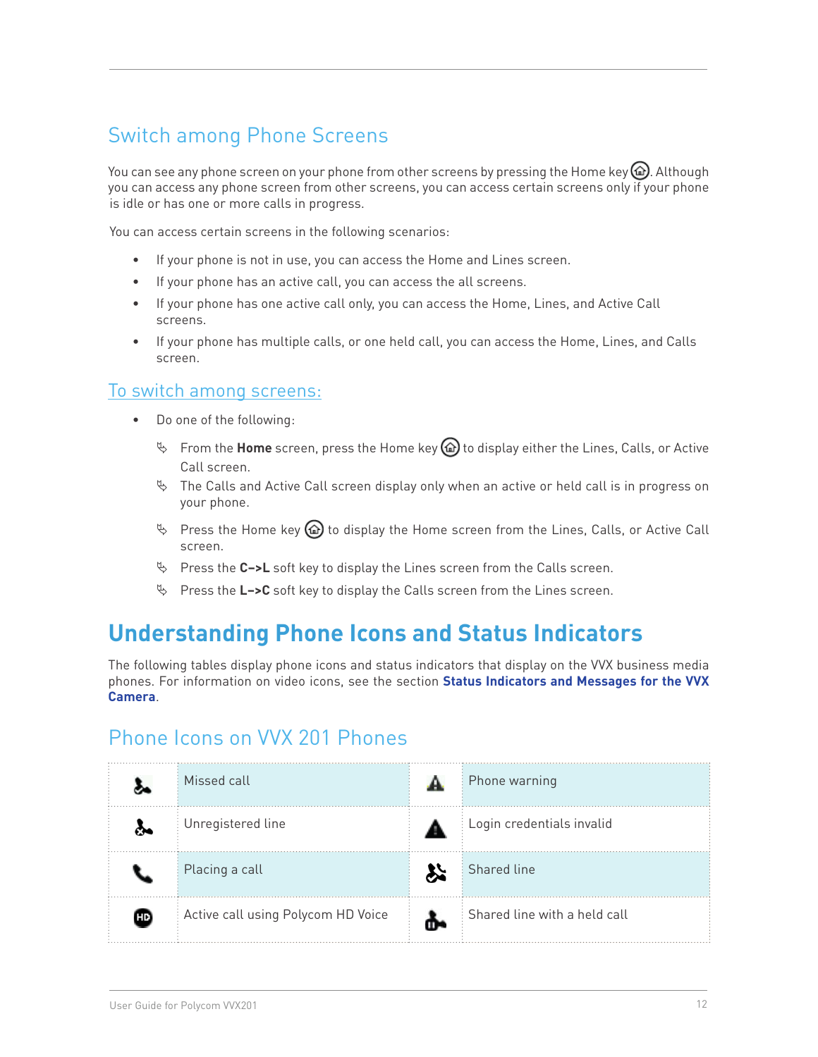## Switch among Phone Screens

You can see any phone screen on your phone from other screens by pressing the Home key. Although you can access any phone screen from other screens, you can access certain screens only if your phone is idle or has one or more calls in progress.

You can access certain screens in the following scenarios:

- If your phone is not in use, you can access the Home and Lines screen.
- If your phone has an active call, you can access the all screens.
- If your phone has one active call only, you can access the Home, Lines, and Active Call screens.
- If your phone has multiple calls, or one held call, you can access the Home, Lines, and Calls screen.

### To switch among screens:

- Do one of the following:
  - From the **Home** screen, press the Home key to display either the Lines, Calls, or Active Call screen.
  - The Calls and Active Call screen display only when an active or held call is in progress on your phone.
  - Press the Home key to display the Home screen from the Lines, Calls, or Active Call screen.
  - Press the **C–>L** soft key to display the Lines screen from the Calls screen.
  - Press the **L–>C** soft key to display the Calls screen from the Lines screen.

# Understanding Phone Icons and Status Indicators

The following tables display phone icons and status indicators that display on the VVX business media phones. For information on video icons, see the section **Status Indicators and Messages for the VVX Camera**.

## Phone Icons on VVX 201 Phones

| Icon | Description | Icon | Description |
| --- | --- | --- | --- |
| | Missed call | | Phone warning |
| | Unregistered line | | Login credentials invalid |
| | Placing a call | | Shared line |
| | Active call using Polycom HD Voice | | Shared line with a held call |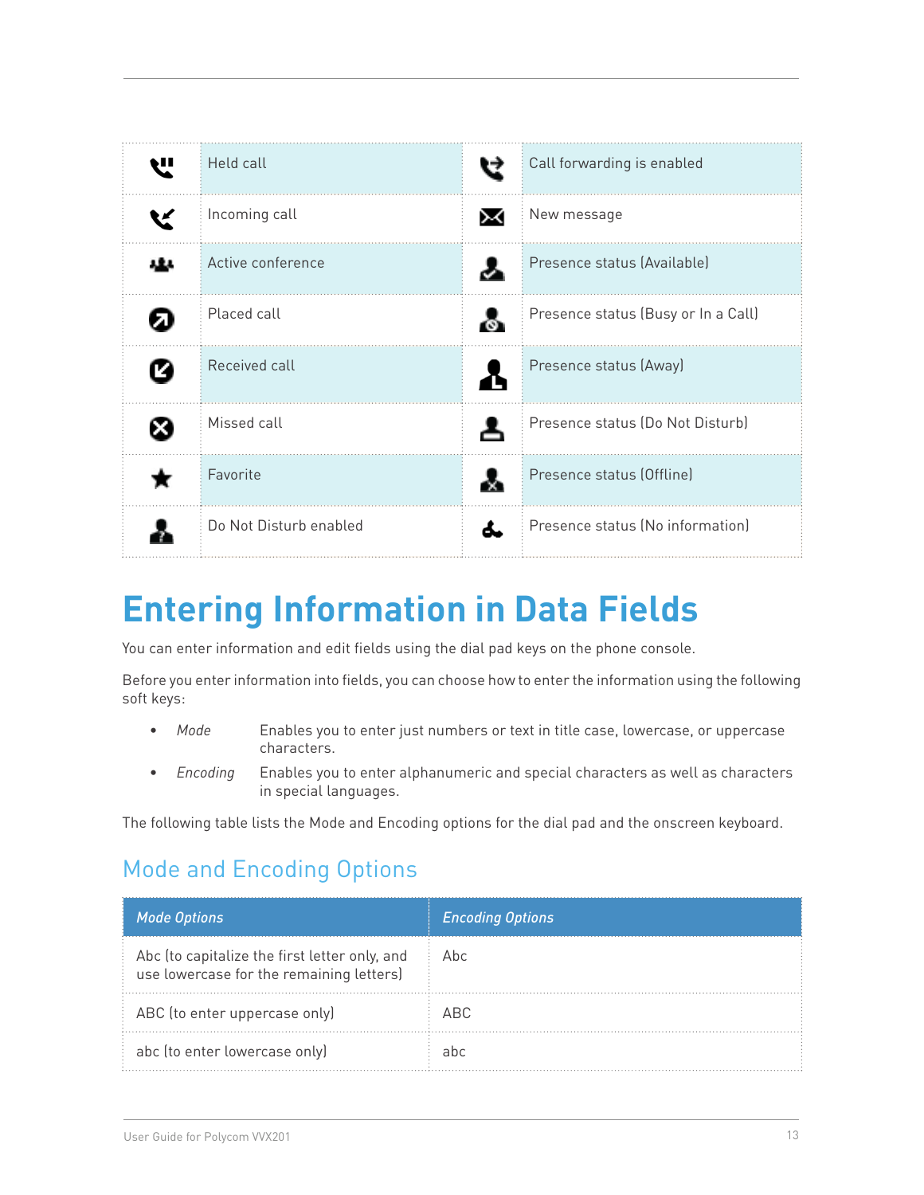| | | | |
|---|---|---|---|
| | Held call | | Call forwarding is enabled |
| | Incoming call | | New message |
| | Active conference | | Presence status (Available) |
| | Placed call | | Presence status (Busy or In a Call) |
| | Received call | | Presence status (Away) |
| | Missed call | | Presence status (Do Not Disturb) |
| | Favorite | | Presence status (Offline) |
| | Do Not Disturb enabled | | Presence status (No information) |

# Entering Information in Data Fields

You can enter information and edit fields using the dial pad keys on the phone console.

Before you enter information into fields, you can choose how to enter the information using the following soft keys:

- *Mode* Enables you to enter just numbers or text in title case, lowercase, or uppercase characters.
- *Encoding* Enables you to enter alphanumeric and special characters as well as characters in special languages.

The following table lists the Mode and Encoding options for the dial pad and the onscreen keyboard.

## Mode and Encoding Options

| *Mode Options* | *Encoding Options* |
|---|---|
| Abc (to capitalize the first letter only, and use lowercase for the remaining letters) | Abc |
| ABC (to enter uppercase only) | ABC |
| abc (to enter lowercase only) | abc |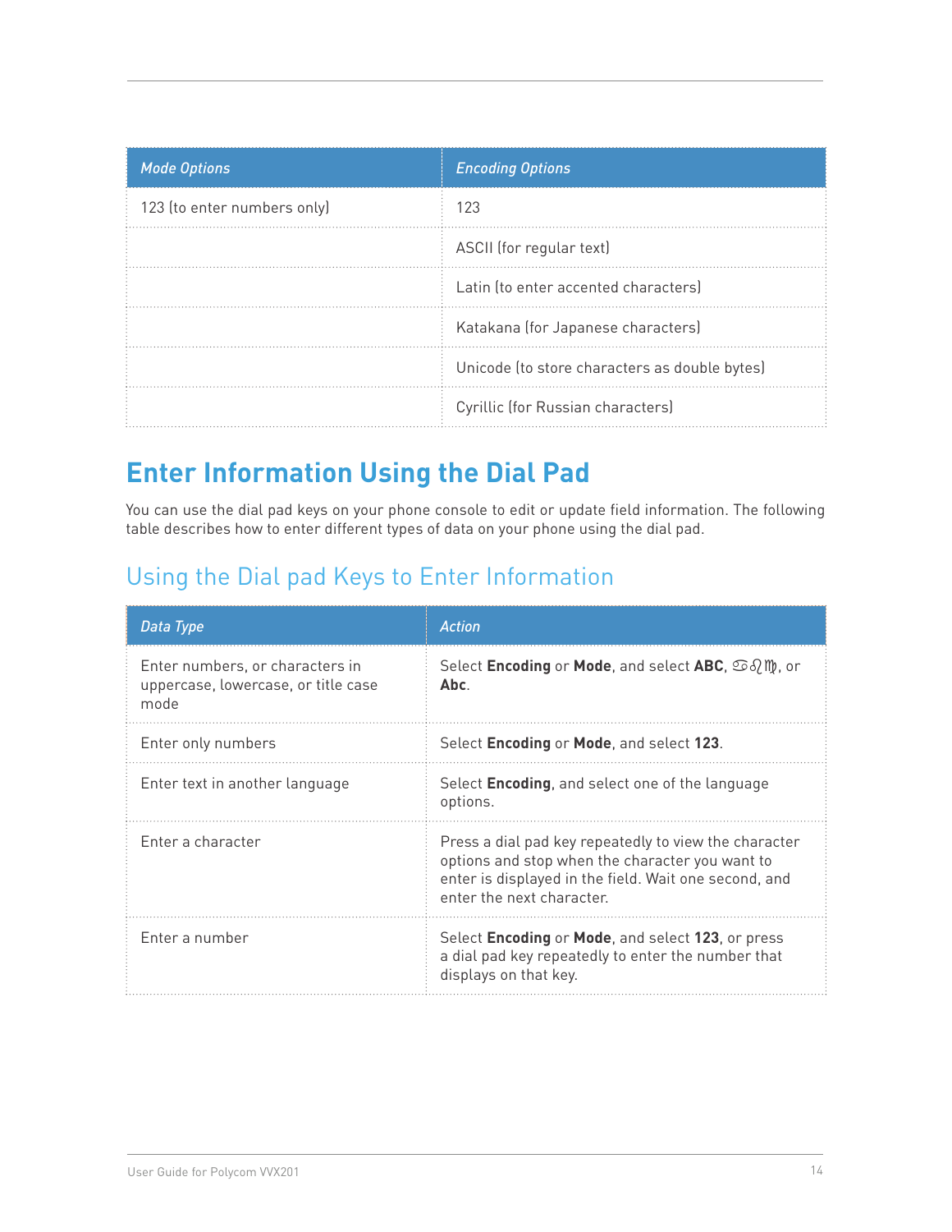| *Mode Options* | *Encoding Options* |
|---|---|
| 123 (to enter numbers only) | 123 |
| | ASCII (for regular text) |
| | Latin (to enter accented characters) |
| | Katakana (for Japanese characters) |
| | Unicode (to store characters as double bytes) |
| | Cyrillic (for Russian characters) |

# Enter Information Using the Dial Pad

You can use the dial pad keys on your phone console to edit or update field information. The following table describes how to enter different types of data on your phone using the dial pad.

## Using the Dial pad Keys to Enter Information

| *Data Type* | *Action* |
|---|---|
| Enter numbers, or characters in uppercase, lowercase, or title case mode | Select **Encoding** or **Mode**, and select **ABC**, ♋♌♍, or **Abc**. |
| Enter only numbers | Select **Encoding** or **Mode**, and select **123**. |
| Enter text in another language | Select **Encoding**, and select one of the language options. |
| Enter a character | Press a dial pad key repeatedly to view the character options and stop when the character you want to enter is displayed in the field. Wait one second, and enter the next character. |
| Enter a number | Select **Encoding** or **Mode**, and select **123**, or press a dial pad key repeatedly to enter the number that displays on that key. |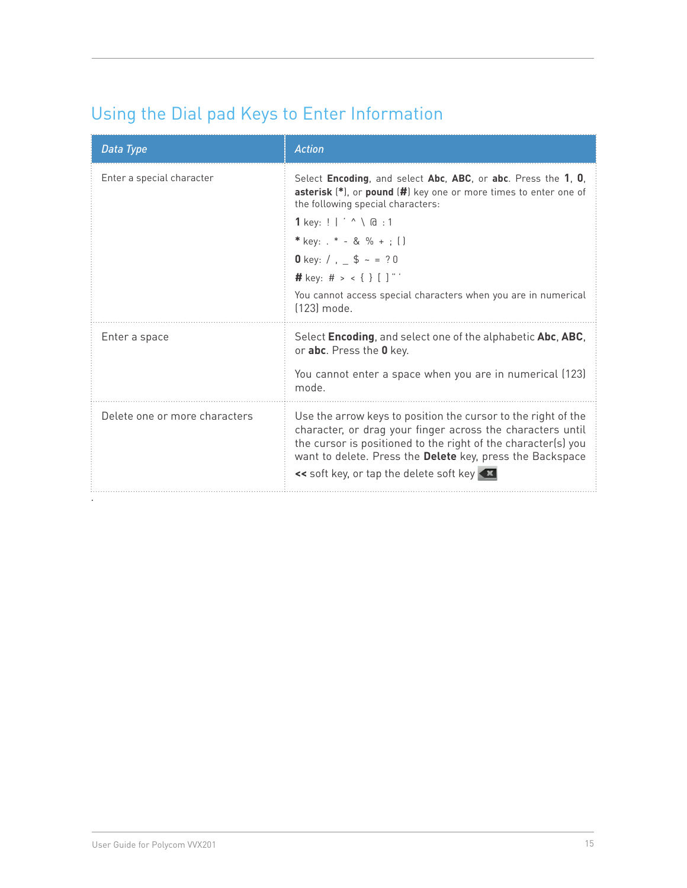## Using the Dial pad Keys to Enter Information

| *Data Type* | *Action* |
|---|---|
| Enter a special character | Select **Encoding**, and select **Abc**, **ABC**, or **abc**. Press the **1**, **0**, **asterisk** (*****), or **pound** (**#**) key one or more times to enter one of the following special characters:<br>**1** key: ! \| ' ^ \ @ : 1<br>***** key: . * - & % + ; ( )<br>**0** key: / , _ $ ~ = ? 0<br>**#** key: # > < { } [ ] " '<br>You cannot access special characters when you are in numerical (123) mode. |
| Enter a space | Select **Encoding**, and select one of the alphabetic **Abc**, **ABC**, or **abc**. Press the **0** key.<br>You cannot enter a space when you are in numerical (123) mode. |
| Delete one or more characters | Use the arrow keys to position the cursor to the right of the character, or drag your finger across the characters until the cursor is positioned to the right of the character(s) you want to delete. Press the **Delete** key, press the Backspace **<<** soft key, or tap the delete soft key |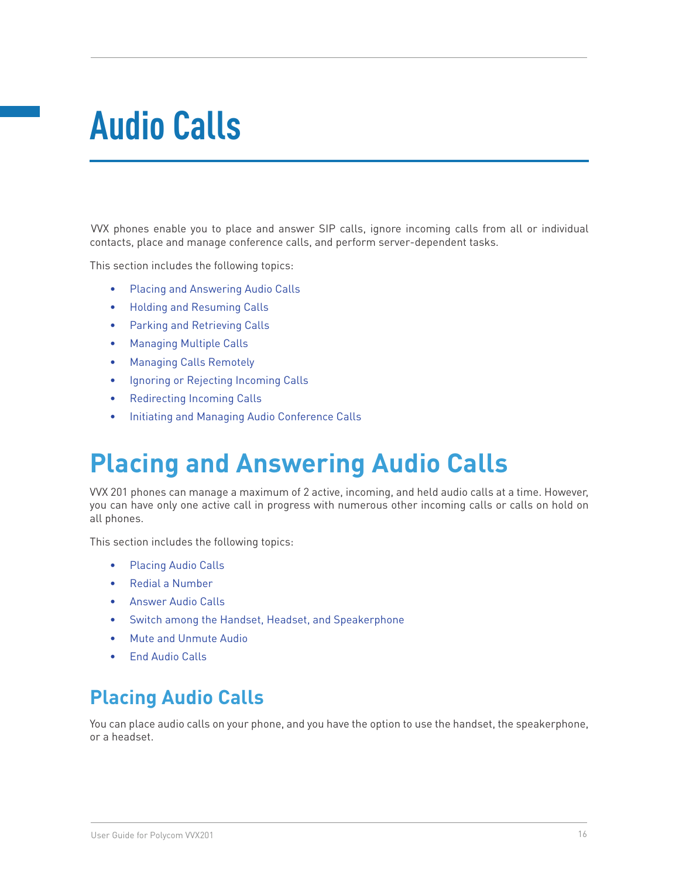# Audio Calls

VVX phones enable you to place and answer SIP calls, ignore incoming calls from all or individual contacts, place and manage conference calls, and perform server-dependent tasks.

This section includes the following topics:

- Placing and Answering Audio Calls
- Holding and Resuming Calls
- Parking and Retrieving Calls
- Managing Multiple Calls
- Managing Calls Remotely
- Ignoring or Rejecting Incoming Calls
- Redirecting Incoming Calls
- Initiating and Managing Audio Conference Calls

## Placing and Answering Audio Calls

VVX 201 phones can manage a maximum of 2 active, incoming, and held audio calls at a time. However, you can have only one active call in progress with numerous other incoming calls or calls on hold on all phones.

This section includes the following topics:

- Placing Audio Calls
- Redial a Number
- Answer Audio Calls
- Switch among the Handset, Headset, and Speakerphone
- Mute and Unmute Audio
- End Audio Calls

### Placing Audio Calls

You can place audio calls on your phone, and you have the option to use the handset, the speakerphone, or a headset.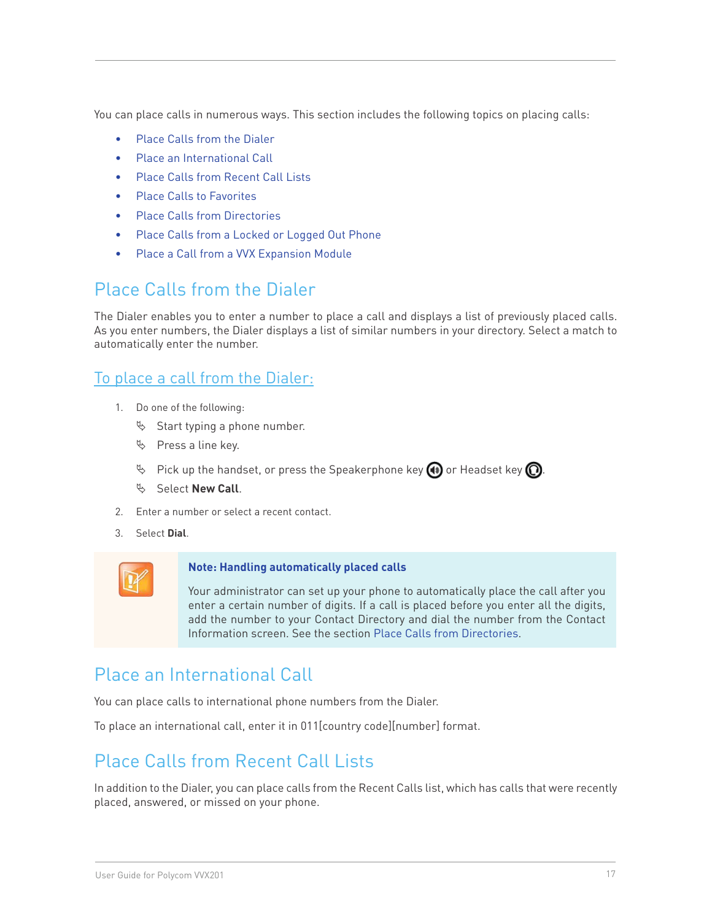You can place calls in numerous ways. This section includes the following topics on placing calls:

- Place Calls from the Dialer
- Place an International Call
- Place Calls from Recent Call Lists
- Place Calls to Favorites
- Place Calls from Directories
- Place Calls from a Locked or Logged Out Phone
- Place a Call from a VVX Expansion Module

## Place Calls from the Dialer

The Dialer enables you to enter a number to place a call and displays a list of previously placed calls. As you enter numbers, the Dialer displays a list of similar numbers in your directory. Select a match to automatically enter the number.

### To place a call from the Dialer:

1. Do one of the following:
   - Start typing a phone number.
   - Press a line key.
   - Pick up the handset, or press the Speakerphone key or Headset key.
   - Select **New Call**.
2. Enter a number or select a recent contact.
3. Select **Dial**.

> **Note: Handling automatically placed calls**
>
> Your administrator can set up your phone to automatically place the call after you enter a certain number of digits. If a call is placed before you enter all the digits, add the number to your Contact Directory and dial the number from the Contact Information screen. See the section Place Calls from Directories.

## Place an International Call

You can place calls to international phone numbers from the Dialer.

To place an international call, enter it in 011[country code][number] format.

## Place Calls from Recent Call Lists

In addition to the Dialer, you can place calls from the Recent Calls list, which has calls that were recently placed, answered, or missed on your phone.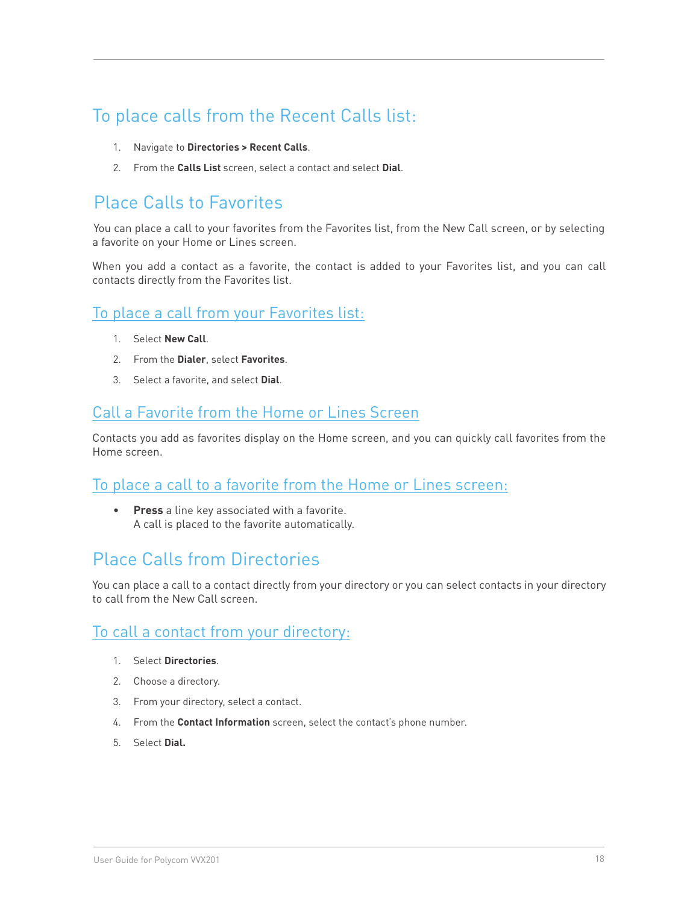### To place calls from the Recent Calls list:

1. Navigate to **Directories > Recent Calls**.
2. From the **Calls List** screen, select a contact and select **Dial**.

## Place Calls to Favorites

You can place a call to your favorites from the Favorites list, from the New Call screen, or by selecting a favorite on your Home or Lines screen.

When you add a contact as a favorite, the contact is added to your Favorites list, and you can call contacts directly from the Favorites list.

### To place a call from your Favorites list:

1. Select **New Call**.
2. From the **Dialer**, select **Favorites**.
3. Select a favorite, and select **Dial**.

### Call a Favorite from the Home or Lines Screen

Contacts you add as favorites display on the Home screen, and you can quickly call favorites from the Home screen.

### To place a call to a favorite from the Home or Lines screen:

- **Press** a line key associated with a favorite.
  A call is placed to the favorite automatically.

## Place Calls from Directories

You can place a call to a contact directly from your directory or you can select contacts in your directory to call from the New Call screen.

### To call a contact from your directory:

1. Select **Directories**.
2. Choose a directory.
3. From your directory, select a contact.
4. From the **Contact Information** screen, select the contact's phone number.
5. Select **Dial.**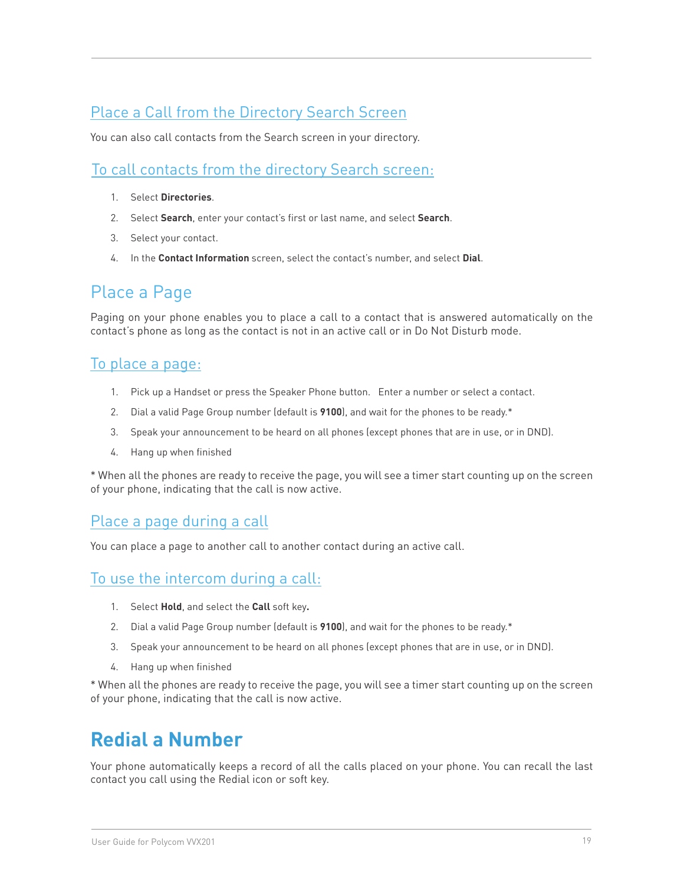## Place a Call from the Directory Search Screen

You can also call contacts from the Search screen in your directory.

### To call contacts from the directory Search screen:

1. Select **Directories**.
2. Select **Search**, enter your contact's first or last name, and select **Search**.
3. Select your contact.
4. In the **Contact Information** screen, select the contact's number, and select **Dial**.

## Place a Page

Paging on your phone enables you to place a call to a contact that is answered automatically on the contact's phone as long as the contact is not in an active call or in Do Not Disturb mode.

### To place a page:

1. Pick up a Handset or press the Speaker Phone button. Enter a number or select a contact.
2. Dial a valid Page Group number (default is **9100**), and wait for the phones to be ready.*
3. Speak your announcement to be heard on all phones (except phones that are in use, or in DND).
4. Hang up when finished

* When all the phones are ready to receive the page, you will see a timer start counting up on the screen of your phone, indicating that the call is now active.

### Place a page during a call

You can place a page to another call to another contact during an active call.

### To use the intercom during a call:

1. Select **Hold**, and select the **Call** soft key**.**
2. Dial a valid Page Group number (default is **9100**), and wait for the phones to be ready.*
3. Speak your announcement to be heard on all phones (except phones that are in use, or in DND).
4. Hang up when finished

* When all the phones are ready to receive the page, you will see a timer start counting up on the screen of your phone, indicating that the call is now active.

# Redial a Number

Your phone automatically keeps a record of all the calls placed on your phone. You can recall the last contact you call using the Redial icon or soft key.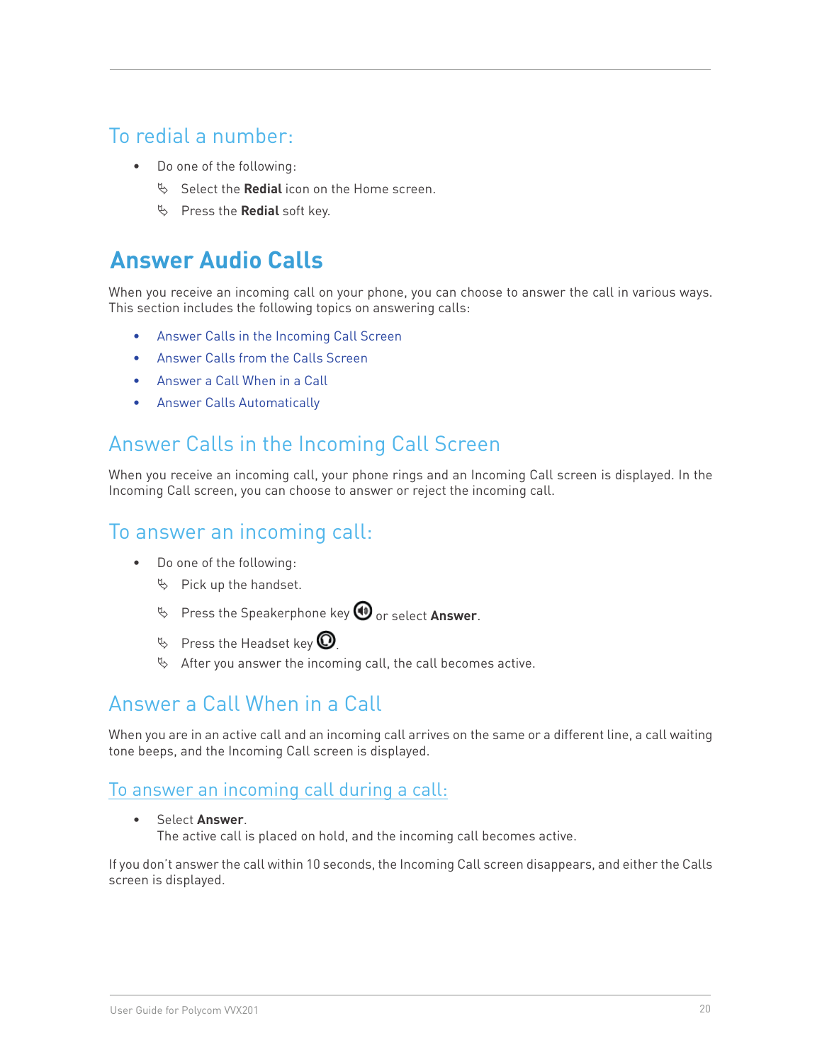### To redial a number:

- Do one of the following:
    - Select the **Redial** icon on the Home screen.
    - Press the **Redial** soft key.

## Answer Audio Calls

When you receive an incoming call on your phone, you can choose to answer the call in various ways. This section includes the following topics on answering calls:

- Answer Calls in the Incoming Call Screen
- Answer Calls from the Calls Screen
- Answer a Call When in a Call
- Answer Calls Automatically

### Answer Calls in the Incoming Call Screen

When you receive an incoming call, your phone rings and an Incoming Call screen is displayed. In the Incoming Call screen, you can choose to answer or reject the incoming call.

### To answer an incoming call:

- Do one of the following:
    - Pick up the handset.
    - Press the Speakerphone key or select **Answer**.
    - Press the Headset key .
    - After you answer the incoming call, the call becomes active.

### Answer a Call When in a Call

When you are in an active call and an incoming call arrives on the same or a different line, a call waiting tone beeps, and the Incoming Call screen is displayed.

### To answer an incoming call during a call:

- Select **Answer**.
  The active call is placed on hold, and the incoming call becomes active.

If you don't answer the call within 10 seconds, the Incoming Call screen disappears, and either the Calls screen is displayed.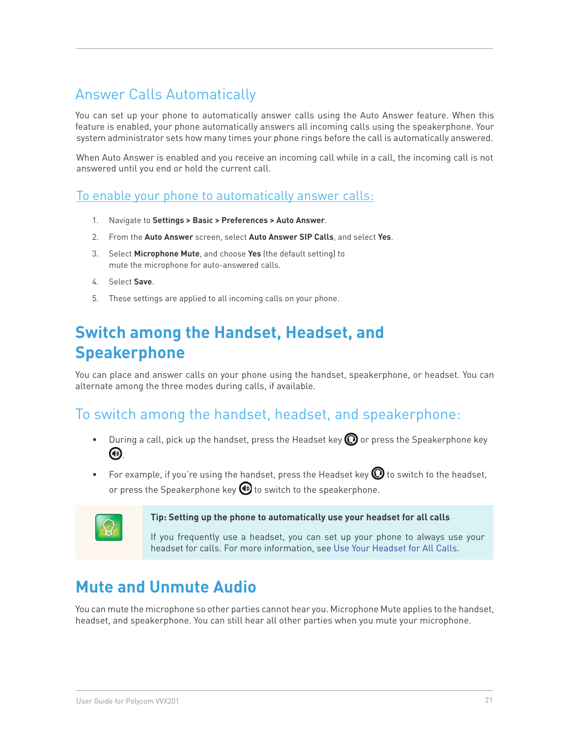## Answer Calls Automatically

You can set up your phone to automatically answer calls using the Auto Answer feature. When this feature is enabled, your phone automatically answers all incoming calls using the speakerphone. Your system administrator sets how many times your phone rings before the call is automatically answered.

When Auto Answer is enabled and you receive an incoming call while in a call, the incoming call is not answered until you end or hold the current call.

### To enable your phone to automatically answer calls:

1. Navigate to **Settings > Basic > Preferences > Auto Answer**.
2. From the **Auto Answer** screen, select **Auto Answer SIP Calls**, and select **Yes**.
3. Select **Microphone Mute**, and choose **Yes** (the default setting) to mute the microphone for auto-answered calls.
4. Select **Save**.
5. These settings are applied to all incoming calls on your phone.

# Switch among the Handset, Headset, and Speakerphone

You can place and answer calls on your phone using the handset, speakerphone, or headset. You can alternate among the three modes during calls, if available.

## To switch among the handset, headset, and speakerphone:

- During a call, pick up the handset, press the Headset key or press the Speakerphone key.
- For example, if you're using the handset, press the Headset key to switch to the headset, or press the Speakerphone key to switch to the speakerphone.

**Tip: Setting up the phone to automatically use your headset for all calls**

If you frequently use a headset, you can set up your phone to always use your headset for calls. For more information, see Use Your Headset for All Calls.

# Mute and Unmute Audio

You can mute the microphone so other parties cannot hear you. Microphone Mute applies to the handset, headset, and speakerphone. You can still hear all other parties when you mute your microphone.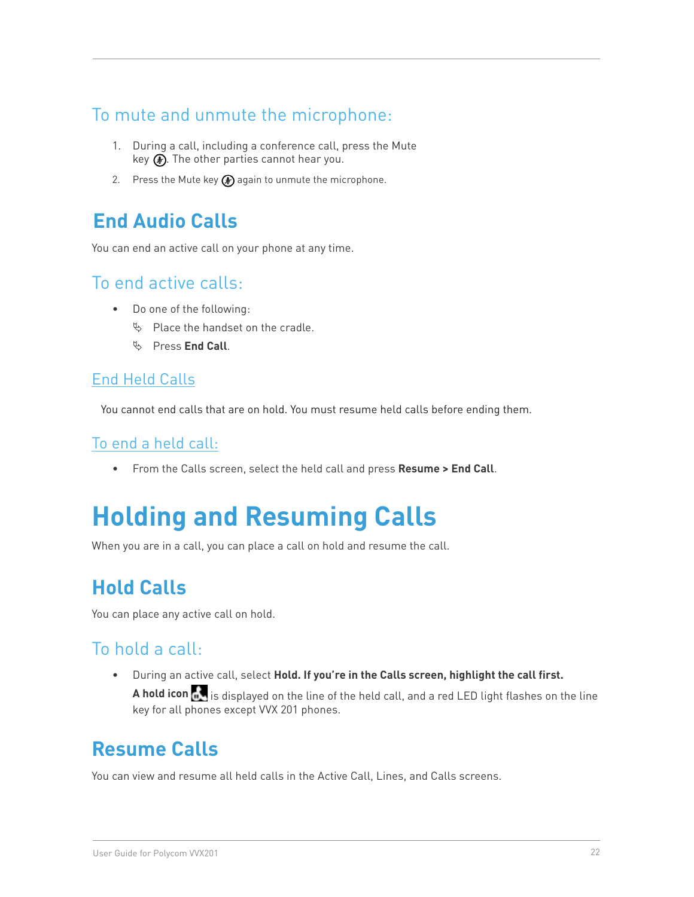### To mute and unmute the microphone:

1. During a call, including a conference call, press the Mute key. The other parties cannot hear you.
2. Press the Mute key again to unmute the microphone.

## End Audio Calls

You can end an active call on your phone at any time.

### To end active calls:

- Do one of the following:
  - Place the handset on the cradle.
  - Press **End Call**.

### End Held Calls

You cannot end calls that are on hold. You must resume held calls before ending them.

### To end a held call:

- From the Calls screen, select the held call and press **Resume > End Call**.

# Holding and Resuming Calls

When you are in a call, you can place a call on hold and resume the call.

## Hold Calls

You can place any active call on hold.

### To hold a call:

- During an active call, select **Hold. If you're in the Calls screen, highlight the call first.**

  **A hold icon** is displayed on the line of the held call, and a red LED light flashes on the line key for all phones except VVX 201 phones.

## Resume Calls

You can view and resume all held calls in the Active Call, Lines, and Calls screens.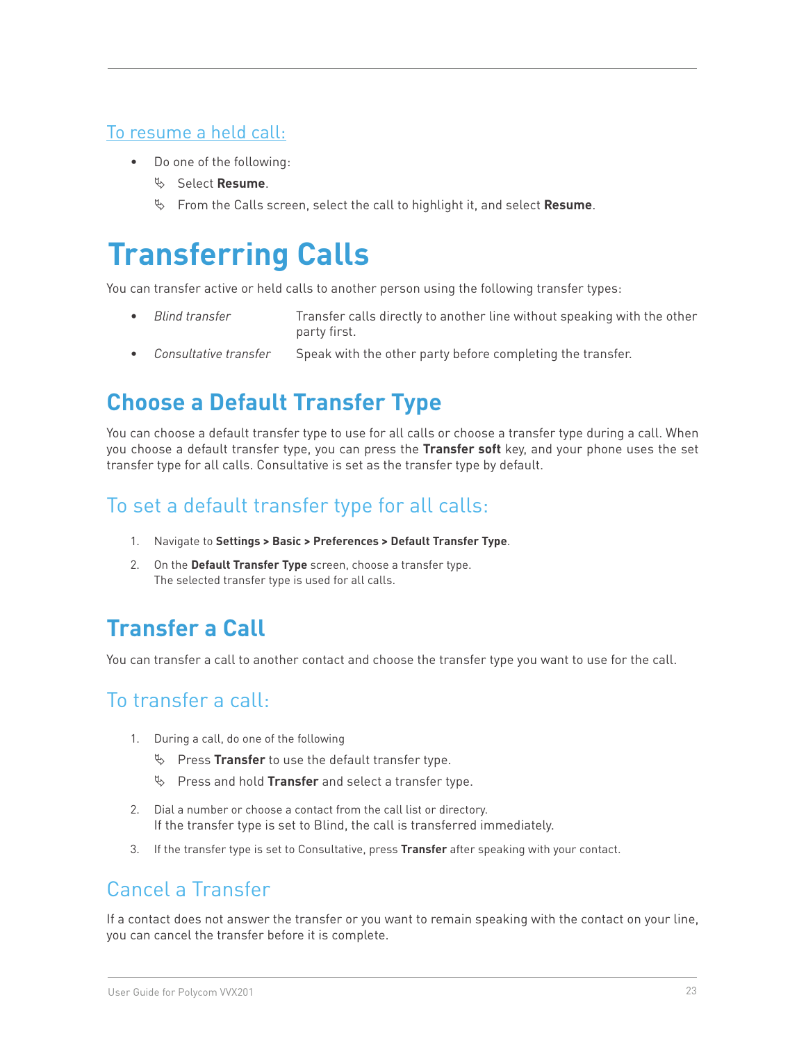### To resume a held call:

- Do one of the following:
  - Select **Resume**.
  - From the Calls screen, select the call to highlight it, and select **Resume**.

# Transferring Calls

You can transfer active or held calls to another person using the following transfer types:

- *Blind transfer* — Transfer calls directly to another line without speaking with the other party first.
- *Consultative transfer* — Speak with the other party before completing the transfer.

## Choose a Default Transfer Type

You can choose a default transfer type to use for all calls or choose a transfer type during a call. When you choose a default transfer type, you can press the **Transfer soft** key, and your phone uses the set transfer type for all calls. Consultative is set as the transfer type by default.

### To set a default transfer type for all calls:

1. Navigate to **Settings > Basic > Preferences > Default Transfer Type**.
2. On the **Default Transfer Type** screen, choose a transfer type.
   The selected transfer type is used for all calls.

## Transfer a Call

You can transfer a call to another contact and choose the transfer type you want to use for the call.

### To transfer a call:

1. During a call, do one of the following
   - Press **Transfer** to use the default transfer type.
   - Press and hold **Transfer** and select a transfer type.
2. Dial a number or choose a contact from the call list or directory.
   If the transfer type is set to Blind, the call is transferred immediately.
3. If the transfer type is set to Consultative, press **Transfer** after speaking with your contact.

### Cancel a Transfer

If a contact does not answer the transfer or you want to remain speaking with the contact on your line, you can cancel the transfer before it is complete.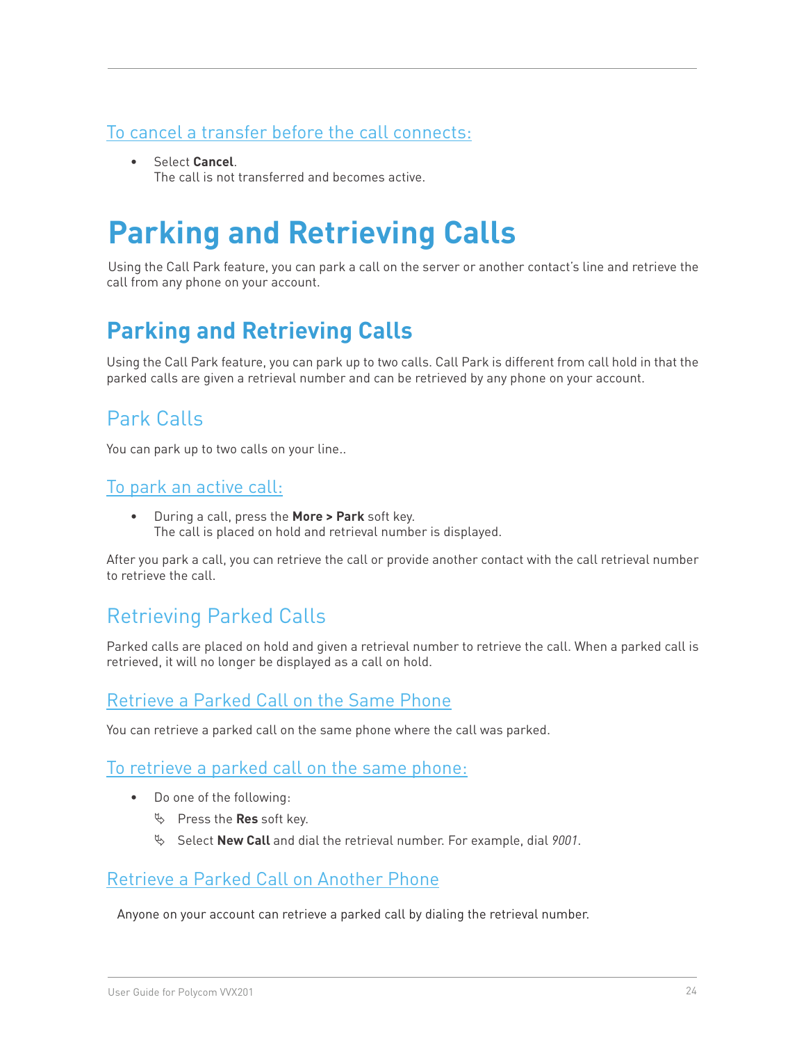### To cancel a transfer before the call connects:

- Select **Cancel**.
  The call is not transferred and becomes active.

# Parking and Retrieving Calls

Using the Call Park feature, you can park a call on the server or another contact's line and retrieve the call from any phone on your account.

## Parking and Retrieving Calls

Using the Call Park feature, you can park up to two calls. Call Park is different from call hold in that the parked calls are given a retrieval number and can be retrieved by any phone on your account.

### Park Calls

You can park up to two calls on your line..

#### To park an active call:

- During a call, press the **More > Park** soft key.
  The call is placed on hold and retrieval number is displayed.

After you park a call, you can retrieve the call or provide another contact with the call retrieval number to retrieve the call.

### Retrieving Parked Calls

Parked calls are placed on hold and given a retrieval number to retrieve the call. When a parked call is retrieved, it will no longer be displayed as a call on hold.

#### Retrieve a Parked Call on the Same Phone

You can retrieve a parked call on the same phone where the call was parked.

#### To retrieve a parked call on the same phone:

- Do one of the following:
  - Press the **Res** soft key.
  - Select **New Call** and dial the retrieval number. For example, dial *9001*.

#### Retrieve a Parked Call on Another Phone

Anyone on your account can retrieve a parked call by dialing the retrieval number.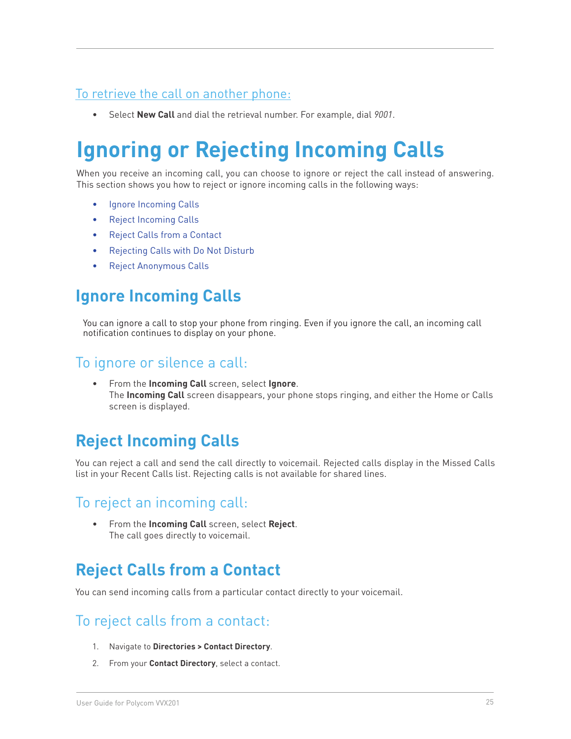### To retrieve the call on another phone:

- Select **New Call** and dial the retrieval number. For example, dial *9001*.

# Ignoring or Rejecting Incoming Calls

When you receive an incoming call, you can choose to ignore or reject the call instead of answering. This section shows you how to reject or ignore incoming calls in the following ways:

- Ignore Incoming Calls
- Reject Incoming Calls
- Reject Calls from a Contact
- Rejecting Calls with Do Not Disturb
- Reject Anonymous Calls

## Ignore Incoming Calls

You can ignore a call to stop your phone from ringing. Even if you ignore the call, an incoming call notification continues to display on your phone.

### To ignore or silence a call:

- From the **Incoming Call** screen, select **Ignore**.
  The **Incoming Call** screen disappears, your phone stops ringing, and either the Home or Calls screen is displayed.

## Reject Incoming Calls

You can reject a call and send the call directly to voicemail. Rejected calls display in the Missed Calls list in your Recent Calls list. Rejecting calls is not available for shared lines.

### To reject an incoming call:

- From the **Incoming Call** screen, select **Reject**.
  The call goes directly to voicemail.

## Reject Calls from a Contact

You can send incoming calls from a particular contact directly to your voicemail.

### To reject calls from a contact:

1. Navigate to **Directories > Contact Directory**.
2. From your **Contact Directory**, select a contact.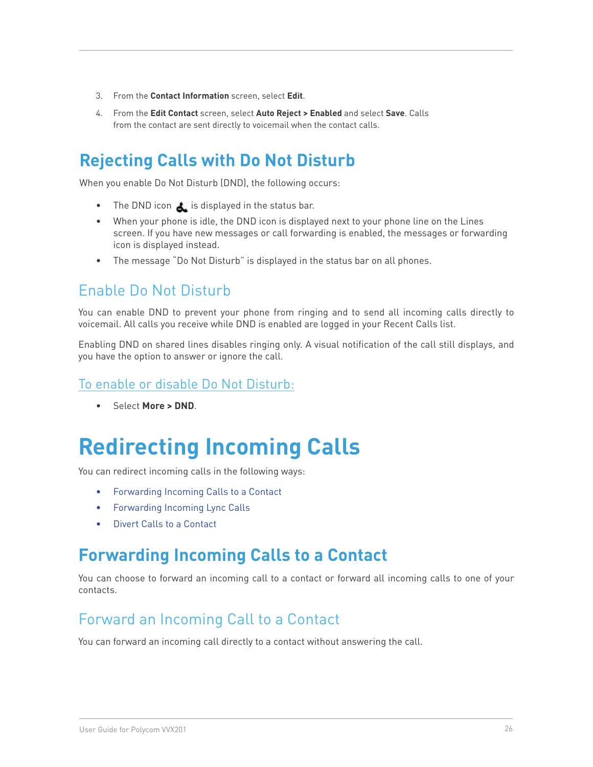3. From the **Contact Information** screen, select **Edit**.
4. From the **Edit Contact** screen, select **Auto Reject > Enabled** and select **Save**. Calls from the contact are sent directly to voicemail when the contact calls.

## Rejecting Calls with Do Not Disturb

When you enable Do Not Disturb (DND), the following occurs:

- The DND icon is displayed in the status bar.
- When your phone is idle, the DND icon is displayed next to your phone line on the Lines screen. If you have new messages or call forwarding is enabled, the messages or forwarding icon is displayed instead.
- The message "Do Not Disturb" is displayed in the status bar on all phones.

### Enable Do Not Disturb

You can enable DND to prevent your phone from ringing and to send all incoming calls directly to voicemail. All calls you receive while DND is enabled are logged in your Recent Calls list.

Enabling DND on shared lines disables ringing only. A visual notification of the call still displays, and you have the option to answer or ignore the call.

#### To enable or disable Do Not Disturb:

- Select **More > DND**.

# Redirecting Incoming Calls

You can redirect incoming calls in the following ways:

- Forwarding Incoming Calls to a Contact
- Forwarding Incoming Lync Calls
- Divert Calls to a Contact

## Forwarding Incoming Calls to a Contact

You can choose to forward an incoming call to a contact or forward all incoming calls to one of your contacts.

### Forward an Incoming Call to a Contact

You can forward an incoming call directly to a contact without answering the call.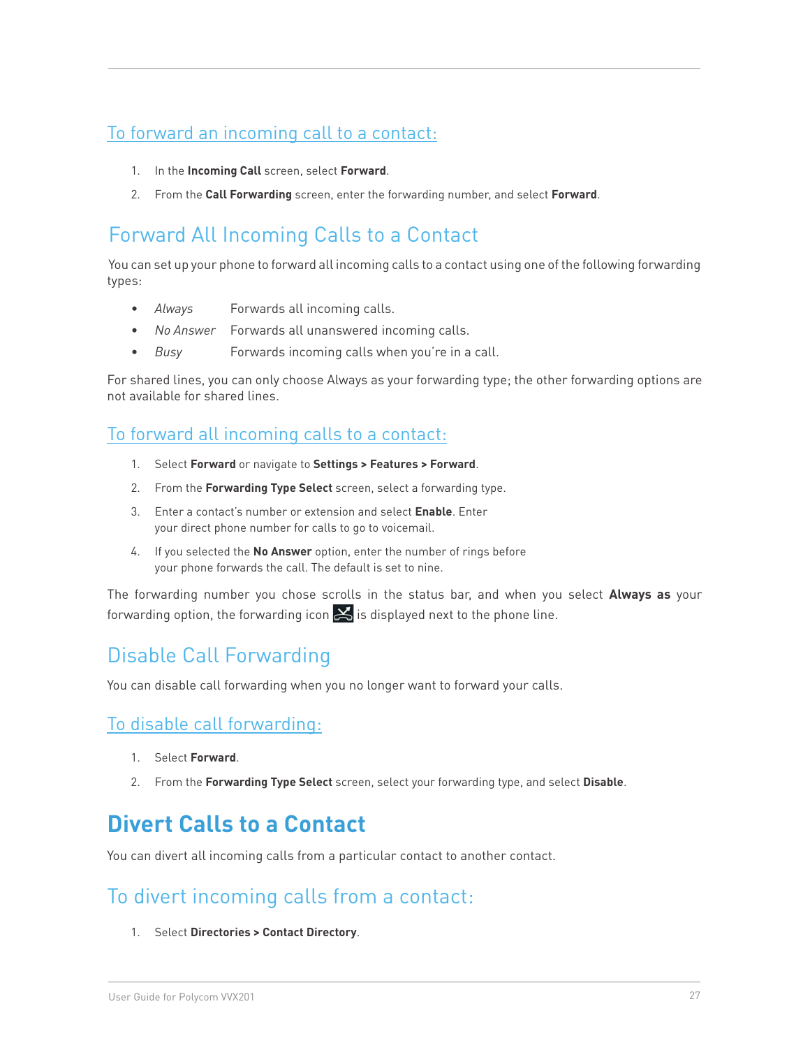### To forward an incoming call to a contact:

1. In the **Incoming Call** screen, select **Forward**.
2. From the **Call Forwarding** screen, enter the forwarding number, and select **Forward**.

## Forward All Incoming Calls to a Contact

You can set up your phone to forward all incoming calls to a contact using one of the following forwarding types:

- *Always* Forwards all incoming calls.
- *No Answer* Forwards all unanswered incoming calls.
- *Busy* Forwards incoming calls when you're in a call.

For shared lines, you can only choose Always as your forwarding type; the other forwarding options are not available for shared lines.

### To forward all incoming calls to a contact:

1. Select **Forward** or navigate to **Settings > Features > Forward**.
2. From the **Forwarding Type Select** screen, select a forwarding type.
3. Enter a contact's number or extension and select **Enable**. Enter your direct phone number for calls to go to voicemail.
4. If you selected the **No Answer** option, enter the number of rings before your phone forwards the call. The default is set to nine.

The forwarding number you chose scrolls in the status bar, and when you select **Always as** your forwarding option, the forwarding icon is displayed next to the phone line.

## Disable Call Forwarding

You can disable call forwarding when you no longer want to forward your calls.

### To disable call forwarding:

1. Select **Forward**.
2. From the **Forwarding Type Select** screen, select your forwarding type, and select **Disable**.

# Divert Calls to a Contact

You can divert all incoming calls from a particular contact to another contact.

## To divert incoming calls from a contact:

1. Select **Directories > Contact Directory**.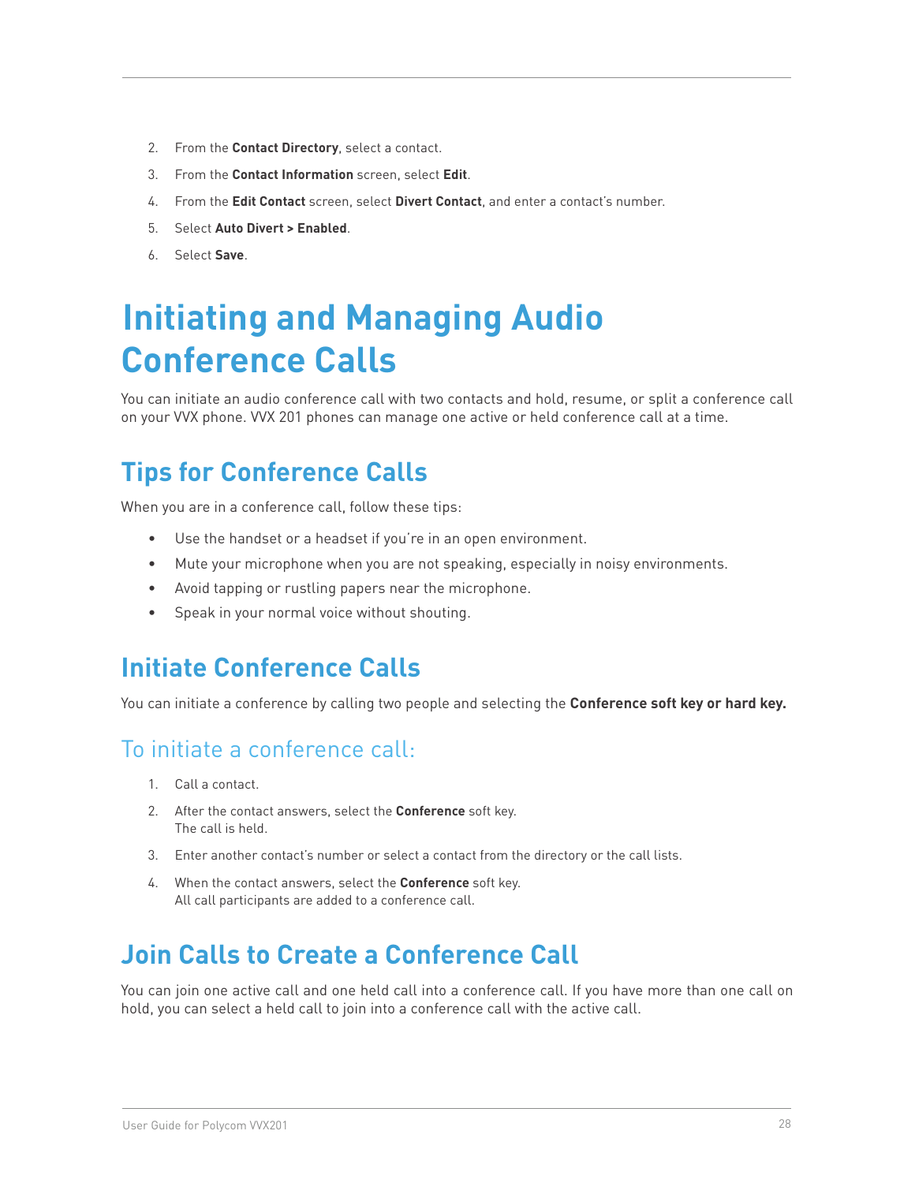2. From the **Contact Directory**, select a contact.
3. From the **Contact Information** screen, select **Edit**.
4. From the **Edit Contact** screen, select **Divert Contact**, and enter a contact's number.
5. Select **Auto Divert > Enabled**.
6. Select **Save**.

# Initiating and Managing Audio Conference Calls

You can initiate an audio conference call with two contacts and hold, resume, or split a conference call on your VVX phone. VVX 201 phones can manage one active or held conference call at a time.

## Tips for Conference Calls

When you are in a conference call, follow these tips:

- Use the handset or a headset if you're in an open environment.
- Mute your microphone when you are not speaking, especially in noisy environments.
- Avoid tapping or rustling papers near the microphone.
- Speak in your normal voice without shouting.

## Initiate Conference Calls

You can initiate a conference by calling two people and selecting the **Conference soft key or hard key.**

### To initiate a conference call:

1. Call a contact.
2. After the contact answers, select the **Conference** soft key.
   The call is held.
3. Enter another contact's number or select a contact from the directory or the call lists.
4. When the contact answers, select the **Conference** soft key.
   All call participants are added to a conference call.

## Join Calls to Create a Conference Call

You can join one active call and one held call into a conference call. If you have more than one call on hold, you can select a held call to join into a conference call with the active call.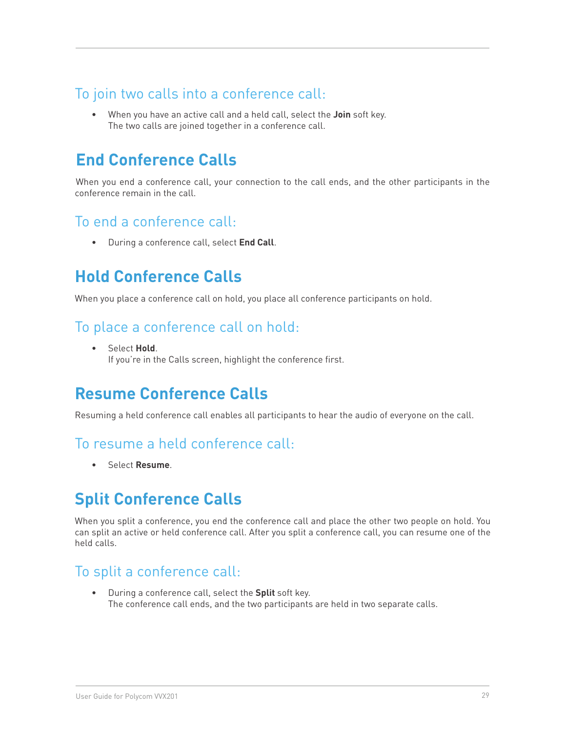### To join two calls into a conference call:

- When you have an active call and a held call, select the **Join** soft key.
  The two calls are joined together in a conference call.

## End Conference Calls

When you end a conference call, your connection to the call ends, and the other participants in the conference remain in the call.

### To end a conference call:

- During a conference call, select **End Call**.

## Hold Conference Calls

When you place a conference call on hold, you place all conference participants on hold.

### To place a conference call on hold:

- Select **Hold**.
  If you're in the Calls screen, highlight the conference first.

## Resume Conference Calls

Resuming a held conference call enables all participants to hear the audio of everyone on the call.

### To resume a held conference call:

- Select **Resume**.

## Split Conference Calls

When you split a conference, you end the conference call and place the other two people on hold. You can split an active or held conference call. After you split a conference call, you can resume one of the held calls.

### To split a conference call:

- During a conference call, select the **Split** soft key.
  The conference call ends, and the two participants are held in two separate calls.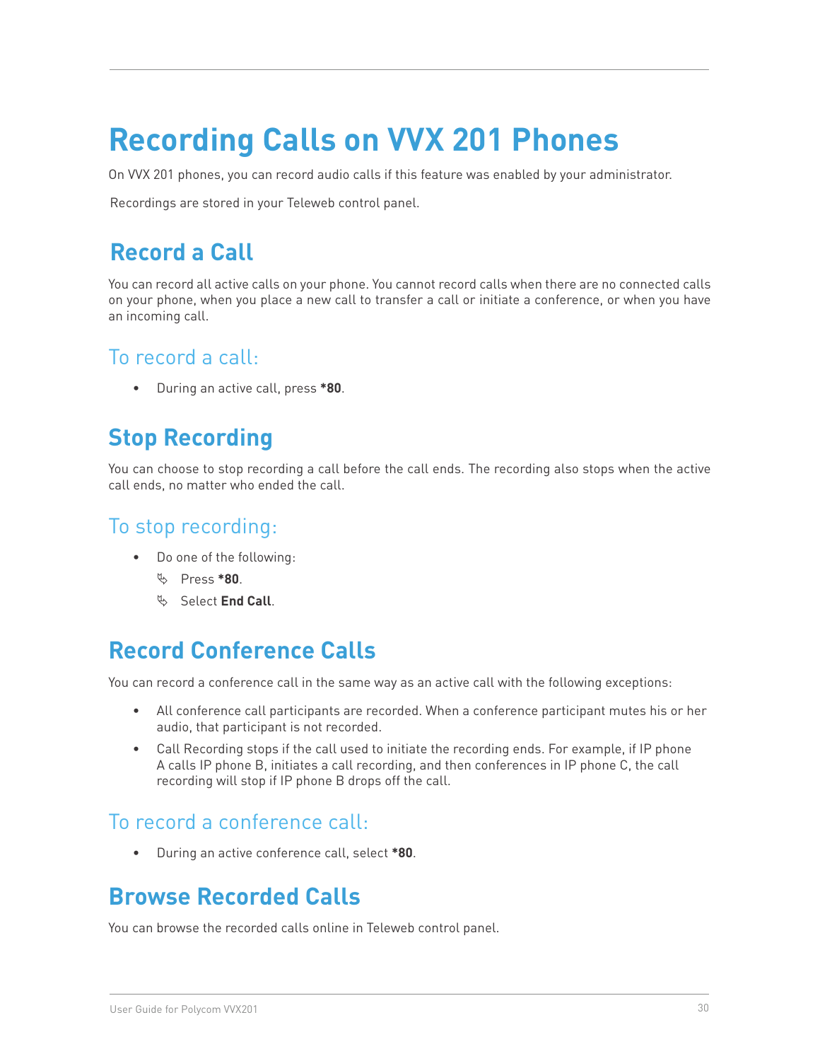# Recording Calls on VVX 201 Phones

On VVX 201 phones, you can record audio calls if this feature was enabled by your administrator.

Recordings are stored in your Teleweb control panel.

## Record a Call

You can record all active calls on your phone. You cannot record calls when there are no connected calls on your phone, when you place a new call to transfer a call or initiate a conference, or when you have an incoming call.

### To record a call:

- During an active call, press ***80**.

## Stop Recording

You can choose to stop recording a call before the call ends. The recording also stops when the active call ends, no matter who ended the call.

### To stop recording:

- Do one of the following:
  - Press ***80**.
  - Select **End Call**.

## Record Conference Calls

You can record a conference call in the same way as an active call with the following exceptions:

- All conference call participants are recorded. When a conference participant mutes his or her audio, that participant is not recorded.
- Call Recording stops if the call used to initiate the recording ends. For example, if IP phone A calls IP phone B, initiates a call recording, and then conferences in IP phone C, the call recording will stop if IP phone B drops off the call.

### To record a conference call:

- During an active conference call, select ***80**.

## Browse Recorded Calls

You can browse the recorded calls online in Teleweb control panel.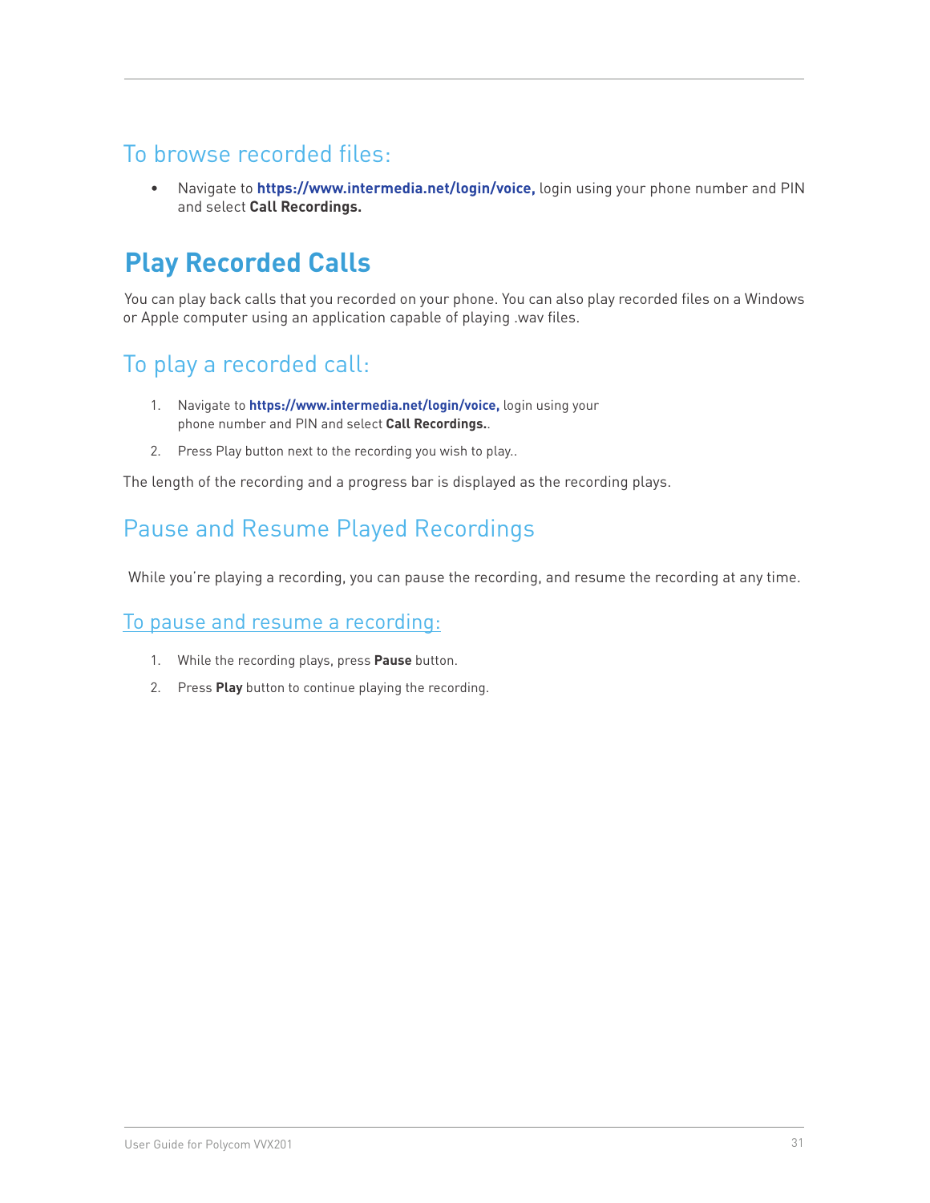### To browse recorded files:

- Navigate to **https://www.intermedia.net/login/voice,** login using your phone number and PIN and select **Call Recordings.**

## Play Recorded Calls

You can play back calls that you recorded on your phone. You can also play recorded files on a Windows or Apple computer using an application capable of playing .wav files.

### To play a recorded call:

1. Navigate to **https://www.intermedia.net/login/voice,** login using your phone number and PIN and select **Call Recordings.**.
2. Press Play button next to the recording you wish to play..

The length of the recording and a progress bar is displayed as the recording plays.

### Pause and Resume Played Recordings

While you're playing a recording, you can pause the recording, and resume the recording at any time.

#### To pause and resume a recording:

1. While the recording plays, press **Pause** button.
2. Press **Play** button to continue playing the recording.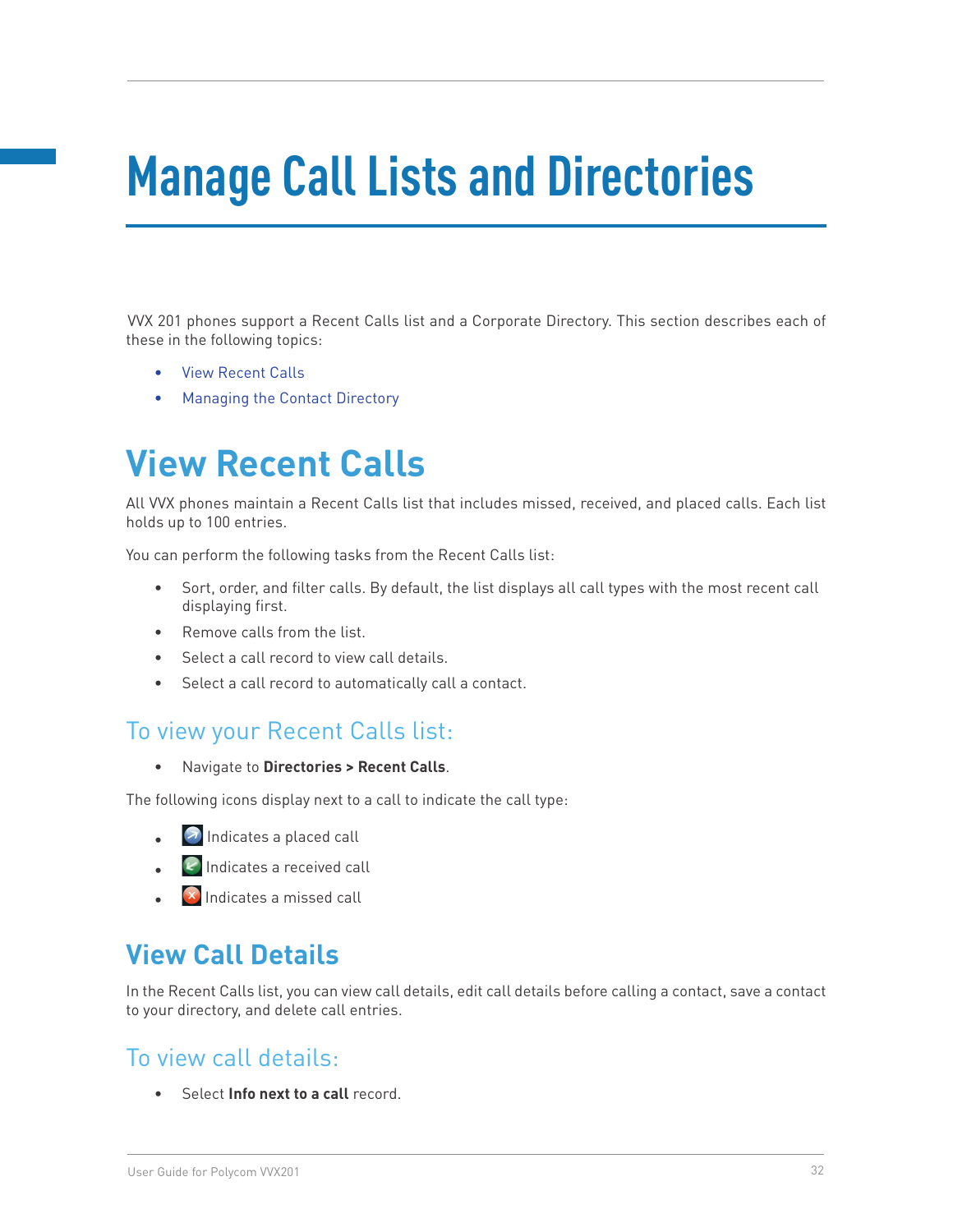# Manage Call Lists and Directories

VVX 201 phones support a Recent Calls list and a Corporate Directory. This section describes each of these in the following topics:

- View Recent Calls
- Managing the Contact Directory

## View Recent Calls

All VVX phones maintain a Recent Calls list that includes missed, received, and placed calls. Each list holds up to 100 entries.

You can perform the following tasks from the Recent Calls list:

- Sort, order, and filter calls. By default, the list displays all call types with the most recent call displaying first.
- Remove calls from the list.
- Select a call record to view call details.
- Select a call record to automatically call a contact.

### To view your Recent Calls list:

- Navigate to **Directories > Recent Calls**.

The following icons display next to a call to indicate the call type:

- Indicates a placed call
- Indicates a received call
- Indicates a missed call

## View Call Details

In the Recent Calls list, you can view call details, edit call details before calling a contact, save a contact to your directory, and delete call entries.

### To view call details:

- Select **Info next to a call** record.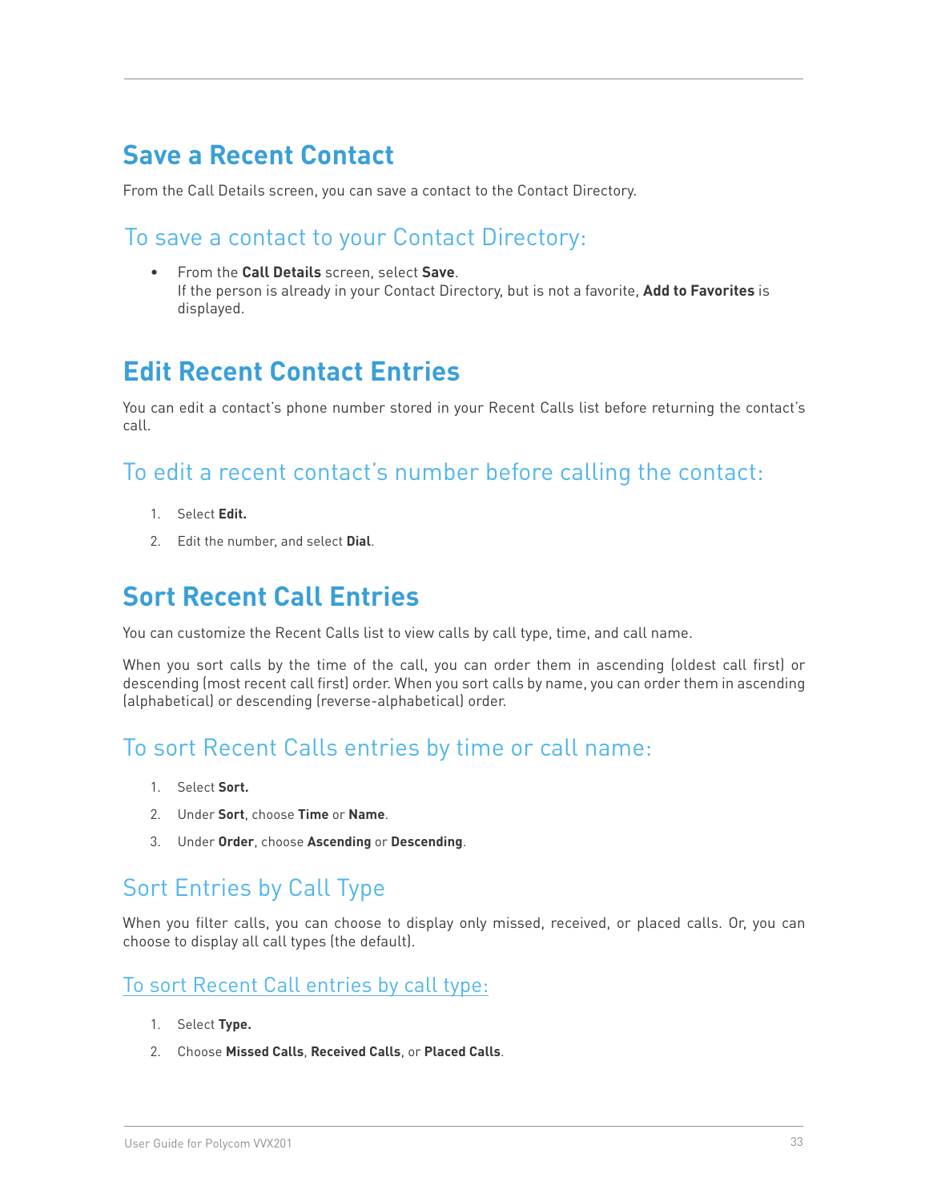# Save a Recent Contact

From the Call Details screen, you can save a contact to the Contact Directory.

## To save a contact to your Contact Directory:

- From the **Call Details** screen, select **Save**.
  If the person is already in your Contact Directory, but is not a favorite, **Add to Favorites** is displayed.

# Edit Recent Contact Entries

You can edit a contact's phone number stored in your Recent Calls list before returning the contact's call.

## To edit a recent contact's number before calling the contact:

1. Select **Edit.**
2. Edit the number, and select **Dial**.

# Sort Recent Call Entries

You can customize the Recent Calls list to view calls by call type, time, and call name.

When you sort calls by the time of the call, you can order them in ascending (oldest call first) or descending (most recent call first) order. When you sort calls by name, you can order them in ascending (alphabetical) or descending (reverse-alphabetical) order.

## To sort Recent Calls entries by time or call name:

1. Select **Sort.**
2. Under **Sort**, choose **Time** or **Name**.
3. Under **Order**, choose **Ascending** or **Descending**.

## Sort Entries by Call Type

When you filter calls, you can choose to display only missed, received, or placed calls. Or, you can choose to display all call types (the default).

### To sort Recent Call entries by call type:

1. Select **Type.**
2. Choose **Missed Calls**, **Received Calls**, or **Placed Calls**.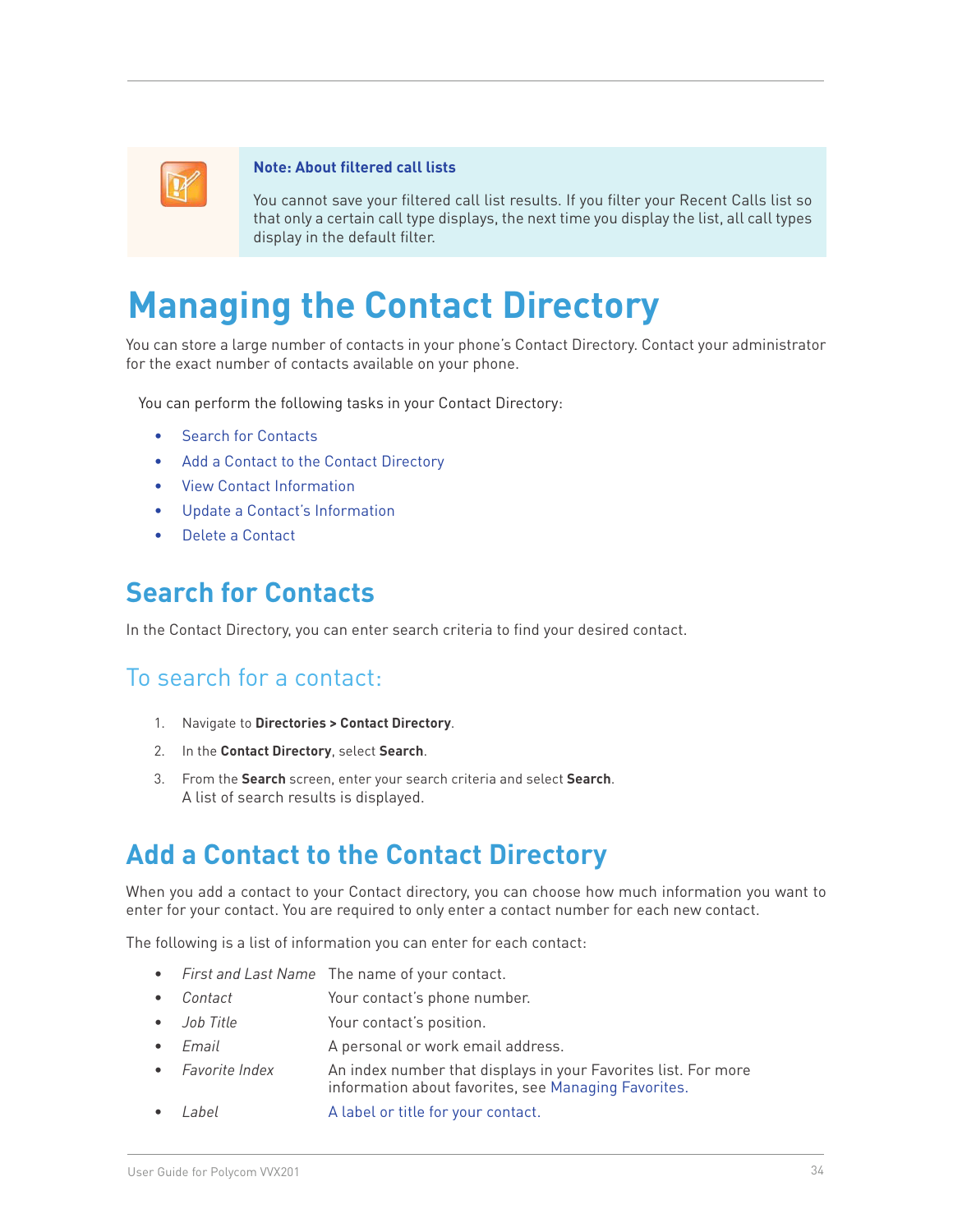> **Note: About filtered call lists**
>
> You cannot save your filtered call list results. If you filter your Recent Calls list so that only a certain call type displays, the next time you display the list, all call types display in the default filter.

# Managing the Contact Directory

You can store a large number of contacts in your phone's Contact Directory. Contact your administrator for the exact number of contacts available on your phone.

You can perform the following tasks in your Contact Directory:

- Search for Contacts
- Add a Contact to the Contact Directory
- View Contact Information
- Update a Contact's Information
- Delete a Contact

## Search for Contacts

In the Contact Directory, you can enter search criteria to find your desired contact.

### To search for a contact:

1. Navigate to **Directories > Contact Directory**.
2. In the **Contact Directory**, select **Search**.
3. From the **Search** screen, enter your search criteria and select **Search**.
   A list of search results is displayed.

## Add a Contact to the Contact Directory

When you add a contact to your Contact directory, you can choose how much information you want to enter for your contact. You are required to only enter a contact number for each new contact.

The following is a list of information you can enter for each contact:

- *First and Last Name* The name of your contact.
- *Contact* Your contact's phone number.
- *Job Title* Your contact's position.
- *Email* A personal or work email address.
- *Favorite Index* An index number that displays in your Favorites list. For more information about favorites, see Managing Favorites.
- *Label* A label or title for your contact.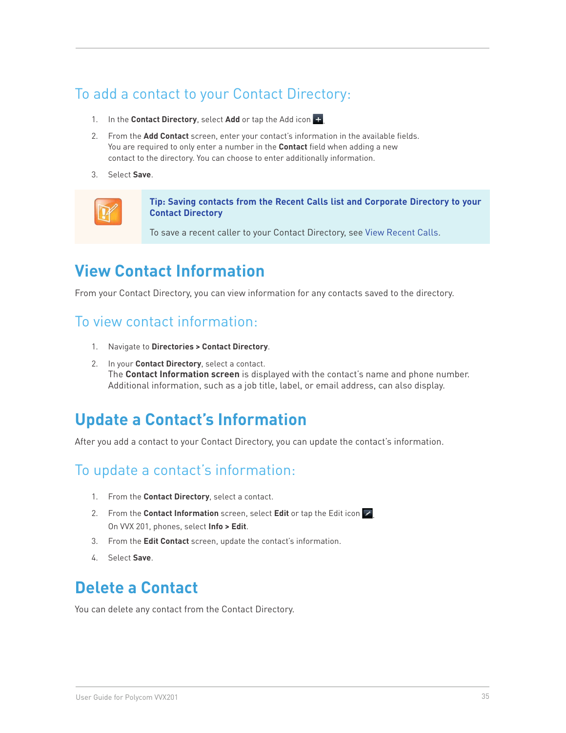### To add a contact to your Contact Directory:

1. In the **Contact Directory**, select **Add** or tap the Add icon .
2. From the **Add Contact** screen, enter your contact's information in the available fields. You are required to only enter a number in the **Contact** field when adding a new contact to the directory. You can choose to enter additionally information.
3. Select **Save**.

> **Tip: Saving contacts from the Recent Calls list and Corporate Directory to your Contact Directory**
>
> To save a recent caller to your Contact Directory, see View Recent Calls.

## View Contact Information

From your Contact Directory, you can view information for any contacts saved to the directory.

### To view contact information:

1. Navigate to **Directories > Contact Directory**.
2. In your **Contact Directory**, select a contact.
   The **Contact Information screen** is displayed with the contact's name and phone number. Additional information, such as a job title, label, or email address, can also display.

## Update a Contact's Information

After you add a contact to your Contact Directory, you can update the contact's information.

### To update a contact's information:

1. From the **Contact Directory**, select a contact.
2. From the **Contact Information** screen, select **Edit** or tap the Edit icon .
   On VVX 201, phones, select **Info > Edit**.
3. From the **Edit Contact** screen, update the contact's information.
4. Select **Save**.

## Delete a Contact

You can delete any contact from the Contact Directory.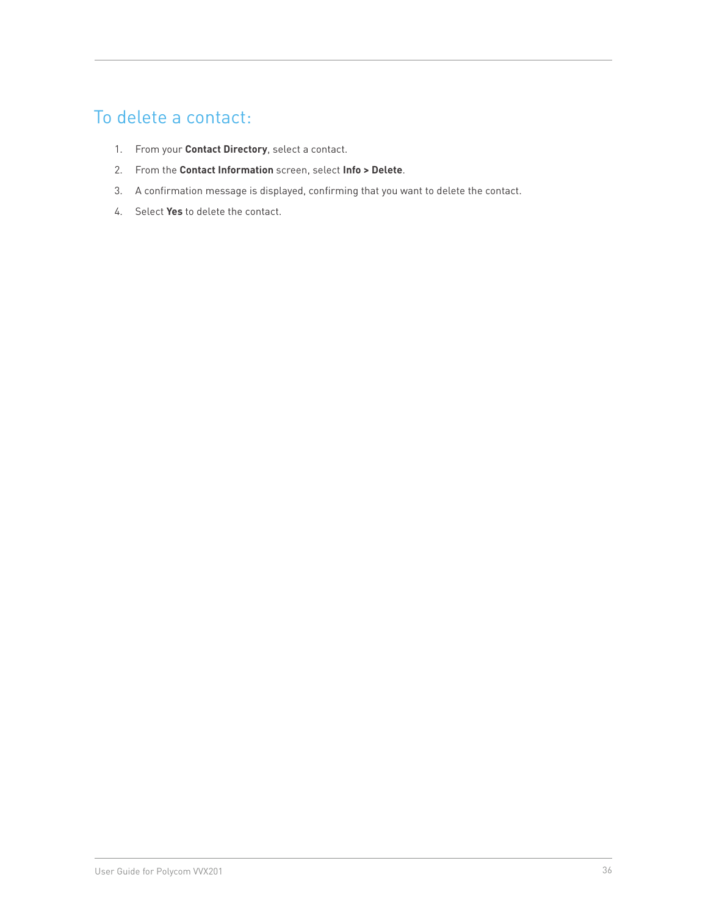## To delete a contact:

1. From your **Contact Directory**, select a contact.
2. From the **Contact Information** screen, select **Info > Delete**.
3. A confirmation message is displayed, confirming that you want to delete the contact.
4. Select **Yes** to delete the contact.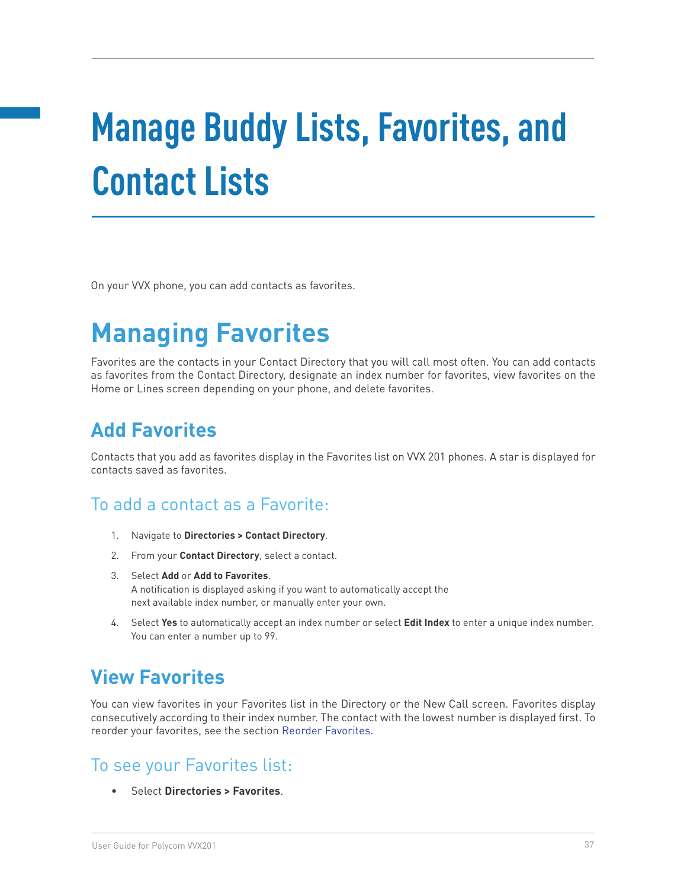# Manage Buddy Lists, Favorites, and Contact Lists

On your VVX phone, you can add contacts as favorites.

## Managing Favorites

Favorites are the contacts in your Contact Directory that you will call most often. You can add contacts as favorites from the Contact Directory, designate an index number for favorites, view favorites on the Home or Lines screen depending on your phone, and delete favorites.

### Add Favorites

Contacts that you add as favorites display in the Favorites list on VVX 201 phones. A star is displayed for contacts saved as favorites.

#### To add a contact as a Favorite:

1. Navigate to **Directories > Contact Directory**.
2. From your **Contact Directory**, select a contact.
3. Select **Add** or **Add to Favorites**.
   A notification is displayed asking if you want to automatically accept the next available index number, or manually enter your own.
4. Select **Yes** to automatically accept an index number or select **Edit Index** to enter a unique index number. You can enter a number up to 99.

### View Favorites

You can view favorites in your Favorites list in the Directory or the New Call screen. Favorites display consecutively according to their index number. The contact with the lowest number is displayed first. To reorder your favorites, see the section Reorder Favorites.

#### To see your Favorites list:

- Select **Directories > Favorites**.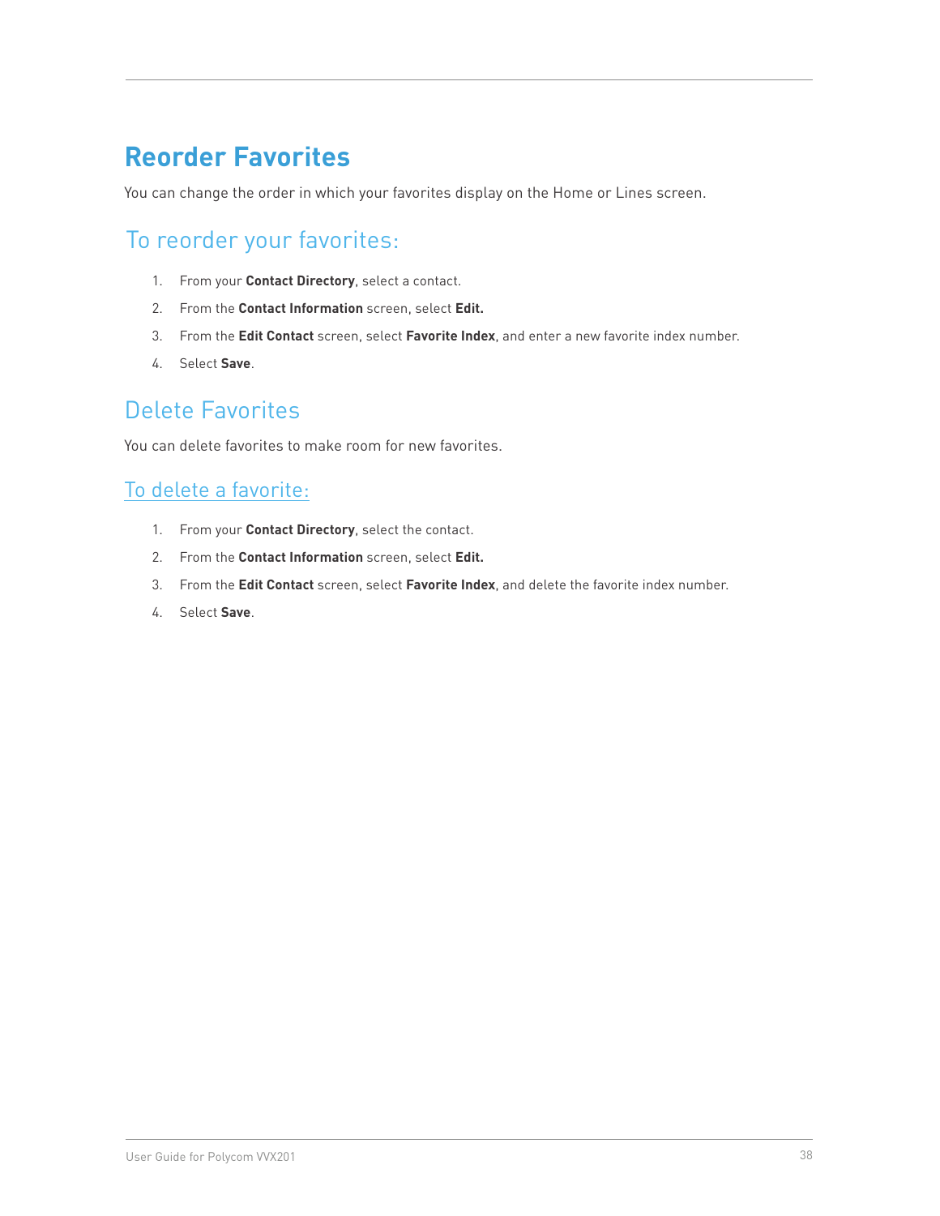# Reorder Favorites

You can change the order in which your favorites display on the Home or Lines screen.

## To reorder your favorites:

1. From your **Contact Directory**, select a contact.
2. From the **Contact Information** screen, select **Edit.**
3. From the **Edit Contact** screen, select **Favorite Index**, and enter a new favorite index number.
4. Select **Save**.

## Delete Favorites

You can delete favorites to make room for new favorites.

### To delete a favorite:

1. From your **Contact Directory**, select the contact.
2. From the **Contact Information** screen, select **Edit.**
3. From the **Edit Contact** screen, select **Favorite Index**, and delete the favorite index number.
4. Select **Save**.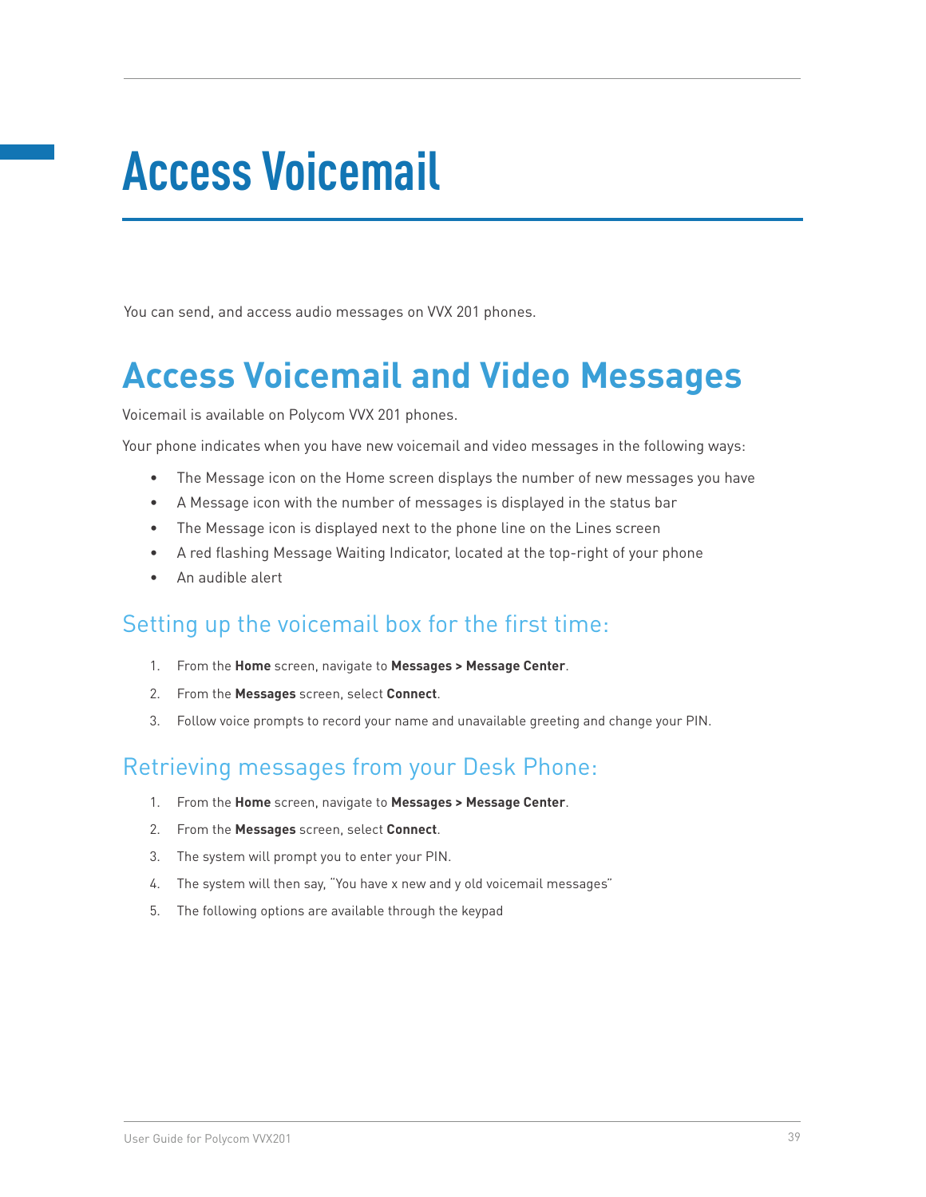# Access Voicemail

You can send, and access audio messages on VVX 201 phones.

## Access Voicemail and Video Messages

Voicemail is available on Polycom VVX 201 phones.

Your phone indicates when you have new voicemail and video messages in the following ways:

- The Message icon on the Home screen displays the number of new messages you have
- A Message icon with the number of messages is displayed in the status bar
- The Message icon is displayed next to the phone line on the Lines screen
- A red flashing Message Waiting Indicator, located at the top-right of your phone
- An audible alert

### Setting up the voicemail box for the first time:

1. From the **Home** screen, navigate to **Messages > Message Center**.
2. From the **Messages** screen, select **Connect**.
3. Follow voice prompts to record your name and unavailable greeting and change your PIN.

### Retrieving messages from your Desk Phone:

1. From the **Home** screen, navigate to **Messages > Message Center**.
2. From the **Messages** screen, select **Connect**.
3. The system will prompt you to enter your PIN.
4. The system will then say, "You have x new and y old voicemail messages"
5. The following options are available through the keypad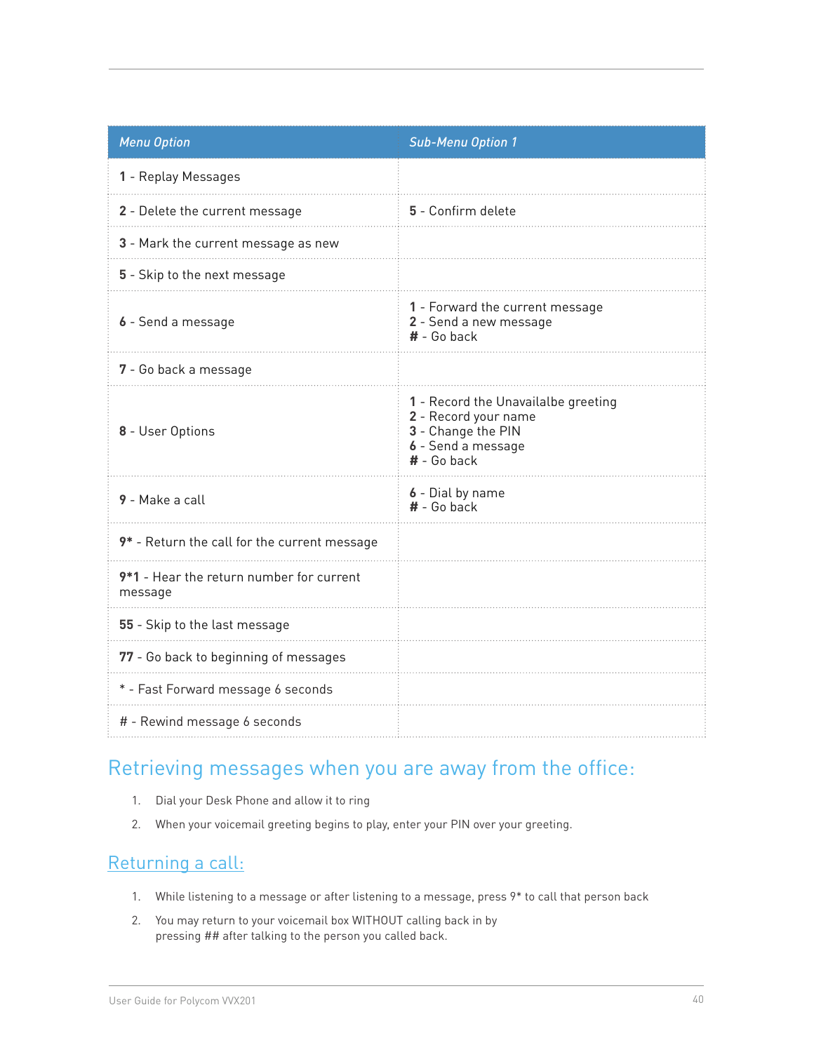| *Menu Option* | *Sub-Menu Option 1* |
|---|---|
| **1** - Replay Messages | |
| **2** - Delete the current message | **5** - Confirm delete |
| **3** - Mark the current message as new | |
| **5** - Skip to the next message | |
| **6** - Send a message | **1** - Forward the current message<br>**2** - Send a new message<br>**#** - Go back |
| **7** - Go back a message | |
| **8** - User Options | **1** - Record the Unavailalbe greeting<br>**2** - Record your name<br>**3** - Change the PIN<br>**6** - Send a message<br>**#** - Go back |
| **9** - Make a call | **6** - Dial by name<br>**#** - Go back |
| **9*** - Return the call for the current message | |
| **9*1** - Hear the return number for current message | |
| **55** - Skip to the last message | |
| **77** - Go back to beginning of messages | |
| * - Fast Forward message 6 seconds | |
| # - Rewind message 6 seconds | |

# Retrieving messages when you are away from the office:

1. Dial your Desk Phone and allow it to ring
2. When your voicemail greeting begins to play, enter your PIN over your greeting.

## Returning a call:

1. While listening to a message or after listening to a message, press 9* to call that person back
2. You may return to your voicemail box WITHOUT calling back in by pressing ## after talking to the person you called back.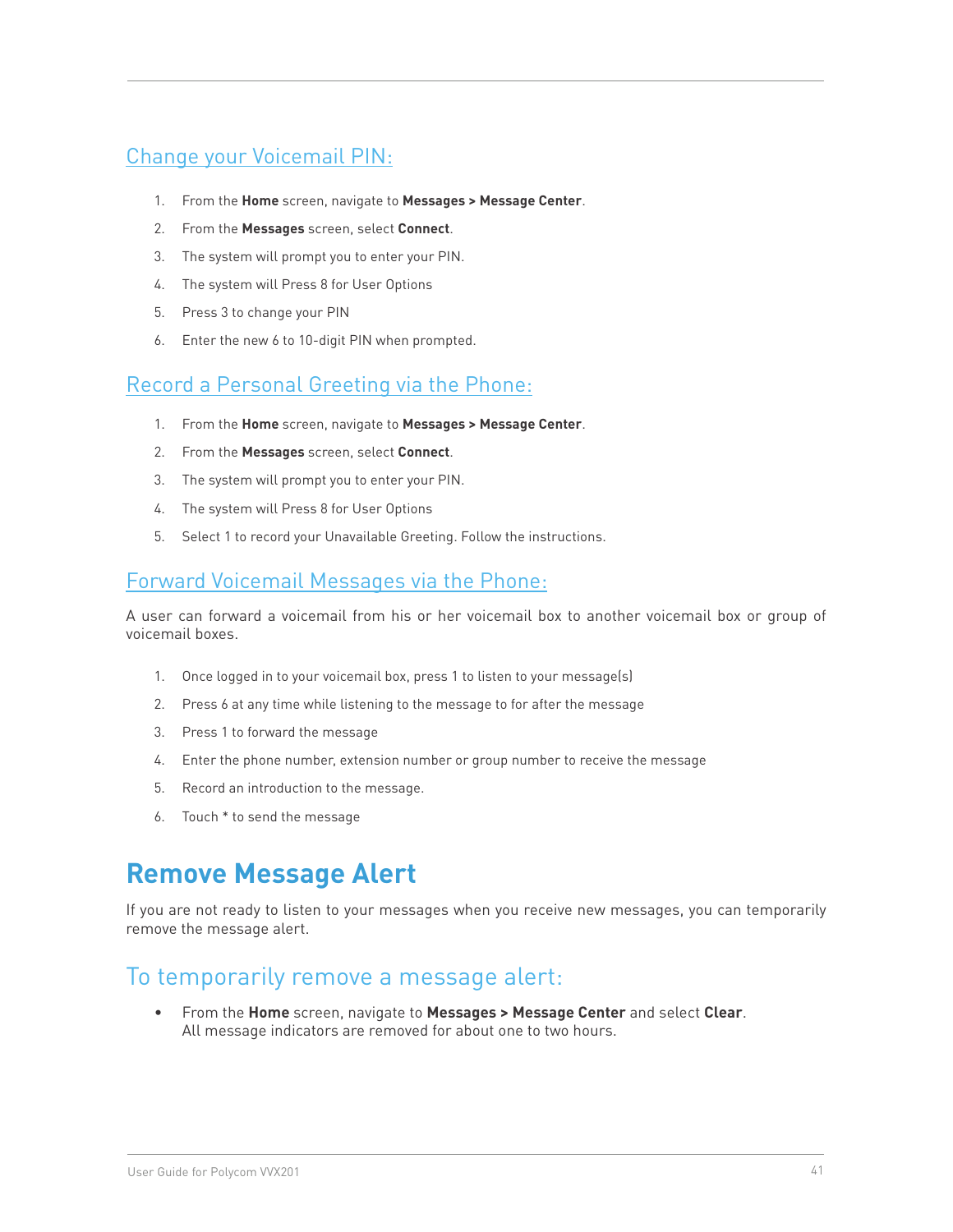### Change your Voicemail PIN:

1. From the **Home** screen, navigate to **Messages > Message Center**.
2. From the **Messages** screen, select **Connect**.
3. The system will prompt you to enter your PIN.
4. The system will Press 8 for User Options
5. Press 3 to change your PIN
6. Enter the new 6 to 10-digit PIN when prompted.

### Record a Personal Greeting via the Phone:

1. From the **Home** screen, navigate to **Messages > Message Center**.
2. From the **Messages** screen, select **Connect**.
3. The system will prompt you to enter your PIN.
4. The system will Press 8 for User Options
5. Select 1 to record your Unavailable Greeting. Follow the instructions.

### Forward Voicemail Messages via the Phone:

A user can forward a voicemail from his or her voicemail box to another voicemail box or group of voicemail boxes.

1. Once logged in to your voicemail box, press 1 to listen to your message(s)
2. Press 6 at any time while listening to the message to for after the message
3. Press 1 to forward the message
4. Enter the phone number, extension number or group number to receive the message
5. Record an introduction to the message.
6. Touch * to send the message

# Remove Message Alert

If you are not ready to listen to your messages when you receive new messages, you can temporarily remove the message alert.

## To temporarily remove a message alert:

- From the **Home** screen, navigate to **Messages > Message Center** and select **Clear**. All message indicators are removed for about one to two hours.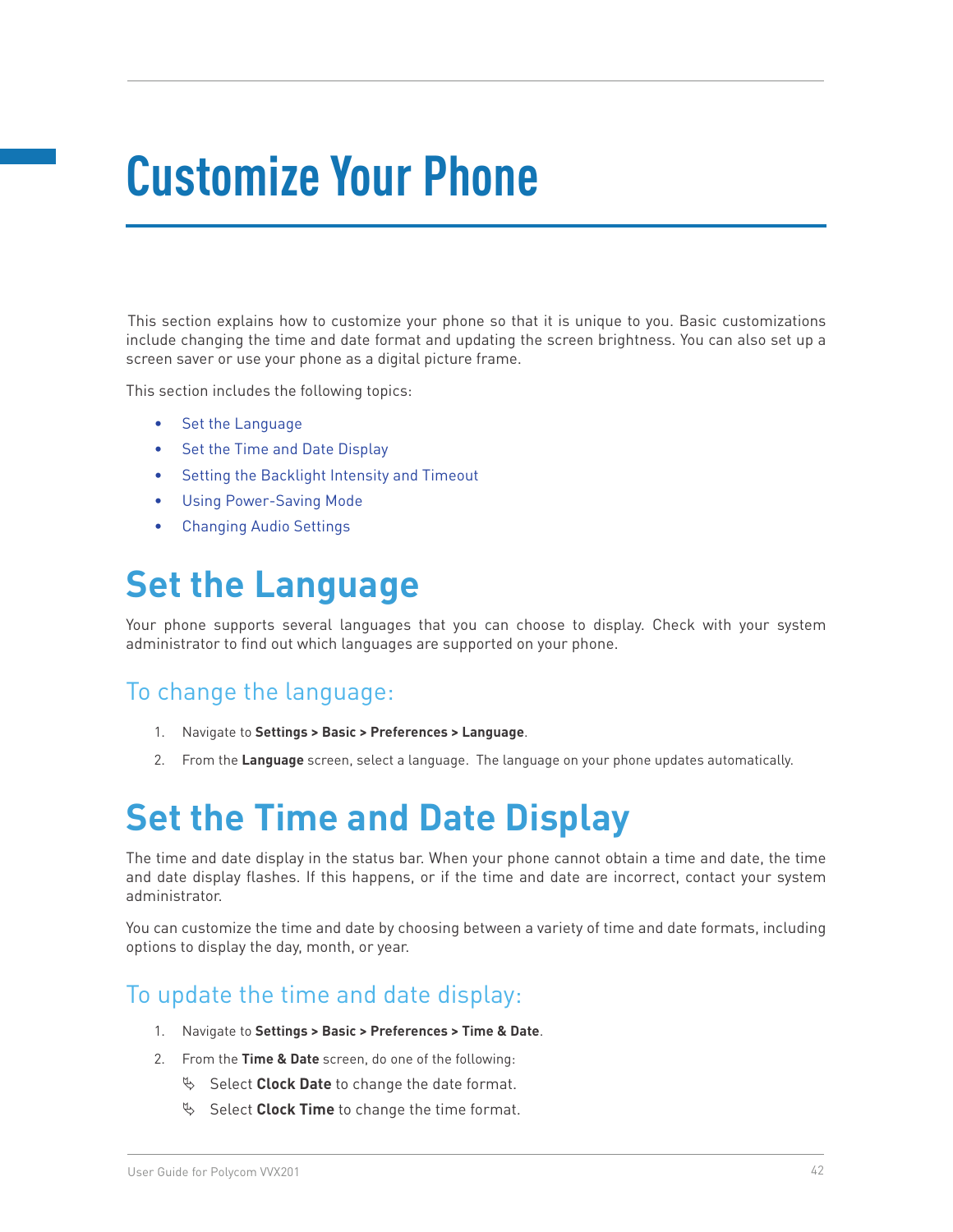# Customize Your Phone

This section explains how to customize your phone so that it is unique to you. Basic customizations include changing the time and date format and updating the screen brightness. You can also set up a screen saver or use your phone as a digital picture frame.

This section includes the following topics:

- Set the Language
- Set the Time and Date Display
- Setting the Backlight Intensity and Timeout
- Using Power-Saving Mode
- Changing Audio Settings

## Set the Language

Your phone supports several languages that you can choose to display. Check with your system administrator to find out which languages are supported on your phone.

### To change the language:

1. Navigate to **Settings > Basic > Preferences > Language**.
2. From the **Language** screen, select a language. The language on your phone updates automatically.

## Set the Time and Date Display

The time and date display in the status bar. When your phone cannot obtain a time and date, the time and date display flashes. If this happens, or if the time and date are incorrect, contact your system administrator.

You can customize the time and date by choosing between a variety of time and date formats, including options to display the day, month, or year.

### To update the time and date display:

1. Navigate to **Settings > Basic > Preferences > Time & Date**.
2. From the **Time & Date** screen, do one of the following:
   - Select **Clock Date** to change the date format.
   - Select **Clock Time** to change the time format.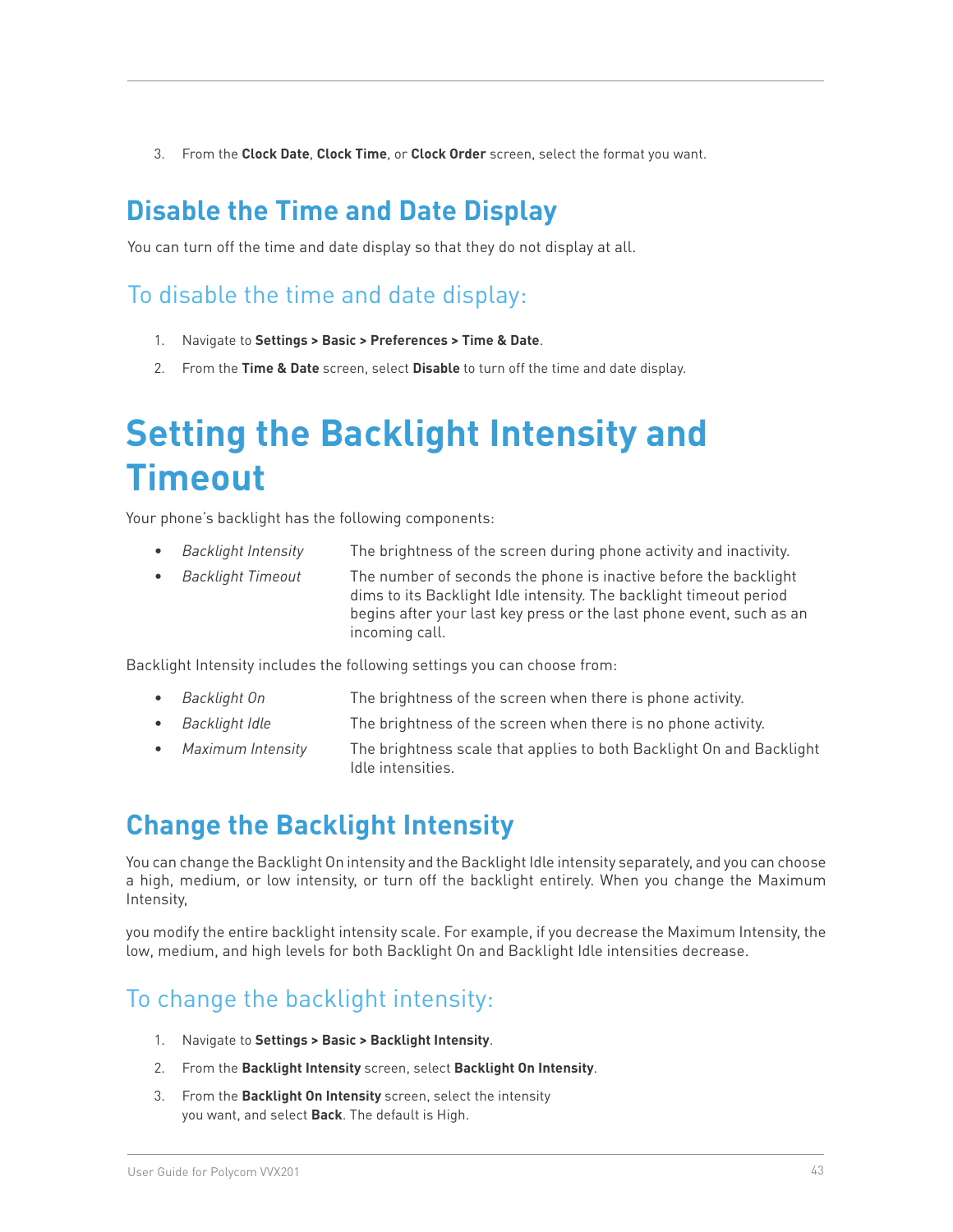3. From the **Clock Date**, **Clock Time**, or **Clock Order** screen, select the format you want.

## Disable the Time and Date Display

You can turn off the time and date display so that they do not display at all.

### To disable the time and date display:

1. Navigate to **Settings > Basic > Preferences > Time & Date**.
2. From the **Time & Date** screen, select **Disable** to turn off the time and date display.

# Setting the Backlight Intensity and Timeout

Your phone's backlight has the following components:

- *Backlight Intensity* The brightness of the screen during phone activity and inactivity.
- *Backlight Timeout* The number of seconds the phone is inactive before the backlight dims to its Backlight Idle intensity. The backlight timeout period begins after your last key press or the last phone event, such as an incoming call.

Backlight Intensity includes the following settings you can choose from:

- *Backlight On* The brightness of the screen when there is phone activity.
- *Backlight Idle* The brightness of the screen when there is no phone activity.
- *Maximum Intensity* The brightness scale that applies to both Backlight On and Backlight Idle intensities.

## Change the Backlight Intensity

You can change the Backlight On intensity and the Backlight Idle intensity separately, and you can choose a high, medium, or low intensity, or turn off the backlight entirely. When you change the Maximum Intensity,

you modify the entire backlight intensity scale. For example, if you decrease the Maximum Intensity, the low, medium, and high levels for both Backlight On and Backlight Idle intensities decrease.

### To change the backlight intensity:

1. Navigate to **Settings > Basic > Backlight Intensity**.
2. From the **Backlight Intensity** screen, select **Backlight On Intensity**.
3. From the **Backlight On Intensity** screen, select the intensity you want, and select **Back**. The default is High.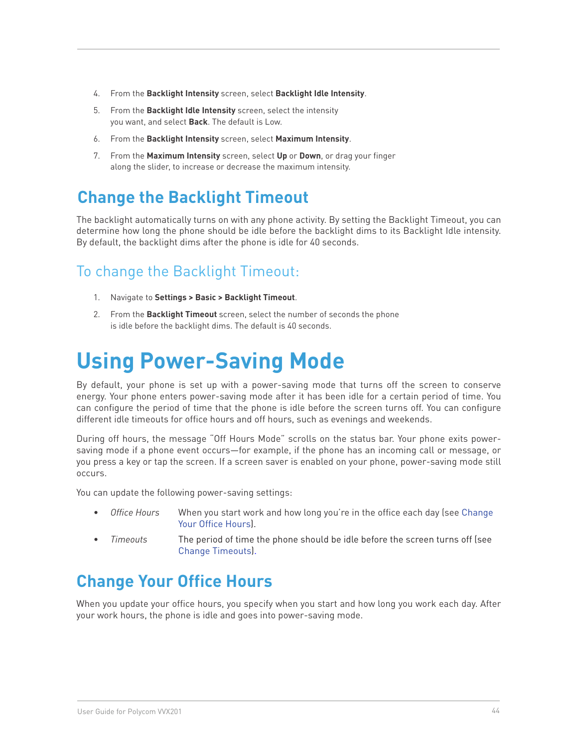4. From the **Backlight Intensity** screen, select **Backlight Idle Intensity**.
5. From the **Backlight Idle Intensity** screen, select the intensity you want, and select **Back**. The default is Low.
6. From the **Backlight Intensity** screen, select **Maximum Intensity**.
7. From the **Maximum Intensity** screen, select **Up** or **Down**, or drag your finger along the slider, to increase or decrease the maximum intensity.

## Change the Backlight Timeout

The backlight automatically turns on with any phone activity. By setting the Backlight Timeout, you can determine how long the phone should be idle before the backlight dims to its Backlight Idle intensity. By default, the backlight dims after the phone is idle for 40 seconds.

### To change the Backlight Timeout:

1. Navigate to **Settings > Basic > Backlight Timeout**.
2. From the **Backlight Timeout** screen, select the number of seconds the phone is idle before the backlight dims. The default is 40 seconds.

# Using Power-Saving Mode

By default, your phone is set up with a power-saving mode that turns off the screen to conserve energy. Your phone enters power-saving mode after it has been idle for a certain period of time. You can configure the period of time that the phone is idle before the screen turns off. You can configure different idle timeouts for office hours and off hours, such as evenings and weekends.

During off hours, the message "Off Hours Mode" scrolls on the status bar. Your phone exits power-saving mode if a phone event occurs—for example, if the phone has an incoming call or message, or you press a key or tap the screen. If a screen saver is enabled on your phone, power-saving mode still occurs.

You can update the following power-saving settings:

- *Office Hours* When you start work and how long you're in the office each day (see Change Your Office Hours).
- *Timeouts* The period of time the phone should be idle before the screen turns off (see Change Timeouts).

## Change Your Office Hours

When you update your office hours, you specify when you start and how long you work each day. After your work hours, the phone is idle and goes into power-saving mode.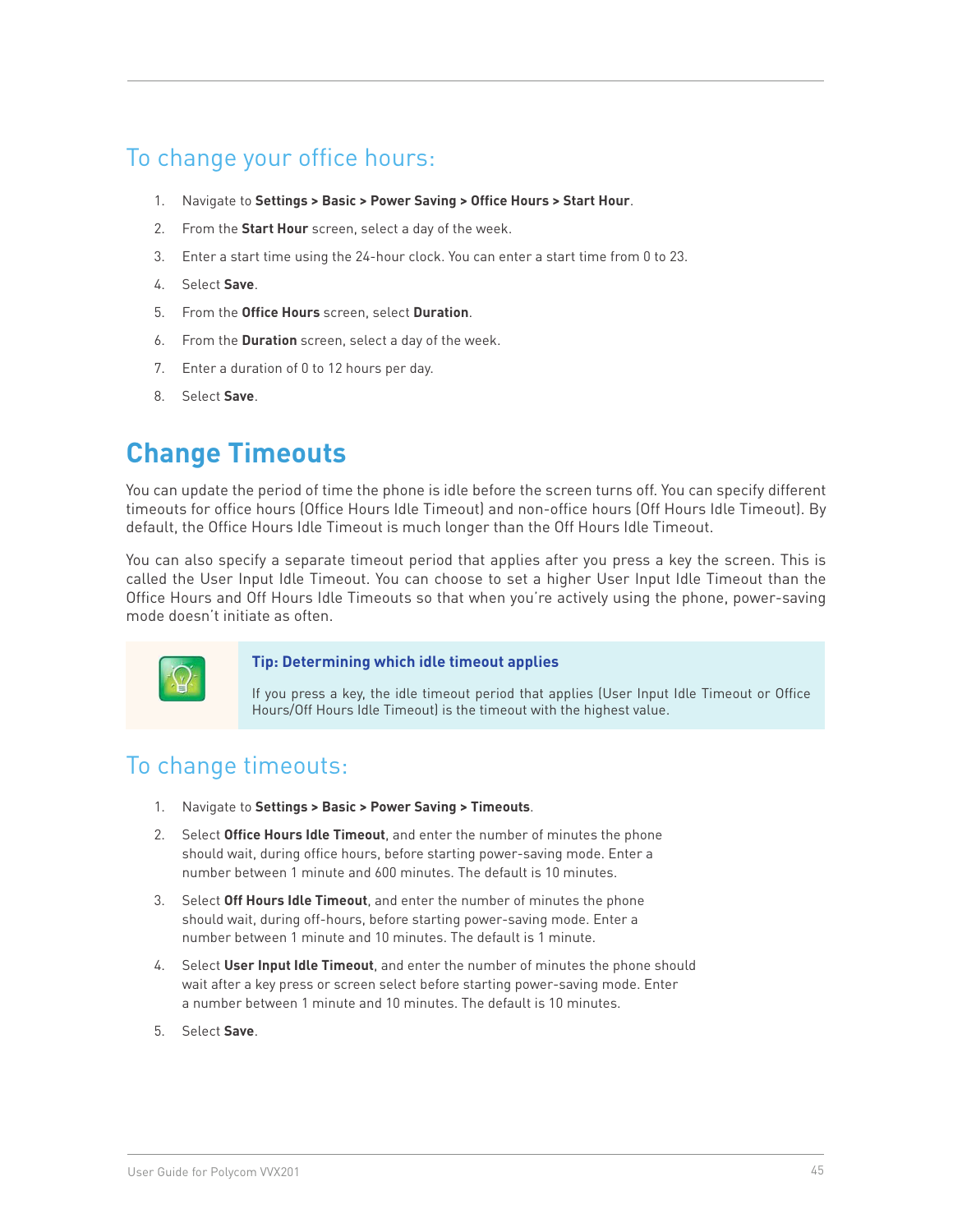### To change your office hours:

1. Navigate to **Settings > Basic > Power Saving > Office Hours > Start Hour**.
2. From the **Start Hour** screen, select a day of the week.
3. Enter a start time using the 24-hour clock. You can enter a start time from 0 to 23.
4. Select **Save**.
5. From the **Office Hours** screen, select **Duration**.
6. From the **Duration** screen, select a day of the week.
7. Enter a duration of 0 to 12 hours per day.
8. Select **Save**.

## Change Timeouts

You can update the period of time the phone is idle before the screen turns off. You can specify different timeouts for office hours (Office Hours Idle Timeout) and non-office hours (Off Hours Idle Timeout). By default, the Office Hours Idle Timeout is much longer than the Off Hours Idle Timeout.

You can also specify a separate timeout period that applies after you press a key the screen. This is called the User Input Idle Timeout. You can choose to set a higher User Input Idle Timeout than the Office Hours and Off Hours Idle Timeouts so that when you're actively using the phone, power-saving mode doesn't initiate as often.

> **Tip: Determining which idle timeout applies**
>
> If you press a key, the idle timeout period that applies (User Input Idle Timeout or Office Hours/Off Hours Idle Timeout) is the timeout with the highest value.

### To change timeouts:

1. Navigate to **Settings > Basic > Power Saving > Timeouts**.
2. Select **Office Hours Idle Timeout**, and enter the number of minutes the phone should wait, during office hours, before starting power-saving mode. Enter a number between 1 minute and 600 minutes. The default is 10 minutes.
3. Select **Off Hours Idle Timeout**, and enter the number of minutes the phone should wait, during off-hours, before starting power-saving mode. Enter a number between 1 minute and 10 minutes. The default is 1 minute.
4. Select **User Input Idle Timeout**, and enter the number of minutes the phone should wait after a key press or screen select before starting power-saving mode. Enter a number between 1 minute and 10 minutes. The default is 10 minutes.
5. Select **Save**.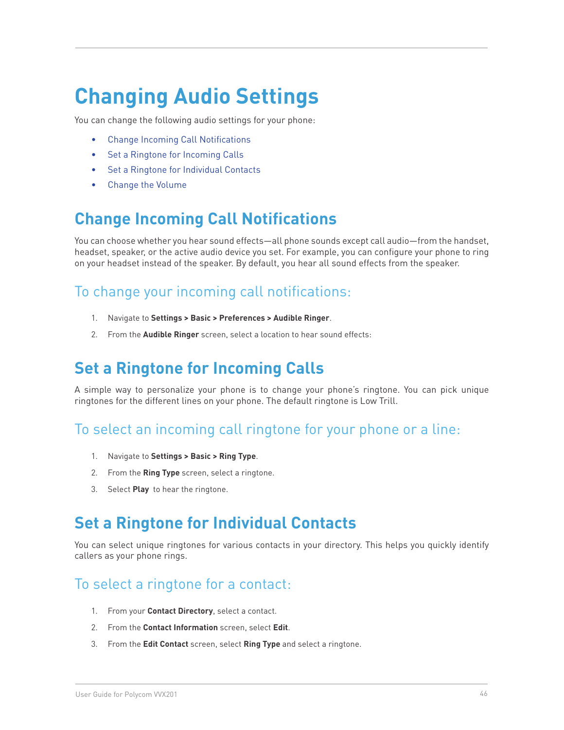# Changing Audio Settings

You can change the following audio settings for your phone:

- Change Incoming Call Notifications
- Set a Ringtone for Incoming Calls
- Set a Ringtone for Individual Contacts
- Change the Volume

## Change Incoming Call Notifications

You can choose whether you hear sound effects—all phone sounds except call audio—from the handset, headset, speaker, or the active audio device you set. For example, you can configure your phone to ring on your headset instead of the speaker. By default, you hear all sound effects from the speaker.

### To change your incoming call notifications:

1. Navigate to **Settings > Basic > Preferences > Audible Ringer**.
2. From the **Audible Ringer** screen, select a location to hear sound effects:

## Set a Ringtone for Incoming Calls

A simple way to personalize your phone is to change your phone's ringtone. You can pick unique ringtones for the different lines on your phone. The default ringtone is Low Trill.

### To select an incoming call ringtone for your phone or a line:

1. Navigate to **Settings > Basic > Ring Type**.
2. From the **Ring Type** screen, select a ringtone.
3. Select **Play** to hear the ringtone.

## Set a Ringtone for Individual Contacts

You can select unique ringtones for various contacts in your directory. This helps you quickly identify callers as your phone rings.

### To select a ringtone for a contact:

1. From your **Contact Directory**, select a contact.
2. From the **Contact Information** screen, select **Edit**.
3. From the **Edit Contact** screen, select **Ring Type** and select a ringtone.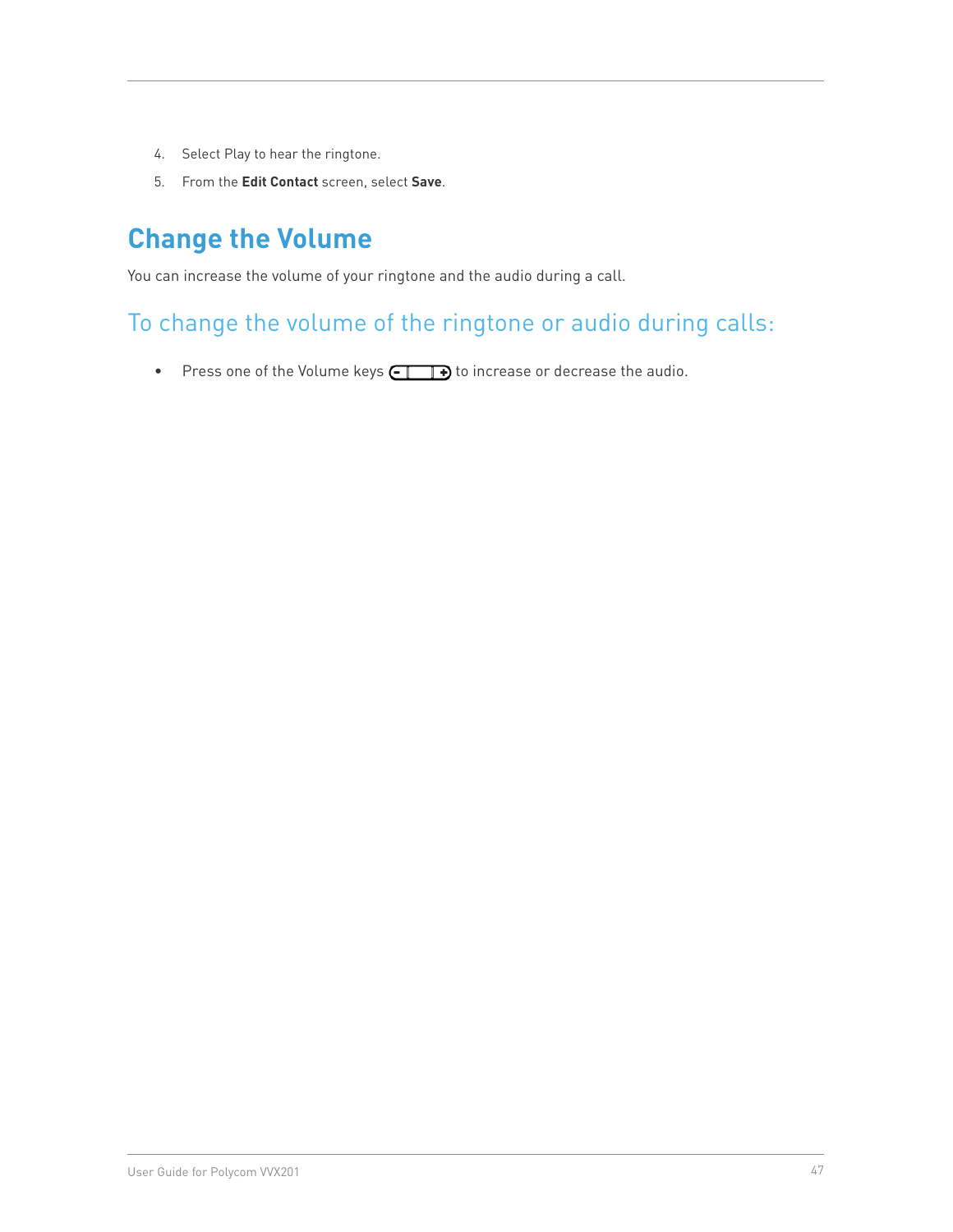4. Select Play to hear the ringtone.
5. From the **Edit Contact** screen, select **Save**.

## Change the Volume

You can increase the volume of your ringtone and the audio during a call.

### To change the volume of the ringtone or audio during calls:

- Press one of the Volume keys to increase or decrease the audio.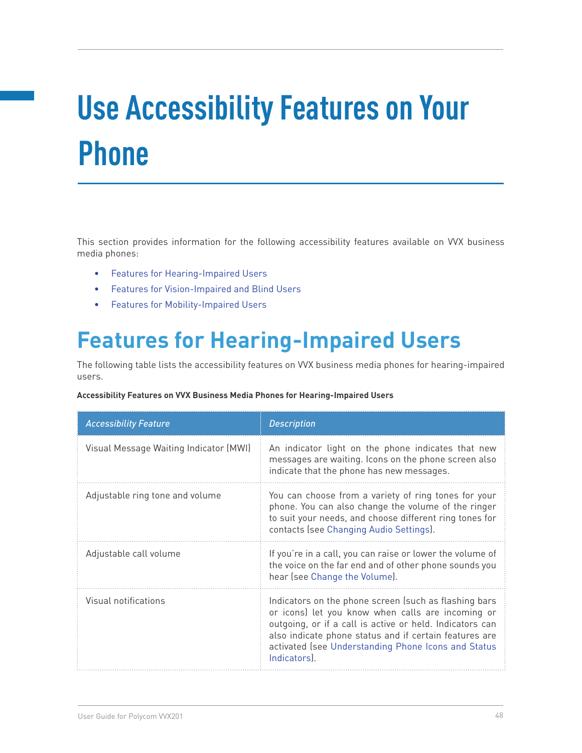# Use Accessibility Features on Your Phone

This section provides information for the following accessibility features available on VVX business media phones:

- Features for Hearing-Impaired Users
- Features for Vision-Impaired and Blind Users
- Features for Mobility-Impaired Users

## Features for Hearing-Impaired Users

The following table lists the accessibility features on VVX business media phones for hearing-impaired users.

**Accessibility Features on VVX Business Media Phones for Hearing-Impaired Users**

| *Accessibility Feature* | *Description* |
|---|---|
| Visual Message Waiting Indicator (MWI) | An indicator light on the phone indicates that new messages are waiting. Icons on the phone screen also indicate that the phone has new messages. |
| Adjustable ring tone and volume | You can choose from a variety of ring tones for your phone. You can also change the volume of the ringer to suit your needs, and choose different ring tones for contacts (see Changing Audio Settings). |
| Adjustable call volume | If you're in a call, you can raise or lower the volume of the voice on the far end and of other phone sounds you hear (see Change the Volume). |
| Visual notifications | Indicators on the phone screen (such as flashing bars or icons) let you know when calls are incoming or outgoing, or if a call is active or held. Indicators can also indicate phone status and if certain features are activated (see Understanding Phone Icons and Status Indicators). |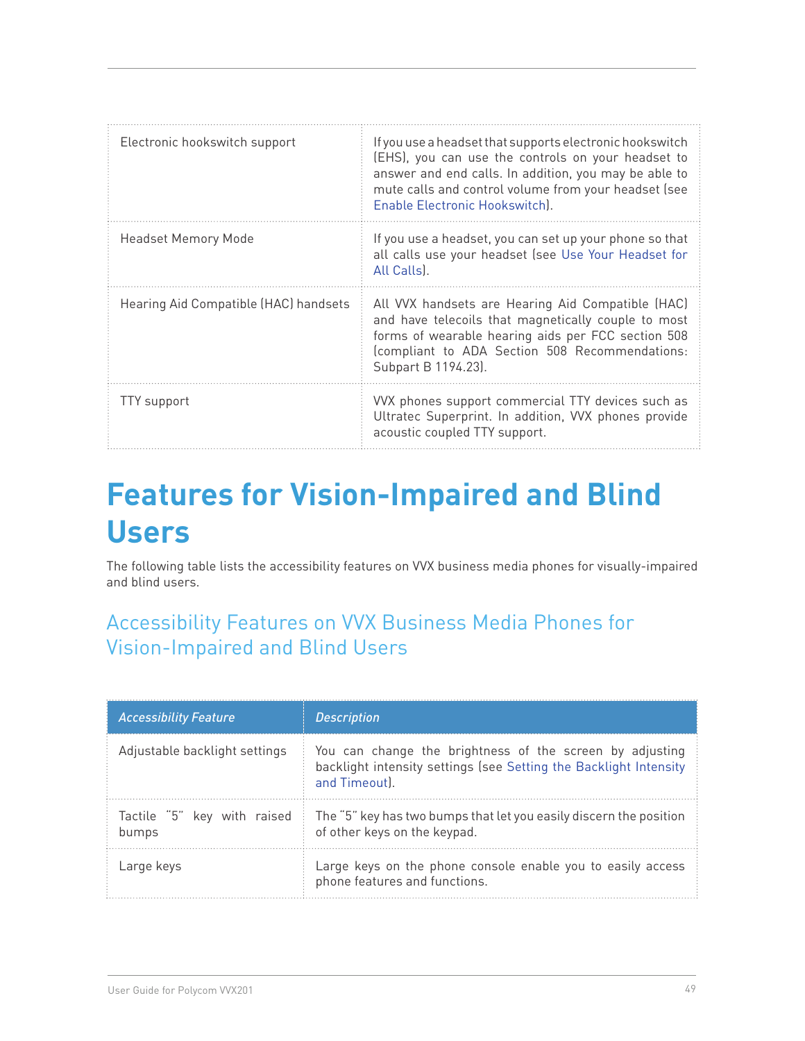| | |
|---|---|
| Electronic hookswitch support | If you use a headset that supports electronic hookswitch (EHS), you can use the controls on your headset to answer and end calls. In addition, you may be able to mute calls and control volume from your headset (see Enable Electronic Hookswitch). |
| Headset Memory Mode | If you use a headset, you can set up your phone so that all calls use your headset (see Use Your Headset for All Calls). |
| Hearing Aid Compatible (HAC) handsets | All VVX handsets are Hearing Aid Compatible (HAC) and have telecoils that magnetically couple to most forms of wearable hearing aids per FCC section 508 (compliant to ADA Section 508 Recommendations: Subpart B 1194.23). |
| TTY support | VVX phones support commercial TTY devices such as Ultratec Superprint. In addition, VVX phones provide acoustic coupled TTY support. |

# Features for Vision-Impaired and Blind Users

The following table lists the accessibility features on VVX business media phones for visually-impaired and blind users.

## Accessibility Features on VVX Business Media Phones for Vision-Impaired and Blind Users

| *Accessibility Feature* | *Description* |
|---|---|
| Adjustable backlight settings | You can change the brightness of the screen by adjusting backlight intensity settings (see Setting the Backlight Intensity and Timeout). |
| Tactile "5" key with raised bumps | The "5" key has two bumps that let you easily discern the position of other keys on the keypad. |
| Large keys | Large keys on the phone console enable you to easily access phone features and functions. |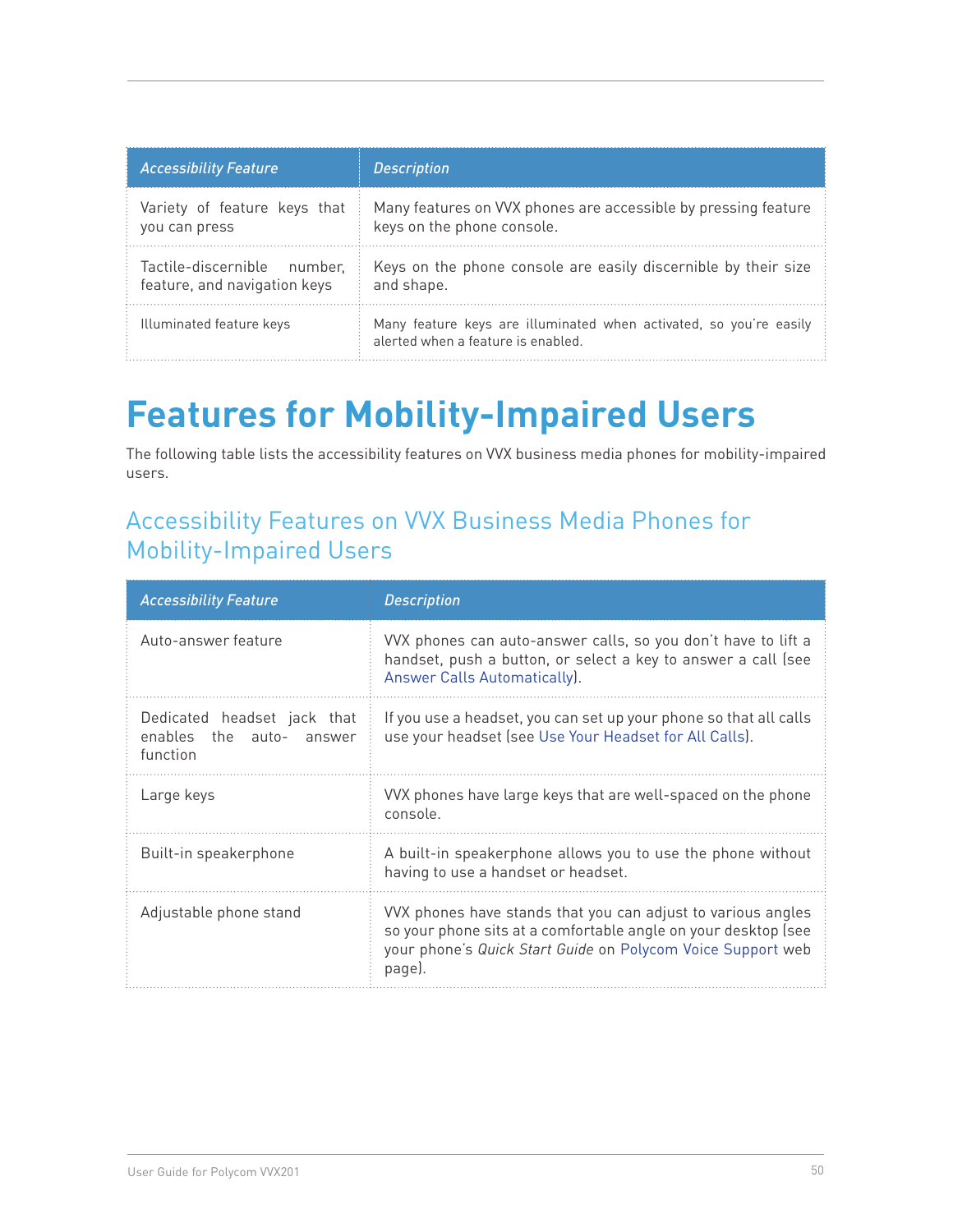| *Accessibility Feature* | *Description* |
| --- | --- |
| Variety of feature keys that you can press | Many features on VVX phones are accessible by pressing feature keys on the phone console. |
| Tactile-discernible number, feature, and navigation keys | Keys on the phone console are easily discernible by their size and shape. |
| Illuminated feature keys | Many feature keys are illuminated when activated, so you're easily alerted when a feature is enabled. |

# Features for Mobility-Impaired Users

The following table lists the accessibility features on VVX business media phones for mobility-impaired users.

## Accessibility Features on VVX Business Media Phones for Mobility-Impaired Users

| *Accessibility Feature* | *Description* |
| --- | --- |
| Auto-answer feature | VVX phones can auto-answer calls, so you don't have to lift a handset, push a button, or select a key to answer a call (see Answer Calls Automatically). |
| Dedicated headset jack that enables the auto- answer function | If you use a headset, you can set up your phone so that all calls use your headset (see Use Your Headset for All Calls). |
| Large keys | VVX phones have large keys that are well-spaced on the phone console. |
| Built-in speakerphone | A built-in speakerphone allows you to use the phone without having to use a handset or headset. |
| Adjustable phone stand | VVX phones have stands that you can adjust to various angles so your phone sits at a comfortable angle on your desktop (see your phone's *Quick Start Guide* on Polycom Voice Support web page). |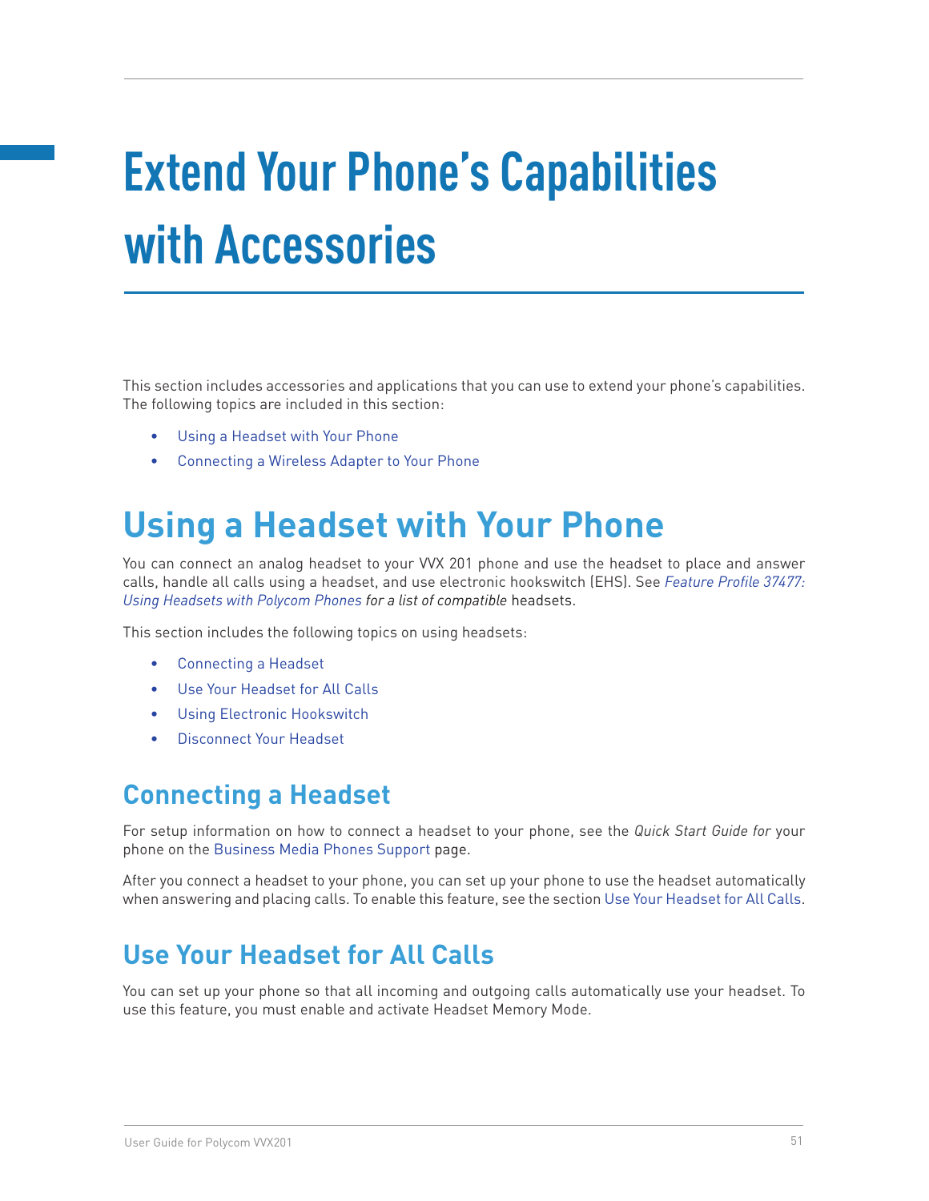# Extend Your Phone's Capabilities with Accessories

This section includes accessories and applications that you can use to extend your phone's capabilities. The following topics are included in this section:

- Using a Headset with Your Phone
- Connecting a Wireless Adapter to Your Phone

## Using a Headset with Your Phone

You can connect an analog headset to your VVX 201 phone and use the headset to place and answer calls, handle all calls using a headset, and use electronic hookswitch (EHS). See *Feature Profile 37477: Using Headsets with Polycom Phones for a list of compatible* headsets.

This section includes the following topics on using headsets:

- Connecting a Headset
- Use Your Headset for All Calls
- Using Electronic Hookswitch
- Disconnect Your Headset

### Connecting a Headset

For setup information on how to connect a headset to your phone, see the *Quick Start Guide for* your phone on the Business Media Phones Support page.

After you connect a headset to your phone, you can set up your phone to use the headset automatically when answering and placing calls. To enable this feature, see the section Use Your Headset for All Calls.

### Use Your Headset for All Calls

You can set up your phone so that all incoming and outgoing calls automatically use your headset. To use this feature, you must enable and activate Headset Memory Mode.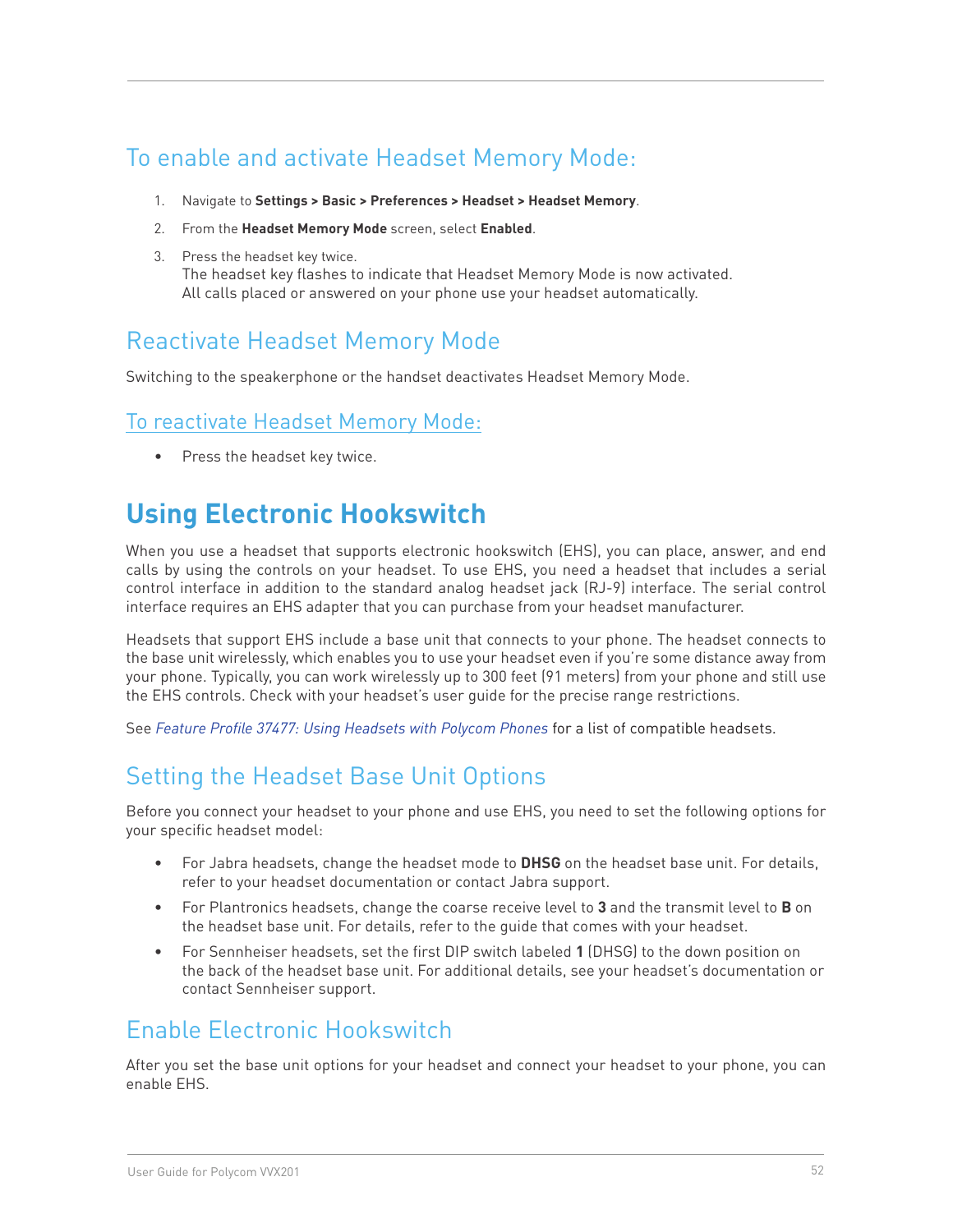### To enable and activate Headset Memory Mode:

1. Navigate to **Settings > Basic > Preferences > Headset > Headset Memory**.
2. From the **Headset Memory Mode** screen, select **Enabled**.
3. Press the headset key twice.
   The headset key flashes to indicate that Headset Memory Mode is now activated. All calls placed or answered on your phone use your headset automatically.

## Reactivate Headset Memory Mode

Switching to the speakerphone or the handset deactivates Headset Memory Mode.

### To reactivate Headset Memory Mode:

- Press the headset key twice.

# Using Electronic Hookswitch

When you use a headset that supports electronic hookswitch (EHS), you can place, answer, and end calls by using the controls on your headset. To use EHS, you need a headset that includes a serial control interface in addition to the standard analog headset jack (RJ-9) interface. The serial control interface requires an EHS adapter that you can purchase from your headset manufacturer.

Headsets that support EHS include a base unit that connects to your phone. The headset connects to the base unit wirelessly, which enables you to use your headset even if you're some distance away from your phone. Typically, you can work wirelessly up to 300 feet (91 meters) from your phone and still use the EHS controls. Check with your headset's user guide for the precise range restrictions.

See *Feature Profile 37477: Using Headsets with Polycom Phones* for a list of compatible headsets.

## Setting the Headset Base Unit Options

Before you connect your headset to your phone and use EHS, you need to set the following options for your specific headset model:

- For Jabra headsets, change the headset mode to **DHSG** on the headset base unit. For details, refer to your headset documentation or contact Jabra support.
- For Plantronics headsets, change the coarse receive level to **3** and the transmit level to **B** on the headset base unit. For details, refer to the guide that comes with your headset.
- For Sennheiser headsets, set the first DIP switch labeled **1** (DHSG) to the down position on the back of the headset base unit. For additional details, see your headset's documentation or contact Sennheiser support.

## Enable Electronic Hookswitch

After you set the base unit options for your headset and connect your headset to your phone, you can enable EHS.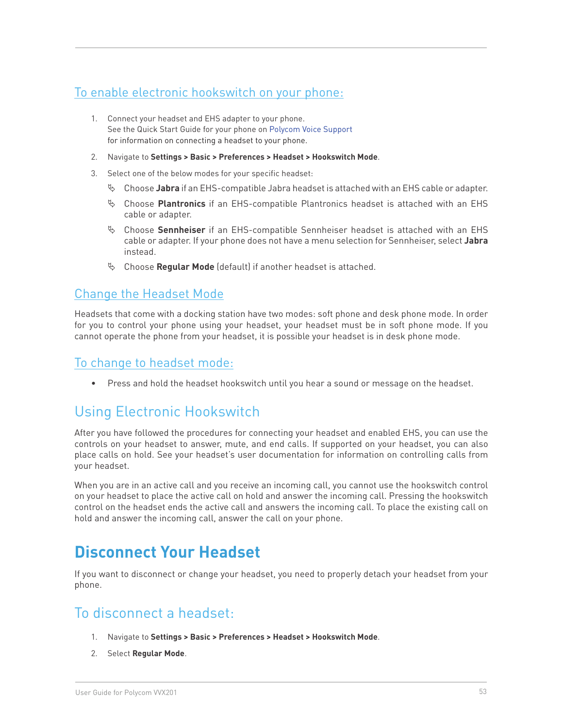### To enable electronic hookswitch on your phone:

1. Connect your headset and EHS adapter to your phone.
   See the Quick Start Guide for your phone on Polycom Voice Support for information on connecting a headset to your phone.
2. Navigate to **Settings > Basic > Preferences > Headset > Hookswitch Mode**.
3. Select one of the below modes for your specific headset:
   - Choose **Jabra** if an EHS-compatible Jabra headset is attached with an EHS cable or adapter.
   - Choose **Plantronics** if an EHS-compatible Plantronics headset is attached with an EHS cable or adapter.
   - Choose **Sennheiser** if an EHS-compatible Sennheiser headset is attached with an EHS cable or adapter. If your phone does not have a menu selection for Sennheiser, select **Jabra** instead.
   - Choose **Regular Mode** (default) if another headset is attached.

### Change the Headset Mode

Headsets that come with a docking station have two modes: soft phone and desk phone mode. In order for you to control your phone using your headset, your headset must be in soft phone mode. If you cannot operate the phone from your headset, it is possible your headset is in desk phone mode.

### To change to headset mode:

- Press and hold the headset hookswitch until you hear a sound or message on the headset.

## Using Electronic Hookswitch

After you have followed the procedures for connecting your headset and enabled EHS, you can use the controls on your headset to answer, mute, and end calls. If supported on your headset, you can also place calls on hold. See your headset's user documentation for information on controlling calls from your headset.

When you are in an active call and you receive an incoming call, you cannot use the hookswitch control on your headset to place the active call on hold and answer the incoming call. Pressing the hookswitch control on the headset ends the active call and answers the incoming call. To place the existing call on hold and answer the incoming call, answer the call on your phone.

# Disconnect Your Headset

If you want to disconnect or change your headset, you need to properly detach your headset from your phone.

## To disconnect a headset:

1. Navigate to **Settings > Basic > Preferences > Headset > Hookswitch Mode**.
2. Select **Regular Mode**.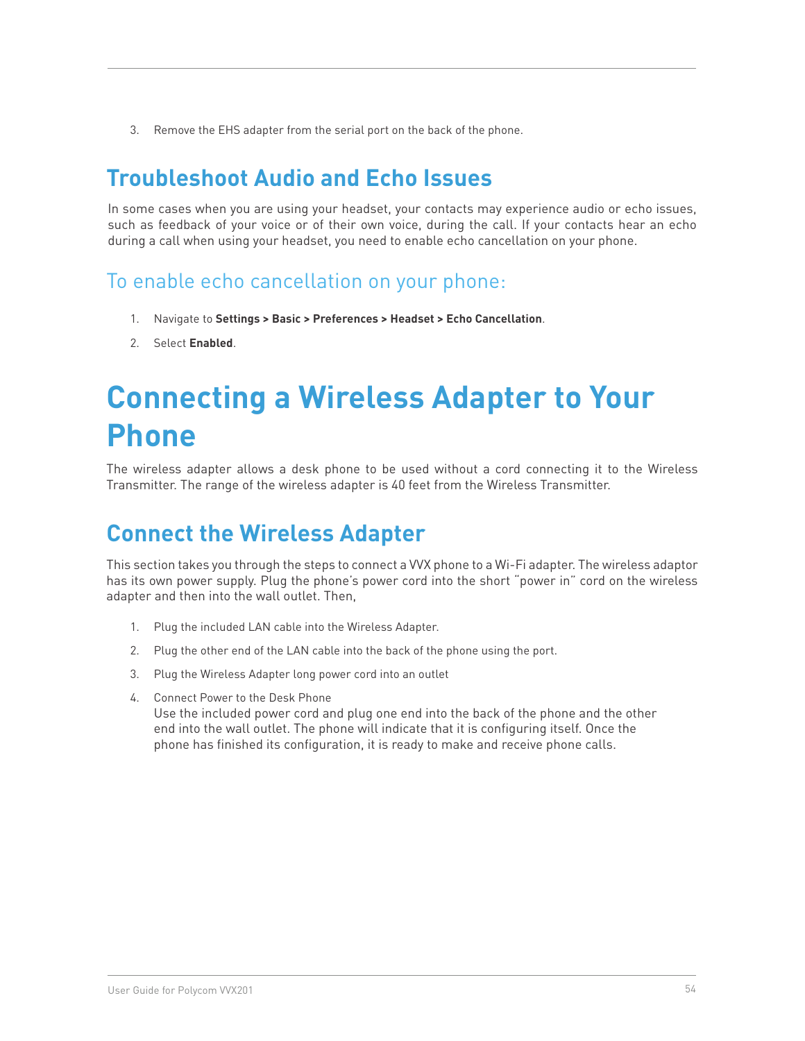3. Remove the EHS adapter from the serial port on the back of the phone.

## Troubleshoot Audio and Echo Issues

In some cases when you are using your headset, your contacts may experience audio or echo issues, such as feedback of your voice or of their own voice, during the call. If your contacts hear an echo during a call when using your headset, you need to enable echo cancellation on your phone.

### To enable echo cancellation on your phone:

1. Navigate to **Settings > Basic > Preferences > Headset > Echo Cancellation**.
2. Select **Enabled**.

# Connecting a Wireless Adapter to Your Phone

The wireless adapter allows a desk phone to be used without a cord connecting it to the Wireless Transmitter. The range of the wireless adapter is 40 feet from the Wireless Transmitter.

## Connect the Wireless Adapter

This section takes you through the steps to connect a VVX phone to a Wi-Fi adapter. The wireless adaptor has its own power supply. Plug the phone's power cord into the short "power in" cord on the wireless adapter and then into the wall outlet. Then,

1. Plug the included LAN cable into the Wireless Adapter.
2. Plug the other end of the LAN cable into the back of the phone using the port.
3. Plug the Wireless Adapter long power cord into an outlet
4. Connect Power to the Desk Phone
   Use the included power cord and plug one end into the back of the phone and the other end into the wall outlet. The phone will indicate that it is configuring itself. Once the phone has finished its configuration, it is ready to make and receive phone calls.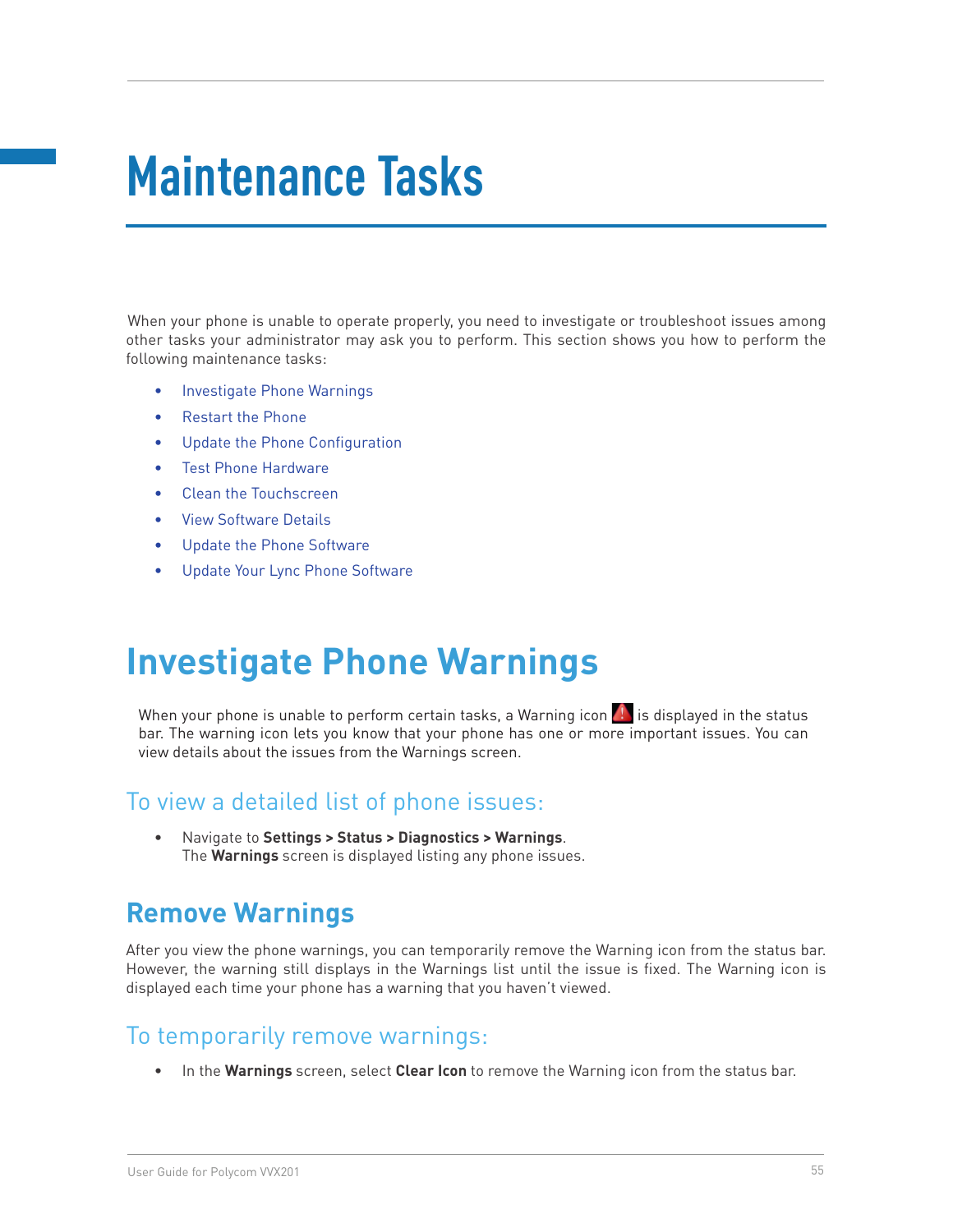# Maintenance Tasks

When your phone is unable to operate properly, you need to investigate or troubleshoot issues among other tasks your administrator may ask you to perform. This section shows you how to perform the following maintenance tasks:

- Investigate Phone Warnings
- Restart the Phone
- Update the Phone Configuration
- Test Phone Hardware
- Clean the Touchscreen
- View Software Details
- Update the Phone Software
- Update Your Lync Phone Software

## Investigate Phone Warnings

When your phone is unable to perform certain tasks, a Warning icon is displayed in the status bar. The warning icon lets you know that your phone has one or more important issues. You can view details about the issues from the Warnings screen.

### To view a detailed list of phone issues:

- Navigate to **Settings > Status > Diagnostics > Warnings**.
  The **Warnings** screen is displayed listing any phone issues.

### Remove Warnings

After you view the phone warnings, you can temporarily remove the Warning icon from the status bar. However, the warning still displays in the Warnings list until the issue is fixed. The Warning icon is displayed each time your phone has a warning that you haven't viewed.

### To temporarily remove warnings:

- In the **Warnings** screen, select **Clear Icon** to remove the Warning icon from the status bar.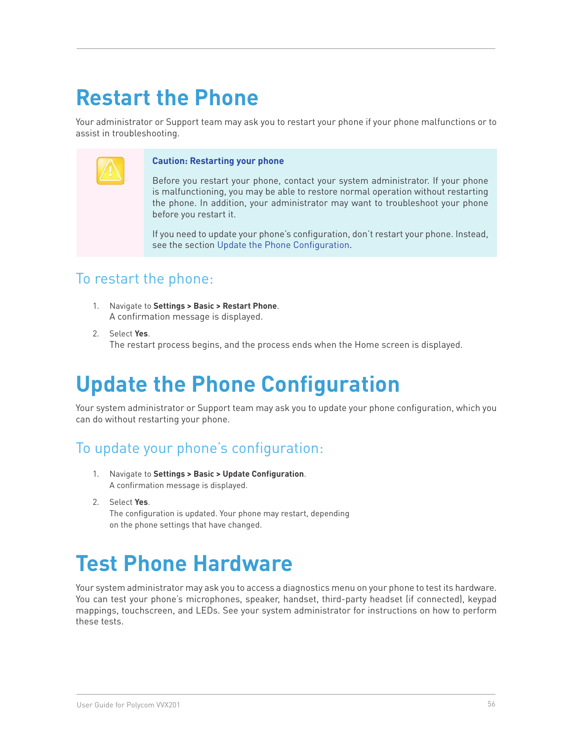# Restart the Phone

Your administrator or Support team may ask you to restart your phone if your phone malfunctions or to assist in troubleshooting.

> **Caution: Restarting your phone**
>
> Before you restart your phone, contact your system administrator. If your phone is malfunctioning, you may be able to restore normal operation without restarting the phone. In addition, your administrator may want to troubleshoot your phone before you restart it.
>
> If you need to update your phone's configuration, don't restart your phone. Instead, see the section Update the Phone Configuration.

## To restart the phone:

1. Navigate to **Settings > Basic > Restart Phone**.
   A confirmation message is displayed.
2. Select **Yes**.
   The restart process begins, and the process ends when the Home screen is displayed.

# Update the Phone Configuration

Your system administrator or Support team may ask you to update your phone configuration, which you can do without restarting your phone.

## To update your phone's configuration:

1. Navigate to **Settings > Basic > Update Configuration**.
   A confirmation message is displayed.
2. Select **Yes**.
   The configuration is updated. Your phone may restart, depending on the phone settings that have changed.

# Test Phone Hardware

Your system administrator may ask you to access a diagnostics menu on your phone to test its hardware. You can test your phone's microphones, speaker, handset, third-party headset (if connected), keypad mappings, touchscreen, and LEDs. See your system administrator for instructions on how to perform these tests.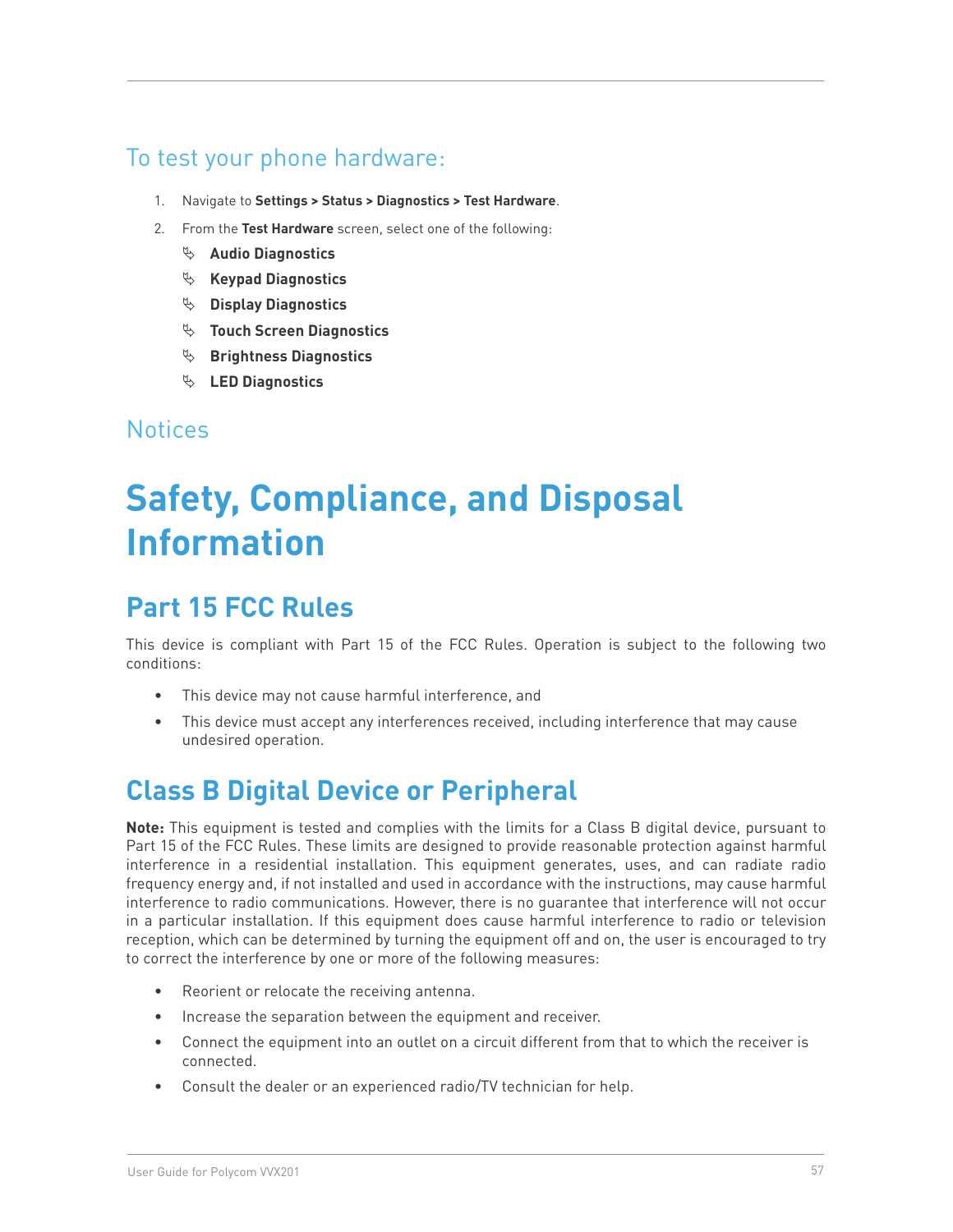### To test your phone hardware:

1. Navigate to **Settings > Status > Diagnostics > Test Hardware**.
2. From the **Test Hardware** screen, select one of the following:
   - **Audio Diagnostics**
   - **Keypad Diagnostics**
   - **Display Diagnostics**
   - **Touch Screen Diagnostics**
   - **Brightness Diagnostics**
   - **LED Diagnostics**

### Notices

# Safety, Compliance, and Disposal Information

## Part 15 FCC Rules

This device is compliant with Part 15 of the FCC Rules. Operation is subject to the following two conditions:

- This device may not cause harmful interference, and
- This device must accept any interferences received, including interference that may cause undesired operation.

## Class B Digital Device or Peripheral

**Note:** This equipment is tested and complies with the limits for a Class B digital device, pursuant to Part 15 of the FCC Rules. These limits are designed to provide reasonable protection against harmful interference in a residential installation. This equipment generates, uses, and can radiate radio frequency energy and, if not installed and used in accordance with the instructions, may cause harmful interference to radio communications. However, there is no guarantee that interference will not occur in a particular installation. If this equipment does cause harmful interference to radio or television reception, which can be determined by turning the equipment off and on, the user is encouraged to try to correct the interference by one or more of the following measures:

- Reorient or relocate the receiving antenna.
- Increase the separation between the equipment and receiver.
- Connect the equipment into an outlet on a circuit different from that to which the receiver is connected.
- Consult the dealer or an experienced radio/TV technician for help.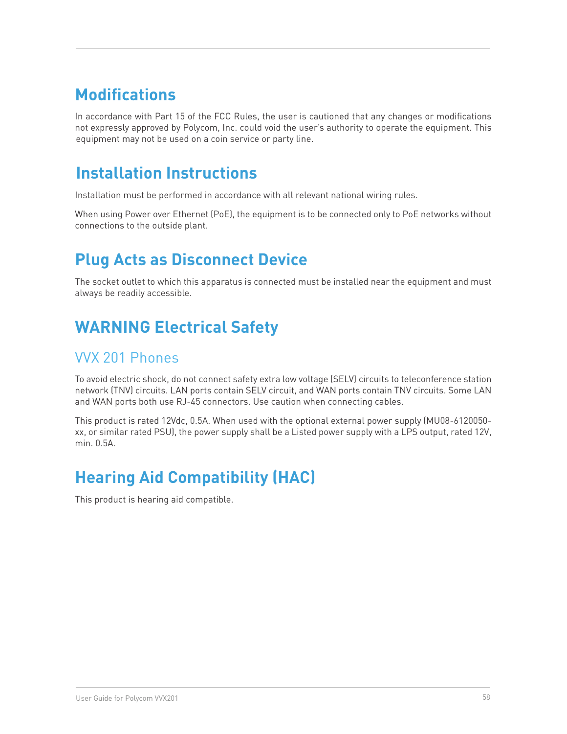## Modifications

In accordance with Part 15 of the FCC Rules, the user is cautioned that any changes or modifications not expressly approved by Polycom, Inc. could void the user's authority to operate the equipment. This equipment may not be used on a coin service or party line.

## Installation Instructions

Installation must be performed in accordance with all relevant national wiring rules.

When using Power over Ethernet (PoE), the equipment is to be connected only to PoE networks without connections to the outside plant.

## Plug Acts as Disconnect Device

The socket outlet to which this apparatus is connected must be installed near the equipment and must always be readily accessible.

## WARNING Electrical Safety

### VVX 201 Phones

To avoid electric shock, do not connect safety extra low voltage (SELV) circuits to teleconference station network (TNV) circuits. LAN ports contain SELV circuit, and WAN ports contain TNV circuits. Some LAN and WAN ports both use RJ-45 connectors. Use caution when connecting cables.

This product is rated 12Vdc, 0.5A. When used with the optional external power supply (MU08-6120050-xx, or similar rated PSU), the power supply shall be a Listed power supply with a LPS output, rated 12V, min. 0.5A.

## Hearing Aid Compatibility (HAC)

This product is hearing aid compatible.